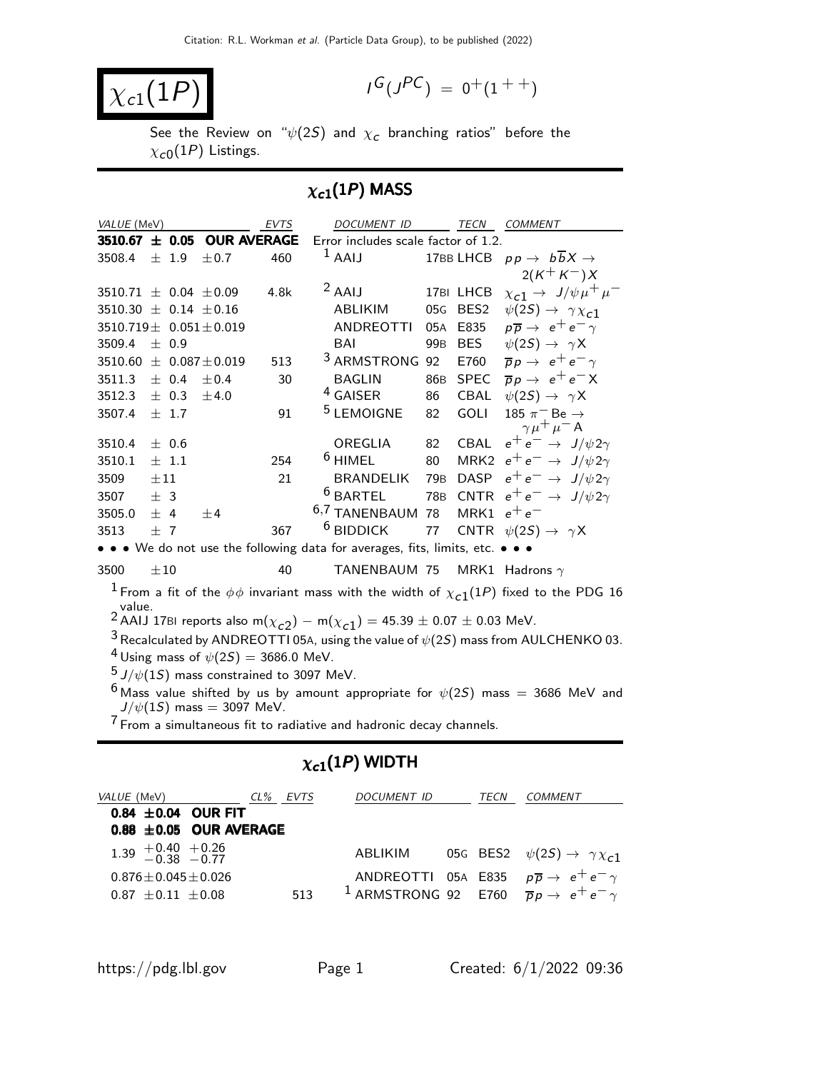# $\chi_{c1}(1P)$

$I^G(J^{PC}) = 0^+(1^{++})$

See the Review on "$\psi(2S)$ and $\chi_c$ branching ratios" before the $\chi_{c0}(1P)$ Listings.

## $\chi_{c1}(1P)$ MASS

| VALUE (MeV) | EVTS | DOCUMENT ID | | TECN | COMMENT |
|---|---|---|---|---|---|
| **3510.67 ± 0.05 OUR AVERAGE** | | Error includes scale factor of 1.2. | | | |
| 3508.4 ± 1.9 ± 0.7 | 460 | [1] AAIJ | 17BB | LHCB | $pp \to b\overline{b}X \to 2(K^+K^-)X$ |
| 3510.71 ± 0.04 ± 0.09 | 4.8k | [2] AAIJ | 17BI | LHCB | $\chi_{c1} \to J/\psi\mu^+\mu^-$ |
| 3510.30 ± 0.14 ± 0.16 | | ABLIKIM | 05G | BES2 | $\psi(2S) \to \gamma\chi_{c1}$ |
| 3510.719 ± 0.051 ± 0.019 | | ANDREOTTI | 05A | E835 | $p\overline{p} \to e^+e^-\gamma$ |
| 3509.4 ± 0.9 | | BAI | 99B | BES | $\psi(2S) \to \gamma X$ |
| 3510.60 ± 0.087 ± 0.019 | 513 | [3] ARMSTRONG | 92 | E760 | $\overline{p}p \to e^+e^-\gamma$ |
| 3511.3 ± 0.4 ± 0.4 | 30 | BAGLIN | 86B | SPEC | $\overline{p}p \to e^+e^-X$ |
| 3512.3 ± 0.3 ± 4.0 | | [4] GAISER | 86 | CBAL | $\psi(2S) \to \gamma X$ |
| 3507.4 ± 1.7 | 91 | [5] LEMOIGNE | 82 | GOLI | 185 $\pi^-$ Be $\to \gamma\mu^+\mu^-$ A |
| 3510.4 ± 0.6 | | OREGLIA | 82 | CBAL | $e^+e^- \to J/\psi 2\gamma$ |
| 3510.1 ± 1.1 | 254 | [6] HIMEL | 80 | MRK2 | $e^+e^- \to J/\psi 2\gamma$ |
| 3509 ± 11 | 21 | BRANDELIK | 79B | DASP | $e^+e^- \to J/\psi 2\gamma$ |
| 3507 ± 3 | | [6] BARTEL | 78B | CNTR | $e^+e^- \to J/\psi 2\gamma$ |
| 3505.0 ± 4 ± 4 | | [6,7] TANENBAUM | 78 | MRK1 | $e^+e^-$ |
| 3513 ± 7 | 367 | [6] BIDDICK | 77 | CNTR | $\psi(2S) \to \gamma X$ |
| • • • We do not use the following data for averages, fits, limits, etc. • • • | | | | | |
| 3500 ± 10 | 40 | TANENBAUM | 75 | MRK1 | Hadrons $\gamma$ |

[1] From a fit of the $\phi\phi$ invariant mass with the width of $\chi_{c1}(1P)$ fixed to the PDG 16 value.

[2] AAIJ 17BI reports also $m(\chi_{c2}) - m(\chi_{c1}) = 45.39 \pm 0.07 \pm 0.03$ MeV.

[3] Recalculated by ANDREOTTI 05A, using the value of $\psi(2S)$ mass from AULCHENKO 03.

[4] Using mass of $\psi(2S) = 3686.0$ MeV.

[5] $J/\psi(1S)$ mass constrained to 3097 MeV.

[6] Mass value shifted by us by amount appropriate for $\psi(2S)$ mass = 3686 MeV and $J/\psi(1S)$ mass = 3097 MeV.

[7] From a simultaneous fit to radiative and hadronic decay channels.

## $\chi_{c1}(1P)$ WIDTH

| VALUE (MeV) | CL% | EVTS | DOCUMENT ID | | TECN | COMMENT |
|---|---|---|---|---|---|---|
| **0.84 ± 0.04 OUR FIT** | | | | | | |
| **0.88 ± 0.05 OUR AVERAGE** | | | | | | |
| $1.39\ ^{+0.40}_{-0.38}\ ^{+0.26}_{-0.77}$ | | | ABLIKIM | 05G | BES2 | $\psi(2S) \to \gamma\chi_{c1}$ |
| 0.876 ± 0.045 ± 0.026 | | | ANDREOTTI | 05A | E835 | $p\overline{p} \to e^+e^-\gamma$ |
| 0.87 ± 0.11 ± 0.08 | | 513 | [1] ARMSTRONG | 92 | E760 | $\overline{p}p \to e^+e^-\gamma$ |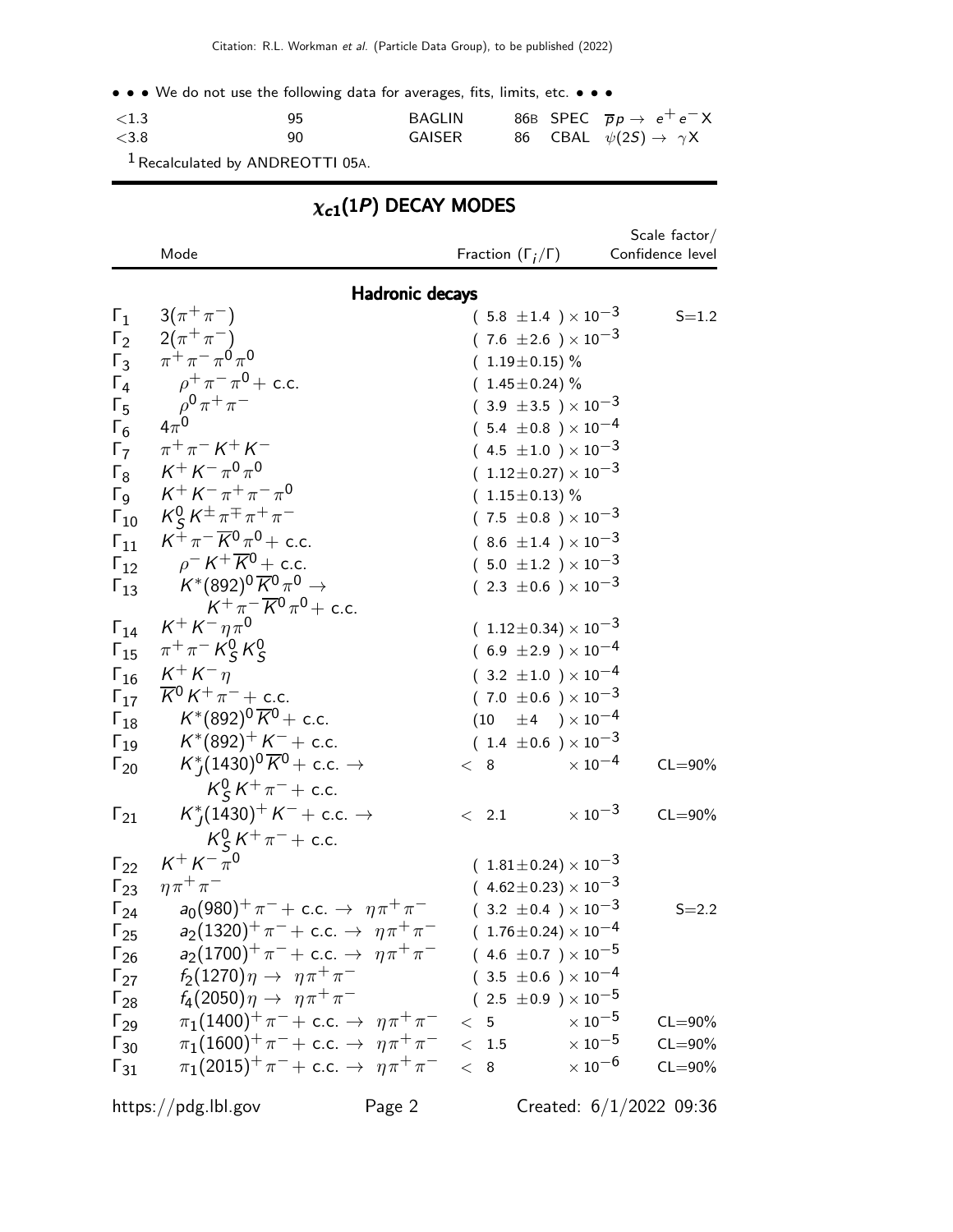• • • We do not use the following data for averages, fits, limits, etc. • • •

| | | | | |
|---|---|---|---|---|
| $<1.3$ | 95 | BAGLIN | 86B SPEC | $\overline{p}p \to e^+e^-X$ |
| $<3.8$ | 90 | GAISER | 86 CBAL | $\psi(2S) \to \gamma X$ |

[1] Recalculated by ANDREOTTI 05A.

## $\chi_{c1}(1P)$ DECAY MODES

| | Mode | Fraction ($\Gamma_i/\Gamma$) | Scale factor/ Confidence level |
|---|---|---|---|
| | **Hadronic decays** | | |
| $\Gamma_1$ | $3(\pi^+\pi^-)$ | $(5.8 \pm 1.4) \times 10^{-3}$ | S=1.2 |
| $\Gamma_2$ | $2(\pi^+\pi^-)$ | $(7.6 \pm 2.6) \times 10^{-3}$ | |
| $\Gamma_3$ | $\pi^+\pi^-\pi^0\pi^0$ | $(1.19 \pm 0.15)$ % | |
| $\Gamma_4$ | $\rho^+\pi^-\pi^0 +$ c.c. | $(1.45 \pm 0.24)$ % | |
| $\Gamma_5$ | $\rho^0\pi^+\pi^-$ | $(3.9 \pm 3.5) \times 10^{-3}$ | |
| $\Gamma_6$ | $4\pi^0$ | $(5.4 \pm 0.8) \times 10^{-4}$ | |
| $\Gamma_7$ | $\pi^+\pi^-K^+K^-$ | $(4.5 \pm 1.0) \times 10^{-3}$ | |
| $\Gamma_8$ | $K^+K^-\pi^0\pi^0$ | $(1.12 \pm 0.27) \times 10^{-3}$ | |
| $\Gamma_9$ | $K^+K^-\pi^+\pi^-\pi^0$ | $(1.15 \pm 0.13)$ % | |
| $\Gamma_{10}$ | $K^0_S K^\pm\pi^\mp\pi^+\pi^-$ | $(7.5 \pm 0.8) \times 10^{-3}$ | |
| $\Gamma_{11}$ | $K^+\pi^-\overline{K}^0\pi^0 +$ c.c. | $(8.6 \pm 1.4) \times 10^{-3}$ | |
| $\Gamma_{12}$ | $\rho^-K^+\overline{K}^0 +$ c.c. | $(5.0 \pm 1.2) \times 10^{-3}$ | |
| $\Gamma_{13}$ | $K^*(892)^0\overline{K}^0\pi^0 \to K^+\pi^-\overline{K}^0\pi^0 +$ c.c. | $(2.3 \pm 0.6) \times 10^{-3}$ | |
| $\Gamma_{14}$ | $K^+K^-\eta\pi^0$ | $(1.12 \pm 0.34) \times 10^{-3}$ | |
| $\Gamma_{15}$ | $\pi^+\pi^-K^0_S K^0_S$ | $(6.9 \pm 2.9) \times 10^{-4}$ | |
| $\Gamma_{16}$ | $K^+K^-\eta$ | $(3.2 \pm 1.0) \times 10^{-4}$ | |
| $\Gamma_{17}$ | $\overline{K}^0K^+\pi^- +$ c.c. | $(7.0 \pm 0.6) \times 10^{-3}$ | |
| $\Gamma_{18}$ | $K^*(892)^0\overline{K}^0 +$ c.c. | $(10 \pm 4) \times 10^{-4}$ | |
| $\Gamma_{19}$ | $K^*(892)^+K^- +$ c.c. | $(1.4 \pm 0.6) \times 10^{-3}$ | |
| $\Gamma_{20}$ | $K^*_J(1430)^0\overline{K}^0 +$ c.c. $\to K^0_S K^+\pi^- +$ c.c. | $< 8 \times 10^{-4}$ | CL=90% |
| $\Gamma_{21}$ | $K^*_J(1430)^+K^- +$ c.c. $\to K^0_S K^+\pi^- +$ c.c. | $< 2.1 \times 10^{-3}$ | CL=90% |
| $\Gamma_{22}$ | $K^+K^-\pi^0$ | $(1.81 \pm 0.24) \times 10^{-3}$ | |
| $\Gamma_{23}$ | $\eta\pi^+\pi^-$ | $(4.62 \pm 0.23) \times 10^{-3}$ | |
| $\Gamma_{24}$ | $a_0(980)^+\pi^- +$ c.c. $\to \eta\pi^+\pi^-$ | $(3.2 \pm 0.4) \times 10^{-3}$ | S=2.2 |
| $\Gamma_{25}$ | $a_2(1320)^+\pi^- +$ c.c. $\to \eta\pi^+\pi^-$ | $(1.76 \pm 0.24) \times 10^{-4}$ | |
| $\Gamma_{26}$ | $a_2(1700)^+\pi^- +$ c.c. $\to \eta\pi^+\pi^-$ | $(4.6 \pm 0.7) \times 10^{-5}$ | |
| $\Gamma_{27}$ | $f_2(1270)\eta \to \eta\pi^+\pi^-$ | $(3.5 \pm 0.6) \times 10^{-4}$ | |
| $\Gamma_{28}$ | $f_4(2050)\eta \to \eta\pi^+\pi^-$ | $(2.5 \pm 0.9) \times 10^{-5}$ | |
| $\Gamma_{29}$ | $\pi_1(1400)^+\pi^- +$ c.c. $\to \eta\pi^+\pi^-$ | $< 5 \times 10^{-5}$ | CL=90% |
| $\Gamma_{30}$ | $\pi_1(1600)^+\pi^- +$ c.c. $\to \eta\pi^+\pi^-$ | $< 1.5 \times 10^{-5}$ | CL=90% |
| $\Gamma_{31}$ | $\pi_1(2015)^+\pi^- +$ c.c. $\to \eta\pi^+\pi^-$ | $< 8 \times 10^{-6}$ | CL=90% |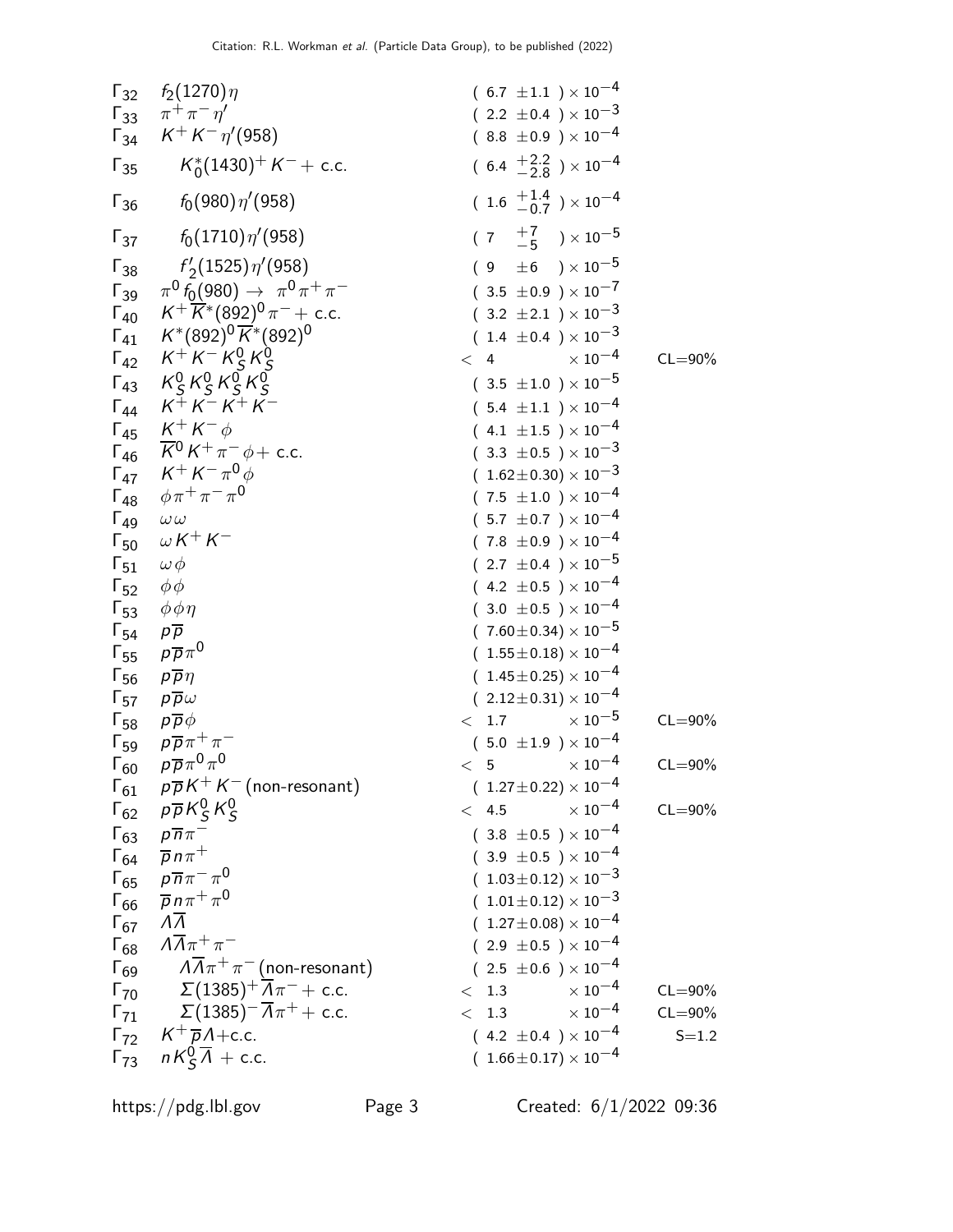| | | | |
|---|---|---|---|
| $\Gamma_{32}$ | $f_2(1270)\eta$ | $(6.7 \pm 1.1) \times 10^{-4}$ | |
| $\Gamma_{33}$ | $\pi^+\pi^-\eta'$ | $(2.2 \pm 0.4) \times 10^{-3}$ | |
| $\Gamma_{34}$ | $K^+K^-\eta'(958)$ | $(8.8 \pm 0.9) \times 10^{-4}$ | |
| $\Gamma_{35}$ | $K_0^*(1430)^+K^-$ + c.c. | $(6.4\ ^{+2.2}_{-2.8}) \times 10^{-4}$ | |
| $\Gamma_{36}$ | $f_0(980)\eta'(958)$ | $(1.6\ ^{+1.4}_{-0.7}) \times 10^{-4}$ | |
| $\Gamma_{37}$ | $f_0(1710)\eta'(958)$ | $(7\ ^{+7}_{-5}) \times 10^{-5}$ | |
| $\Gamma_{38}$ | $f_2'(1525)\eta'(958)$ | $(9 \pm 6) \times 10^{-5}$ | |
| $\Gamma_{39}$ | $\pi^0 f_0(980) \rightarrow \pi^0\pi^+\pi^-$ | $(3.5 \pm 0.9) \times 10^{-7}$ | |
| $\Gamma_{40}$ | $K^+\overline{K}^*(892)^0\pi^-$ + c.c. | $(3.2 \pm 2.1) \times 10^{-3}$ | |
| $\Gamma_{41}$ | $K^*(892)^0\overline{K}^*(892)^0$ | $(1.4 \pm 0.4) \times 10^{-3}$ | |
| $\Gamma_{42}$ | $K^+K^-K_S^0K_S^0$ | $< 4 \times 10^{-4}$ | CL=90% |
| $\Gamma_{43}$ | $K_S^0K_S^0K_S^0K_S^0$ | $(3.5 \pm 1.0) \times 10^{-5}$ | |
| $\Gamma_{44}$ | $K^+K^-K^+K^-$ | $(5.4 \pm 1.1) \times 10^{-4}$ | |
| $\Gamma_{45}$ | $K^+K^-\phi$ | $(4.1 \pm 1.5) \times 10^{-4}$ | |
| $\Gamma_{46}$ | $\overline{K}^0K^+\pi^-\phi$ + c.c. | $(3.3 \pm 0.5) \times 10^{-3}$ | |
| $\Gamma_{47}$ | $K^+K^-\pi^0\phi$ | $(1.62 \pm 0.30) \times 10^{-3}$ | |
| $\Gamma_{48}$ | $\phi\pi^+\pi^-\pi^0$ | $(7.5 \pm 1.0) \times 10^{-4}$ | |
| $\Gamma_{49}$ | $\omega\omega$ | $(5.7 \pm 0.7) \times 10^{-4}$ | |
| $\Gamma_{50}$ | $\omega K^+K^-$ | $(7.8 \pm 0.9) \times 10^{-4}$ | |
| $\Gamma_{51}$ | $\omega\phi$ | $(2.7 \pm 0.4) \times 10^{-5}$ | |
| $\Gamma_{52}$ | $\phi\phi$ | $(4.2 \pm 0.5) \times 10^{-4}$ | |
| $\Gamma_{53}$ | $\phi\phi\eta$ | $(3.0 \pm 0.5) \times 10^{-4}$ | |
| $\Gamma_{54}$ | $p\overline{p}$ | $(7.60 \pm 0.34) \times 10^{-5}$ | |
| $\Gamma_{55}$ | $p\overline{p}\pi^0$ | $(1.55 \pm 0.18) \times 10^{-4}$ | |
| $\Gamma_{56}$ | $p\overline{p}\eta$ | $(1.45 \pm 0.25) \times 10^{-4}$ | |
| $\Gamma_{57}$ | $p\overline{p}\omega$ | $(2.12 \pm 0.31) \times 10^{-4}$ | |
| $\Gamma_{58}$ | $p\overline{p}\phi$ | $< 1.7 \times 10^{-5}$ | CL=90% |
| $\Gamma_{59}$ | $p\overline{p}\pi^+\pi^-$ | $(5.0 \pm 1.9) \times 10^{-4}$ | |
| $\Gamma_{60}$ | $p\overline{p}\pi^0\pi^0$ | $< 5 \times 10^{-4}$ | CL=90% |
| $\Gamma_{61}$ | $p\overline{p}K^+K^-$ (non-resonant) | $(1.27 \pm 0.22) \times 10^{-4}$ | |
| $\Gamma_{62}$ | $p\overline{p}K_S^0K_S^0$ | $< 4.5 \times 10^{-4}$ | CL=90% |
| $\Gamma_{63}$ | $p\overline{n}\pi^-$ | $(3.8 \pm 0.5) \times 10^{-4}$ | |
| $\Gamma_{64}$ | $\overline{p}n\pi^+$ | $(3.9 \pm 0.5) \times 10^{-4}$ | |
| $\Gamma_{65}$ | $p\overline{n}\pi^-\pi^0$ | $(1.03 \pm 0.12) \times 10^{-3}$ | |
| $\Gamma_{66}$ | $\overline{p}n\pi^+\pi^0$ | $(1.01 \pm 0.12) \times 10^{-3}$ | |
| $\Gamma_{67}$ | $\Lambda\overline{\Lambda}$ | $(1.27 \pm 0.08) \times 10^{-4}$ | |
| $\Gamma_{68}$ | $\Lambda\overline{\Lambda}\pi^+\pi^-$ | $(2.9 \pm 0.5) \times 10^{-4}$ | |
| $\Gamma_{69}$ | $\Lambda\overline{\Lambda}\pi^+\pi^-$ (non-resonant) | $(2.5 \pm 0.6) \times 10^{-4}$ | |
| $\Gamma_{70}$ | $\Sigma(1385)^+\overline{\Lambda}\pi^-$ + c.c. | $< 1.3 \times 10^{-4}$ | CL=90% |
| $\Gamma_{71}$ | $\Sigma(1385)^-\overline{\Lambda}\pi^+$ + c.c. | $< 1.3 \times 10^{-4}$ | CL=90% |
| $\Gamma_{72}$ | $K^+\overline{p}\Lambda$+c.c. | $(4.2 \pm 0.4) \times 10^{-4}$ | S=1.2 |
| $\Gamma_{73}$ | $nK_S^0\overline{\Lambda}$ + c.c. | $(1.66 \pm 0.17) \times 10^{-4}$ | |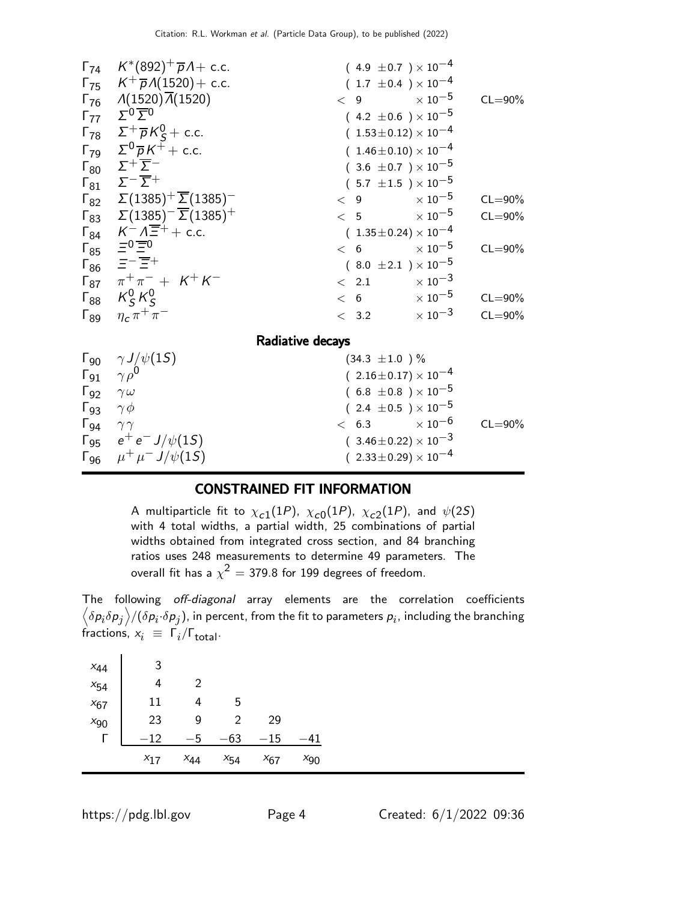| | Mode | Fraction ($\Gamma_i/\Gamma$) | Confidence level |
|---|---|---|---|
| $\Gamma_{74}$ | $K^*(892)^+ \overline{p} \Lambda +$ c.c. | $(4.9 \pm 0.7) \times 10^{-4}$ | |
| $\Gamma_{75}$ | $K^+ \overline{p} \Lambda(1520) +$ c.c. | $(1.7 \pm 0.4) \times 10^{-4}$ | |
| $\Gamma_{76}$ | $\Lambda(1520) \overline{\Lambda}(1520)$ | $< 9 \times 10^{-5}$ | CL=90% |
| $\Gamma_{77}$ | $\Sigma^0 \overline{\Sigma}^0$ | $(4.2 \pm 0.6) \times 10^{-5}$ | |
| $\Gamma_{78}$ | $\Sigma^+ \overline{p} K^0_S +$ c.c. | $(1.53 \pm 0.12) \times 10^{-4}$ | |
| $\Gamma_{79}$ | $\Sigma^0 \overline{p} K^+ +$ c.c. | $(1.46 \pm 0.10) \times 10^{-4}$ | |
| $\Gamma_{80}$ | $\Sigma^+ \overline{\Sigma}^-$ | $(3.6 \pm 0.7) \times 10^{-5}$ | |
| $\Gamma_{81}$ | $\Sigma^- \overline{\Sigma}^+$ | $(5.7 \pm 1.5) \times 10^{-5}$ | |
| $\Gamma_{82}$ | $\Sigma(1385)^+ \overline{\Sigma}(1385)^-$ | $< 9 \times 10^{-5}$ | CL=90% |
| $\Gamma_{83}$ | $\Sigma(1385)^- \overline{\Sigma}(1385)^+$ | $< 5 \times 10^{-5}$ | CL=90% |
| $\Gamma_{84}$ | $K^- \Lambda \overline{\Xi}^+ +$ c.c. | $(1.35 \pm 0.24) \times 10^{-4}$ | |
| $\Gamma_{85}$ | $\Xi^0 \overline{\Xi}^0$ | $< 6 \times 10^{-5}$ | CL=90% |
| $\Gamma_{86}$ | $\Xi^- \overline{\Xi}^+$ | $(8.0 \pm 2.1) \times 10^{-5}$ | |
| $\Gamma_{87}$ | $\pi^+ \pi^- + K^+ K^-$ | $< 2.1 \times 10^{-3}$ | |
| $\Gamma_{88}$ | $K^0_S K^0_S$ | $< 6 \times 10^{-5}$ | CL=90% |
| $\Gamma_{89}$ | $\eta_c \pi^+ \pi^-$ | $< 3.2 \times 10^{-3}$ | CL=90% |

## Radiative decays

| | Mode | Fraction ($\Gamma_i/\Gamma$) | Confidence level |
|---|---|---|---|
| $\Gamma_{90}$ | $\gamma J/\psi(1S)$ | $(34.3 \pm 1.0)$ % | |
| $\Gamma_{91}$ | $\gamma \rho^0$ | $(2.16 \pm 0.17) \times 10^{-4}$ | |
| $\Gamma_{92}$ | $\gamma \omega$ | $(6.8 \pm 0.8) \times 10^{-5}$ | |
| $\Gamma_{93}$ | $\gamma \phi$ | $(2.4 \pm 0.5) \times 10^{-5}$ | |
| $\Gamma_{94}$ | $\gamma \gamma$ | $< 6.3 \times 10^{-6}$ | CL=90% |
| $\Gamma_{95}$ | $e^+ e^- J/\psi(1S)$ | $(3.46 \pm 0.22) \times 10^{-3}$ | |
| $\Gamma_{96}$ | $\mu^+ \mu^- J/\psi(1S)$ | $(2.33 \pm 0.29) \times 10^{-4}$ | |

## CONSTRAINED FIT INFORMATION

A multiparticle fit to $\chi_{c1}(1P)$, $\chi_{c0}(1P)$, $\chi_{c2}(1P)$, and $\psi(2S)$ with 4 total widths, a partial width, 25 combinations of partial widths obtained from integrated cross section, and 84 branching ratios uses 248 measurements to determine 49 parameters. The overall fit has a $\chi^2 = 379.8$ for 199 degrees of freedom.

The following *off-diagonal* array elements are the correlation coefficients $\left\langle \delta p_i \delta p_j \right\rangle / (\delta p_i \cdot \delta p_j)$, in percent, from the fit to parameters $p_i$, including the branching fractions, $x_i \equiv \Gamma_i / \Gamma_{\text{total}}$.

| | | | | | |
|---|---|---|---|---|---|
| $x_{44}$ | 3 | | | | |
| $x_{54}$ | 4 | 2 | | | |
| $x_{67}$ | 11 | 4 | 5 | | |
| $x_{90}$ | 23 | 9 | 2 | 29 | |
| $\Gamma$ | −12 | −5 | −63 | −15 | −41 |
| | $x_{17}$ | $x_{44}$ | $x_{54}$ | $x_{67}$ | $x_{90}$ |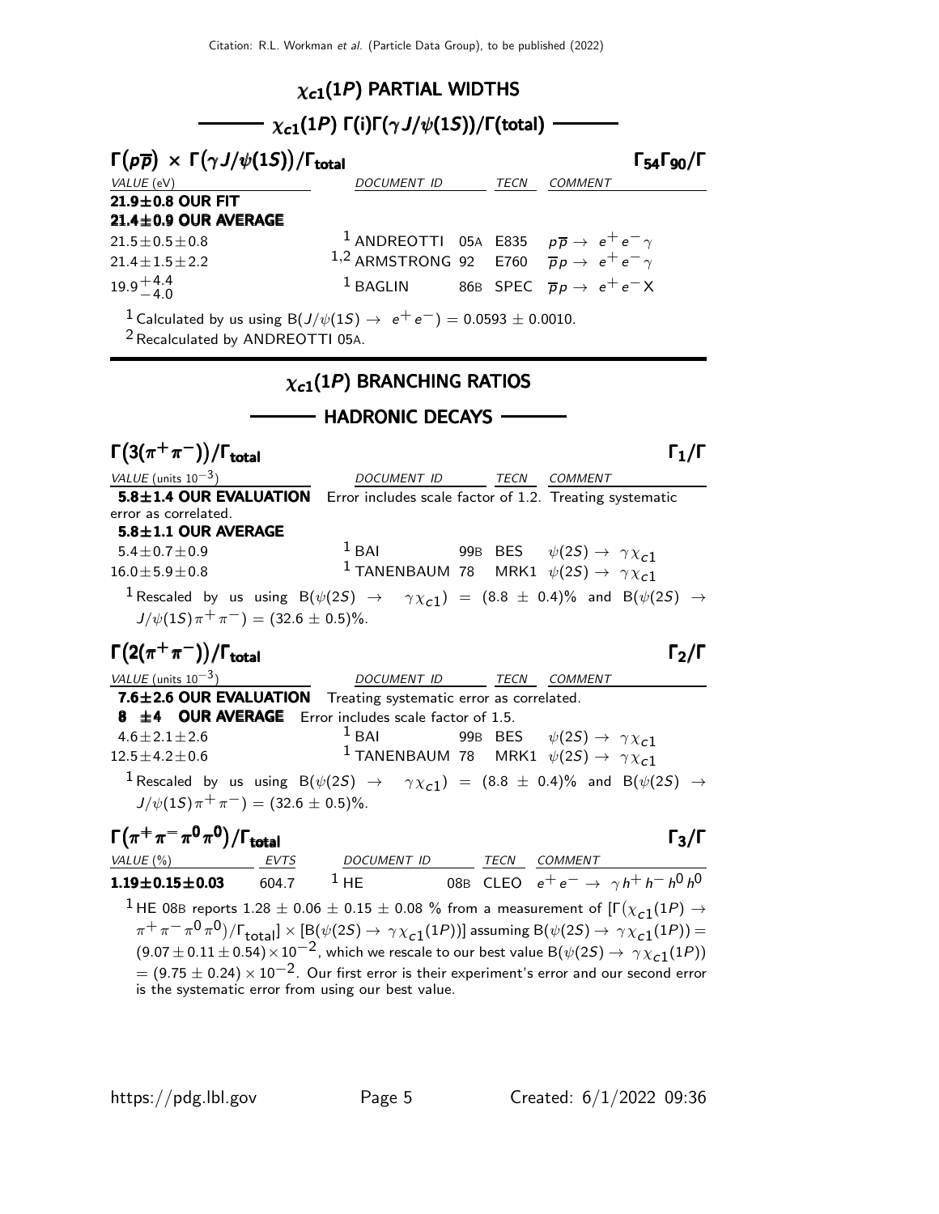## $\chi_{c1}(1P)$ PARTIAL WIDTHS

### $\chi_{c1}(1P)$ $\Gamma(i)\Gamma(\gamma J/\psi(1S))/\Gamma(\text{total})$

**$\Gamma(p\overline{p}) \times \Gamma(\gamma J/\psi(1S))/\Gamma_{\text{total}}$** $\Gamma_{54}\Gamma_{90}/\Gamma$

| VALUE (eV) | DOCUMENT ID | | TECN | COMMENT |
|---|---|---|---|---|
| **21.9±0.8 OUR FIT** | | | | |
| **21.4±0.9 OUR AVERAGE** | | | | |
| $21.5\pm0.5\pm0.8$ | [1] ANDREOTTI | 05A | E835 | $p\overline{p} \to e^+e^-\gamma$ |
| $21.4\pm1.5\pm2.2$ | [1,2] ARMSTRONG | 92 | E760 | $\overline{p}p \to e^+e^-\gamma$ |
| $19.9^{+4.4}_{-4.0}$ | [1] BAGLIN | 86B | SPEC | $\overline{p}p \to e^+e^-X$ |

[1] Calculated by us using $B(J/\psi(1S) \to e^+e^-) = 0.0593 \pm 0.0010$.
[2] Recalculated by ANDREOTTI 05A.

## $\chi_{c1}(1P)$ BRANCHING RATIOS

### HADRONIC DECAYS

**$\Gamma(3(\pi^+\pi^-))/\Gamma_{\text{total}}$** $\Gamma_1/\Gamma$

| VALUE (units $10^{-3}$) | DOCUMENT ID | | TECN | COMMENT |
|---|---|---|---|---|
| **5.8±1.4 OUR EVALUATION** | Error includes scale factor of 1.2. Treating systematic error as correlated. | | | |
| **5.8±1.1 OUR AVERAGE** | | | | |
| $5.4\pm0.7\pm0.9$ | [1] BAI | 99B | BES | $\psi(2S) \to \gamma\chi_{c1}$ |
| $16.0\pm5.9\pm0.8$ | [1] TANENBAUM | 78 | MRK1 | $\psi(2S) \to \gamma\chi_{c1}$ |

[1] Rescaled by us using $B(\psi(2S) \to \gamma\chi_{c1}) = (8.8 \pm 0.4)\%$ and $B(\psi(2S) \to J/\psi(1S)\pi^+\pi^-) = (32.6 \pm 0.5)\%$.

**$\Gamma(2(\pi^+\pi^-))/\Gamma_{\text{total}}$** $\Gamma_2/\Gamma$

| VALUE (units $10^{-3}$) | DOCUMENT ID | | TECN | COMMENT |
|---|---|---|---|---|
| **7.6±2.6 OUR EVALUATION** | Treating systematic error as correlated. | | | |
| **8 ±4 OUR AVERAGE** | Error includes scale factor of 1.5. | | | |
| $4.6\pm2.1\pm2.6$ | [1] BAI | 99B | BES | $\psi(2S) \to \gamma\chi_{c1}$ |
| $12.5\pm4.2\pm0.6$ | [1] TANENBAUM | 78 | MRK1 | $\psi(2S) \to \gamma\chi_{c1}$ |

[1] Rescaled by us using $B(\psi(2S) \to \gamma\chi_{c1}) = (8.8 \pm 0.4)\%$ and $B(\psi(2S) \to J/\psi(1S)\pi^+\pi^-) = (32.6 \pm 0.5)\%$.

**$\Gamma(\pi^+\pi^-\pi^0\pi^0)/\Gamma_{\text{total}}$** $\Gamma_3/\Gamma$

| VALUE (%) | EVTS | DOCUMENT ID | | TECN | COMMENT |
|---|---|---|---|---|---|
| **1.19±0.15±0.03** | 604.7 | [1] HE | 08B | CLEO | $e^+e^- \to \gamma h^+h^-h^0h^0$ |

[1] HE 08B reports $1.28 \pm 0.06 \pm 0.15 \pm 0.08$ % from a measurement of $[\Gamma(\chi_{c1}(1P) \to \pi^+\pi^-\pi^0\pi^0)/\Gamma_{\text{total}}] \times [B(\psi(2S) \to \gamma\chi_{c1}(1P))]$ assuming $B(\psi(2S) \to \gamma\chi_{c1}(1P)) = (9.07 \pm 0.11 \pm 0.54) \times 10^{-2}$, which we rescale to our best value $B(\psi(2S) \to \gamma\chi_{c1}(1P)) = (9.75 \pm 0.24) \times 10^{-2}$. Our first error is their experiment's error and our second error is the systematic error from using our best value.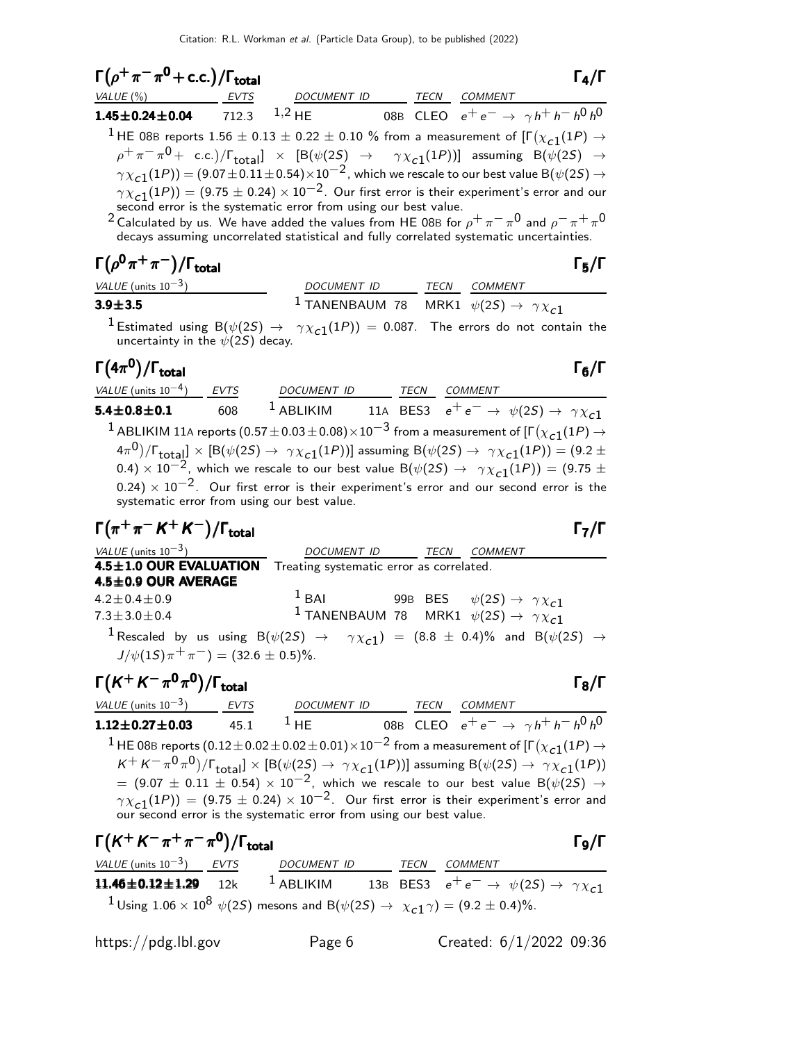## $\Gamma(\rho^+\pi^-\pi^0 + \text{c.c.})/\Gamma_{\text{total}}$ $\Gamma_4/\Gamma$

| VALUE (%) | EVTS | DOCUMENT ID | TECN | COMMENT |
|---|---|---|---|---|
| **1.45±0.24±0.04** | 712.3 | [1,2] HE 08B | CLEO | $e^+e^- \rightarrow \gamma h^+ h^- h^0 h^0$ |

[1] HE 08B reports $1.56 \pm 0.13 \pm 0.22 \pm 0.10$ % from a measurement of $[\Gamma(\chi_{c1}(1P) \rightarrow \rho^+\pi^-\pi^0 + \text{c.c.})/\Gamma_{\text{total}}] \times [B(\psi(2S) \rightarrow \gamma\chi_{c1}(1P))]$ assuming $B(\psi(2S) \rightarrow \gamma\chi_{c1}(1P)) = (9.07 \pm 0.11 \pm 0.54) \times 10^{-2}$, which we rescale to our best value $B(\psi(2S) \rightarrow \gamma\chi_{c1}(1P)) = (9.75 \pm 0.24) \times 10^{-2}$. Our first error is their experiment's error and our second error is the systematic error from using our best value.

[2] Calculated by us. We have added the values from HE 08B for $\rho^+\pi^-\pi^0$ and $\rho^-\pi^+\pi^0$ decays assuming uncorrelated statistical and fully correlated systematic uncertainties.

## $\Gamma(\rho^0\pi^+\pi^-)/\Gamma_{\text{total}}$ $\Gamma_5/\Gamma$

| VALUE (units $10^{-3}$) | DOCUMENT ID | TECN | COMMENT |
|---|---|---|---|
| **3.9±3.5** | [1] TANENBAUM 78 | MRK1 | $\psi(2S) \rightarrow \gamma\chi_{c1}$ |

[1] Estimated using $B(\psi(2S) \rightarrow \gamma\chi_{c1}(1P)) = 0.087$. The errors do not contain the uncertainty in the $\psi(2S)$ decay.

## $\Gamma(4\pi^0)/\Gamma_{\text{total}}$ $\Gamma_6/\Gamma$

| VALUE (units $10^{-4}$) | EVTS | DOCUMENT ID | TECN | COMMENT |
|---|---|---|---|---|
| **5.4±0.8±0.1** | 608 | [1] ABLIKIM 11A | BES3 | $e^+e^- \rightarrow \psi(2S) \rightarrow \gamma\chi_{c1}$ |

[1] ABLIKIM 11A reports $(0.57 \pm 0.03 \pm 0.08) \times 10^{-3}$ from a measurement of $[\Gamma(\chi_{c1}(1P) \rightarrow 4\pi^0)/\Gamma_{\text{total}}] \times [B(\psi(2S) \rightarrow \gamma\chi_{c1}(1P))]$ assuming $B(\psi(2S) \rightarrow \gamma\chi_{c1}(1P)) = (9.2 \pm 0.4) \times 10^{-2}$, which we rescale to our best value $B(\psi(2S) \rightarrow \gamma\chi_{c1}(1P)) = (9.75 \pm 0.24) \times 10^{-2}$. Our first error is their experiment's error and our second error is the systematic error from using our best value.

## $\Gamma(\pi^+\pi^-K^+K^-)/\Gamma_{\text{total}}$ $\Gamma_7/\Gamma$

| VALUE (units $10^{-3}$) | DOCUMENT ID | TECN | COMMENT |
|---|---|---|---|
| **4.5±1.0 OUR EVALUATION** | Treating systematic error as correlated. | | |
| **4.5±0.9 OUR AVERAGE** | | | |
| 4.2±0.4±0.9 | [1] BAI 99B | BES | $\psi(2S) \rightarrow \gamma\chi_{c1}$ |
| 7.3±3.0±0.4 | [1] TANENBAUM 78 | MRK1 | $\psi(2S) \rightarrow \gamma\chi_{c1}$ |

[1] Rescaled by us using $B(\psi(2S) \rightarrow \gamma\chi_{c1}) = (8.8 \pm 0.4)$% and $B(\psi(2S) \rightarrow J/\psi(1S)\pi^+\pi^-) = (32.6 \pm 0.5)$%.

## $\Gamma(K^+K^-\pi^0\pi^0)/\Gamma_{\text{total}}$ $\Gamma_8/\Gamma$

| VALUE (units $10^{-3}$) | EVTS | DOCUMENT ID | TECN | COMMENT |
|---|---|---|---|---|
| **1.12±0.27±0.03** | 45.1 | [1] HE 08B | CLEO | $e^+e^- \rightarrow \gamma h^+ h^- h^0 h^0$ |

[1] HE 08B reports $(0.12 \pm 0.02 \pm 0.02 \pm 0.01) \times 10^{-2}$ from a measurement of $[\Gamma(\chi_{c1}(1P) \rightarrow K^+K^-\pi^0\pi^0)/\Gamma_{\text{total}}] \times [B(\psi(2S) \rightarrow \gamma\chi_{c1}(1P))]$ assuming $B(\psi(2S) \rightarrow \gamma\chi_{c1}(1P)) = (9.07 \pm 0.11 \pm 0.54) \times 10^{-2}$, which we rescale to our best value $B(\psi(2S) \rightarrow \gamma\chi_{c1}(1P)) = (9.75 \pm 0.24) \times 10^{-2}$. Our first error is their experiment's error and our second error is the systematic error from using our best value.

## $\Gamma(K^+K^-\pi^+\pi^-\pi^0)/\Gamma_{\text{total}}$ $\Gamma_9/\Gamma$

| VALUE (units $10^{-3}$) | EVTS | DOCUMENT ID | TECN | COMMENT |
|---|---|---|---|---|
| **11.46±0.12±1.29** | 12k | [1] ABLIKIM 13B | BES3 | $e^+e^- \rightarrow \psi(2S) \rightarrow \gamma\chi_{c1}$ |

[1] Using $1.06 \times 10^8$ $\psi(2S)$ mesons and $B(\psi(2S) \rightarrow \chi_{c1}\gamma) = (9.2 \pm 0.4)$%.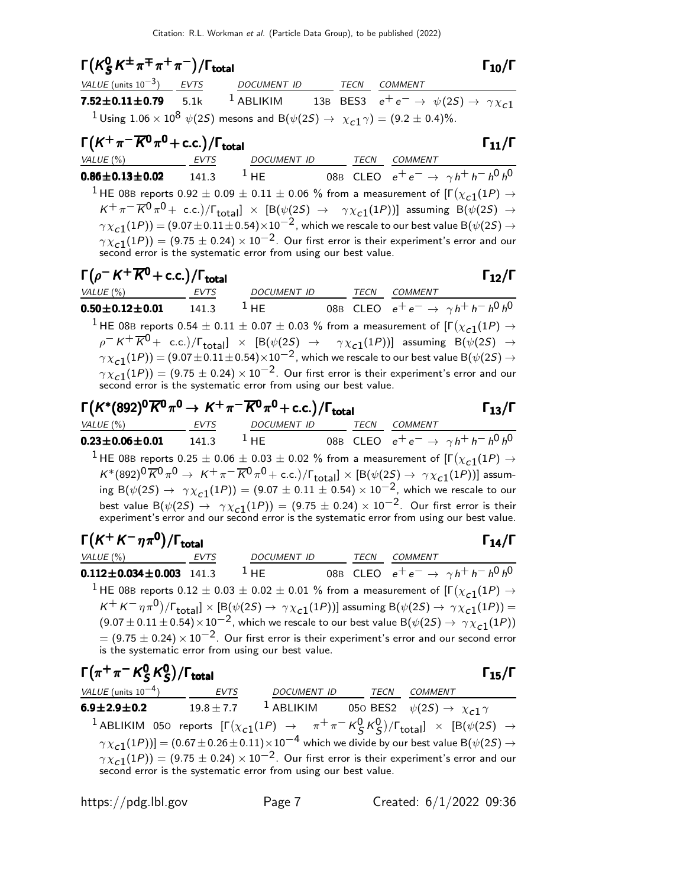### $\Gamma(K^0_S K^\pm \pi^\mp \pi^+ \pi^-)/\Gamma_{\text{total}}$ $\qquad\Gamma_{10}/\Gamma$

| VALUE (units $10^{-3}$) | EVTS | DOCUMENT ID | | TECN | COMMENT |
|---|---|---|---|---|---|
| **7.52±0.11±0.79** | 5.1k | [1] ABLIKIM | 13B | BES3 | $e^+e^- \to \psi(2S) \to \gamma\chi_{c1}$ |

[1] Using $1.06 \times 10^8$ $\psi(2S)$ mesons and $B(\psi(2S) \to \chi_{c1}\gamma) = (9.2 \pm 0.4)\%$.

### $\Gamma(K^+\pi^-\overline{K}^0\pi^0 + \text{c.c.})/\Gamma_{\text{total}}$ $\qquad\Gamma_{11}/\Gamma$

| VALUE (%) | EVTS | DOCUMENT ID | | TECN | COMMENT |
|---|---|---|---|---|---|
| **0.86±0.13±0.02** | 141.3 | [1] HE | 08B | CLEO | $e^+e^- \to \gamma h^+h^-h^0h^0$ |

[1] HE 08B reports $0.92 \pm 0.09 \pm 0.11 \pm 0.06$ % from a measurement of $[\Gamma(\chi_{c1}(1P) \to K^+\pi^-\overline{K}^0\pi^0 + \text{ c.c.})/\Gamma_{\text{total}}] \times [B(\psi(2S) \to \gamma\chi_{c1}(1P))]$ assuming $B(\psi(2S) \to \gamma\chi_{c1}(1P)) = (9.07 \pm 0.11 \pm 0.54) \times 10^{-2}$, which we rescale to our best value $B(\psi(2S) \to \gamma\chi_{c1}(1P)) = (9.75 \pm 0.24) \times 10^{-2}$. Our first error is their experiment's error and our second error is the systematic error from using our best value.

### $\Gamma(\rho^- K^+\overline{K}^0 + \text{c.c.})/\Gamma_{\text{total}}$ $\qquad\Gamma_{12}/\Gamma$

| VALUE (%) | EVTS | DOCUMENT ID | | TECN | COMMENT |
|---|---|---|---|---|---|
| **0.50±0.12±0.01** | 141.3 | [1] HE | 08B | CLEO | $e^+e^- \to \gamma h^+h^-h^0h^0$ |

[1] HE 08B reports $0.54 \pm 0.11 \pm 0.07 \pm 0.03$ % from a measurement of $[\Gamma(\chi_{c1}(1P) \to \rho^- K^+\overline{K}^0 + \text{ c.c.})/\Gamma_{\text{total}}] \times [B(\psi(2S) \to \gamma\chi_{c1}(1P))]$ assuming $B(\psi(2S) \to \gamma\chi_{c1}(1P)) = (9.07 \pm 0.11 \pm 0.54) \times 10^{-2}$, which we rescale to our best value $B(\psi(2S) \to \gamma\chi_{c1}(1P)) = (9.75 \pm 0.24) \times 10^{-2}$. Our first error is their experiment's error and our second error is the systematic error from using our best value.

### $\Gamma(K^*(892)^0\overline{K}^0\pi^0 \to K^+\pi^-\overline{K}^0\pi^0 + \text{c.c.})/\Gamma_{\text{total}}$ $\qquad\Gamma_{13}/\Gamma$

| VALUE (%) | EVTS | DOCUMENT ID | | TECN | COMMENT |
|---|---|---|---|---|---|
| **0.23±0.06±0.01** | 141.3 | [1] HE | 08B | CLEO | $e^+e^- \to \gamma h^+h^-h^0h^0$ |

[1] HE 08B reports $0.25 \pm 0.06 \pm 0.03 \pm 0.02$ % from a measurement of $[\Gamma(\chi_{c1}(1P) \to K^*(892)^0\overline{K}^0\pi^0 \to K^+\pi^-\overline{K}^0\pi^0 + \text{c.c.})/\Gamma_{\text{total}}] \times [B(\psi(2S) \to \gamma\chi_{c1}(1P))]$ assuming $B(\psi(2S) \to \gamma\chi_{c1}(1P)) = (9.07 \pm 0.11 \pm 0.54) \times 10^{-2}$, which we rescale to our best value $B(\psi(2S) \to \gamma\chi_{c1}(1P)) = (9.75 \pm 0.24) \times 10^{-2}$. Our first error is their experiment's error and our second error is the systematic error from using our best value.

### $\Gamma(K^+K^-\eta\pi^0)/\Gamma_{\text{total}}$ $\qquad\Gamma_{14}/\Gamma$

| VALUE (%) | EVTS | DOCUMENT ID | | TECN | COMMENT |
|---|---|---|---|---|---|
| **0.112±0.034±0.003** | 141.3 | [1] HE | 08B | CLEO | $e^+e^- \to \gamma h^+h^-h^0h^0$ |

[1] HE 08B reports $0.12 \pm 0.03 \pm 0.02 \pm 0.01$ % from a measurement of $[\Gamma(\chi_{c1}(1P) \to K^+K^-\eta\pi^0)/\Gamma_{\text{total}}] \times [B(\psi(2S) \to \gamma\chi_{c1}(1P))]$ assuming $B(\psi(2S) \to \gamma\chi_{c1}(1P)) = (9.07 \pm 0.11 \pm 0.54) \times 10^{-2}$, which we rescale to our best value $B(\psi(2S) \to \gamma\chi_{c1}(1P)) = (9.75 \pm 0.24) \times 10^{-2}$. Our first error is their experiment's error and our second error is the systematic error from using our best value.

### $\Gamma(\pi^+\pi^- K^0_S K^0_S)/\Gamma_{\text{total}}$ $\qquad\Gamma_{15}/\Gamma$

| VALUE (units $10^{-4}$) | EVTS | DOCUMENT ID | | TECN | COMMENT |
|---|---|---|---|---|---|
| **6.9±2.9±0.2** | $19.8 \pm 7.7$ | [1] ABLIKIM | 05O | BES2 | $\psi(2S) \to \chi_{c1}\gamma$ |

[1] ABLIKIM 05O reports $[\Gamma(\chi_{c1}(1P) \to \pi^+\pi^- K^0_S K^0_S)/\Gamma_{\text{total}}] \times [B(\psi(2S) \to \gamma\chi_{c1}(1P))] = (0.67 \pm 0.26 \pm 0.11) \times 10^{-4}$ which we divide by our best value $B(\psi(2S) \to \gamma\chi_{c1}(1P)) = (9.75 \pm 0.24) \times 10^{-2}$. Our first error is their experiment's error and our second error is the systematic error from using our best value.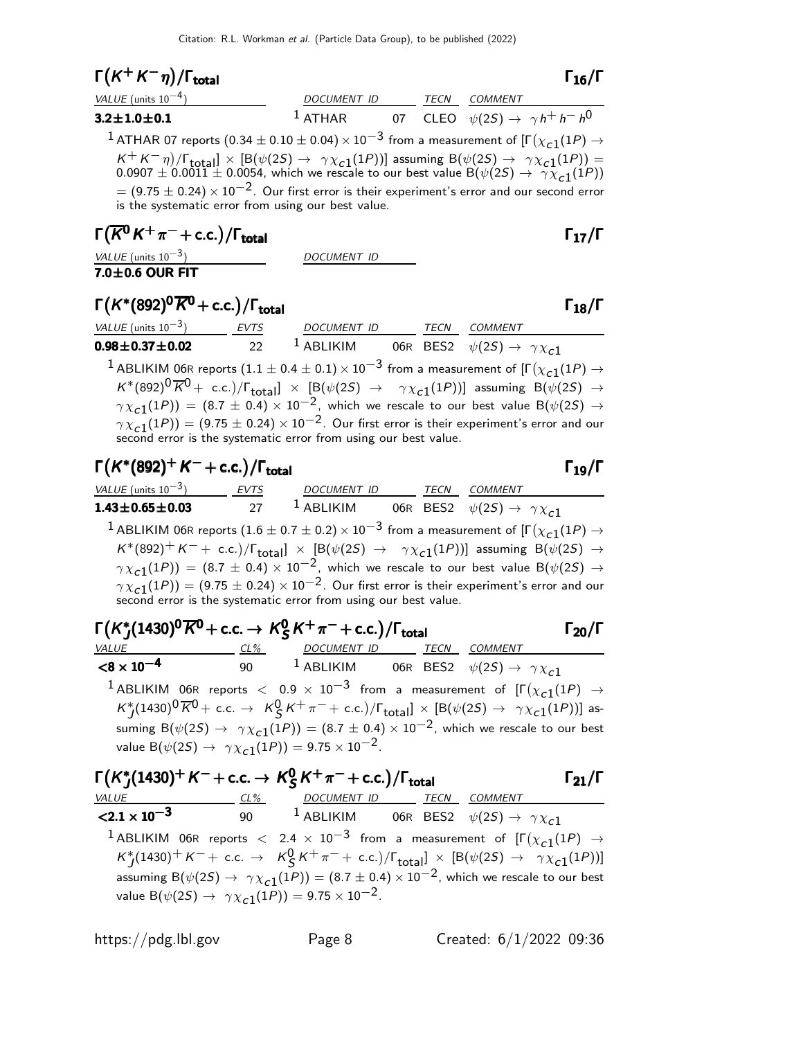### $\Gamma(K^+K^-\eta)/\Gamma_{\text{total}}$ $\Gamma_{16}/\Gamma$

| VALUE (units $10^{-4}$) | DOCUMENT ID | | TECN | COMMENT |
|---|---|---|---|---|
| **3.2±1.0±0.1** | [1] ATHAR | 07 | CLEO | $\psi(2S) \to \gamma h^+ h^- h^0$ |

[1] ATHAR 07 reports $(0.34 \pm 0.10 \pm 0.04) \times 10^{-3}$ from a measurement of $[\Gamma(\chi_{c1}(1P) \to K^+K^-\eta)/\Gamma_{\text{total}}] \times [B(\psi(2S) \to \gamma\chi_{c1}(1P))]$ assuming $B(\psi(2S) \to \gamma\chi_{c1}(1P)) = 0.0907 \pm 0.0011 \pm 0.0054$, which we rescale to our best value $B(\psi(2S) \to \gamma\chi_{c1}(1P)) = (9.75 \pm 0.24) \times 10^{-2}$. Our first error is their experiment's error and our second error is the systematic error from using our best value.

### $\Gamma(\overline{K}^0 K^+\pi^- + \text{c.c.})/\Gamma_{\text{total}}$ $\Gamma_{17}/\Gamma$

| VALUE (units $10^{-3}$) | DOCUMENT ID |
|---|---|
| **7.0±0.6 OUR FIT** | |

### $\Gamma(K^*(892)^0\overline{K}^0 + \text{c.c.})/\Gamma_{\text{total}}$ $\Gamma_{18}/\Gamma$

| VALUE (units $10^{-3}$) | EVTS | DOCUMENT ID | | TECN | COMMENT |
|---|---|---|---|---|---|
| **0.98±0.37±0.02** | 22 | [1] ABLIKIM | 06R | BES2 | $\psi(2S) \to \gamma\chi_{c1}$ |

[1] ABLIKIM 06R reports $(1.1 \pm 0.4 \pm 0.1) \times 10^{-3}$ from a measurement of $[\Gamma(\chi_{c1}(1P) \to K^*(892)^0\overline{K}^0 + \text{c.c.})/\Gamma_{\text{total}}] \times [B(\psi(2S) \to \gamma\chi_{c1}(1P))]$ assuming $B(\psi(2S) \to \gamma\chi_{c1}(1P)) = (8.7 \pm 0.4) \times 10^{-2}$, which we rescale to our best value $B(\psi(2S) \to \gamma\chi_{c1}(1P)) = (9.75 \pm 0.24) \times 10^{-2}$. Our first error is their experiment's error and our second error is the systematic error from using our best value.

### $\Gamma(K^*(892)^+K^- + \text{c.c.})/\Gamma_{\text{total}}$ $\Gamma_{19}/\Gamma$

| VALUE (units $10^{-3}$) | EVTS | DOCUMENT ID | | TECN | COMMENT |
|---|---|---|---|---|---|
| **1.43±0.65±0.03** | 27 | [1] ABLIKIM | 06R | BES2 | $\psi(2S) \to \gamma\chi_{c1}$ |

[1] ABLIKIM 06R reports $(1.6 \pm 0.7 \pm 0.2) \times 10^{-3}$ from a measurement of $[\Gamma(\chi_{c1}(1P) \to K^*(892)^+K^- + \text{c.c.})/\Gamma_{\text{total}}] \times [B(\psi(2S) \to \gamma\chi_{c1}(1P))]$ assuming $B(\psi(2S) \to \gamma\chi_{c1}(1P)) = (8.7 \pm 0.4) \times 10^{-2}$, which we rescale to our best value $B(\psi(2S) \to \gamma\chi_{c1}(1P)) = (9.75 \pm 0.24) \times 10^{-2}$. Our first error is their experiment's error and our second error is the systematic error from using our best value.

### $\Gamma(K^*_J(1430)^0\overline{K}^0 + \text{c.c.} \to K^0_S K^+\pi^- + \text{c.c.})/\Gamma_{\text{total}}$ $\Gamma_{20}/\Gamma$

| VALUE | CL% | DOCUMENT ID | | TECN | COMMENT |
|---|---|---|---|---|---|
| **$<8 \times 10^{-4}$** | 90 | [1] ABLIKIM | 06R | BES2 | $\psi(2S) \to \gamma\chi_{c1}$ |

[1] ABLIKIM 06R reports $< 0.9 \times 10^{-3}$ from a measurement of $[\Gamma(\chi_{c1}(1P) \to K^*_J(1430)^0\overline{K}^0 + \text{c.c.} \to K^0_S K^+\pi^- + \text{c.c.})/\Gamma_{\text{total}}] \times [B(\psi(2S) \to \gamma\chi_{c1}(1P))]$ assuming $B(\psi(2S) \to \gamma\chi_{c1}(1P)) = (8.7 \pm 0.4) \times 10^{-2}$, which we rescale to our best value $B(\psi(2S) \to \gamma\chi_{c1}(1P)) = 9.75 \times 10^{-2}$.

### $\Gamma(K^*_J(1430)^+K^- + \text{c.c.} \to K^0_S K^+\pi^- + \text{c.c.})/\Gamma_{\text{total}}$ $\Gamma_{21}/\Gamma$

| VALUE | CL% | DOCUMENT ID | | TECN | COMMENT |
|---|---|---|---|---|---|
| **$<2.1 \times 10^{-3}$** | 90 | [1] ABLIKIM | 06R | BES2 | $\psi(2S) \to \gamma\chi_{c1}$ |

[1] ABLIKIM 06R reports $< 2.4 \times 10^{-3}$ from a measurement of $[\Gamma(\chi_{c1}(1P) \to K^*_J(1430)^+K^- + \text{c.c.} \to K^0_S K^+\pi^- + \text{c.c.})/\Gamma_{\text{total}}] \times [B(\psi(2S) \to \gamma\chi_{c1}(1P))]$ assuming $B(\psi(2S) \to \gamma\chi_{c1}(1P)) = (8.7 \pm 0.4) \times 10^{-2}$, which we rescale to our best value $B(\psi(2S) \to \gamma\chi_{c1}(1P)) = 9.75 \times 10^{-2}$.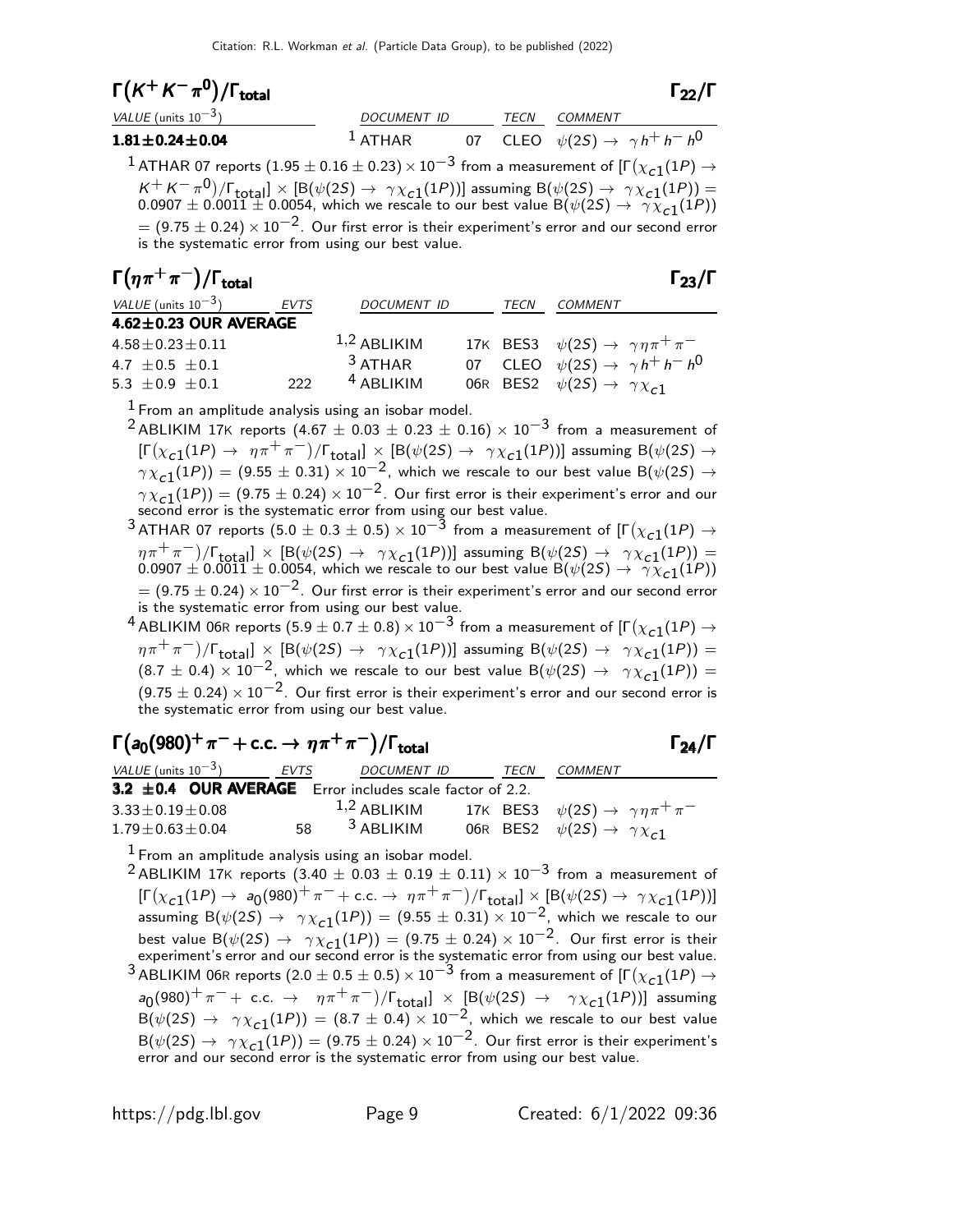## $\Gamma(K^+ K^- \pi^0)/\Gamma_{\text{total}}$ $\Gamma_{22}/\Gamma$

| VALUE (units $10^{-3}$) | DOCUMENT ID | | TECN | COMMENT |
|---|---|---|---|---|
| **$1.81 \pm 0.24 \pm 0.04$** | [1] ATHAR | 07 | CLEO | $\psi(2S) \to \gamma h^+ h^- h^0$ |

[1] ATHAR 07 reports $(1.95 \pm 0.16 \pm 0.23) \times 10^{-3}$ from a measurement of $[\Gamma(\chi_{c1}(1P) \to K^+ K^- \pi^0)/\Gamma_{\text{total}}] \times [\text{B}(\psi(2S) \to \gamma \chi_{c1}(1P))]$ assuming $\text{B}(\psi(2S) \to \gamma \chi_{c1}(1P)) = 0.0907 \pm 0.0011 \pm 0.0054$, which we rescale to our best value $\text{B}(\psi(2S) \to \gamma \chi_{c1}(1P)) = (9.75 \pm 0.24) \times 10^{-2}$. Our first error is their experiment's error and our second error is the systematic error from using our best value.

## $\Gamma(\eta \pi^+ \pi^-)/\Gamma_{\text{total}}$ $\Gamma_{23}/\Gamma$

| VALUE (units $10^{-3}$) | EVTS | DOCUMENT ID | | TECN | COMMENT |
|---|---|---|---|---|---|
| **$4.62 \pm 0.23$ OUR AVERAGE** | | | | | |
| $4.58 \pm 0.23 \pm 0.11$ | | [1,2] ABLIKIM | 17K | BES3 | $\psi(2S) \to \gamma \eta \pi^+ \pi^-$ |
| $4.7 \pm 0.5 \pm 0.1$ | | [3] ATHAR | 07 | CLEO | $\psi(2S) \to \gamma h^+ h^- h^0$ |
| $5.3 \pm 0.9 \pm 0.1$ | 222 | [4] ABLIKIM | 06R | BES2 | $\psi(2S) \to \gamma \chi_{c1}$ |

[1] From an amplitude analysis using an isobar model.

[2] ABLIKIM 17K reports $(4.67 \pm 0.03 \pm 0.23 \pm 0.16) \times 10^{-3}$ from a measurement of $[\Gamma(\chi_{c1}(1P) \to \eta \pi^+ \pi^-)/\Gamma_{\text{total}}] \times [\text{B}(\psi(2S) \to \gamma \chi_{c1}(1P))]$ assuming $\text{B}(\psi(2S) \to \gamma \chi_{c1}(1P)) = (9.55 \pm 0.31) \times 10^{-2}$, which we rescale to our best value $\text{B}(\psi(2S) \to \gamma \chi_{c1}(1P)) = (9.75 \pm 0.24) \times 10^{-2}$. Our first error is their experiment's error and our second error is the systematic error from using our best value.

[3] ATHAR 07 reports $(5.0 \pm 0.3 \pm 0.5) \times 10^{-3}$ from a measurement of $[\Gamma(\chi_{c1}(1P) \to \eta \pi^+ \pi^-)/\Gamma_{\text{total}}] \times [\text{B}(\psi(2S) \to \gamma \chi_{c1}(1P))]$ assuming $\text{B}(\psi(2S) \to \gamma \chi_{c1}(1P)) = 0.0907 \pm 0.0011 \pm 0.0054$, which we rescale to our best value $\text{B}(\psi(2S) \to \gamma \chi_{c1}(1P)) = (9.75 \pm 0.24) \times 10^{-2}$. Our first error is their experiment's error and our second error is the systematic error from using our best value.

[4] ABLIKIM 06R reports $(5.9 \pm 0.7 \pm 0.8) \times 10^{-3}$ from a measurement of $[\Gamma(\chi_{c1}(1P) \to \eta \pi^+ \pi^-)/\Gamma_{\text{total}}] \times [\text{B}(\psi(2S) \to \gamma \chi_{c1}(1P))]$ assuming $\text{B}(\psi(2S) \to \gamma \chi_{c1}(1P)) = (8.7 \pm 0.4) \times 10^{-2}$, which we rescale to our best value $\text{B}(\psi(2S) \to \gamma \chi_{c1}(1P)) = (9.75 \pm 0.24) \times 10^{-2}$. Our first error is their experiment's error and our second error is the systematic error from using our best value.

## $\Gamma(a_0(980)^+ \pi^- + \text{c.c.} \to \eta \pi^+ \pi^-)/\Gamma_{\text{total}}$ $\Gamma_{24}/\Gamma$

| VALUE (units $10^{-3}$) | EVTS | DOCUMENT ID | | TECN | COMMENT |
|---|---|---|---|---|---|
| **$3.2 \pm 0.4$ OUR AVERAGE** | | Error includes scale factor of 2.2. | | | |
| $3.33 \pm 0.19 \pm 0.08$ | | [1,2] ABLIKIM | 17K | BES3 | $\psi(2S) \to \gamma \eta \pi^+ \pi^-$ |
| $1.79 \pm 0.63 \pm 0.04$ | 58 | [3] ABLIKIM | 06R | BES2 | $\psi(2S) \to \gamma \chi_{c1}$ |

[1] From an amplitude analysis using an isobar model.

[2] ABLIKIM 17K reports $(3.40 \pm 0.03 \pm 0.19 \pm 0.11) \times 10^{-3}$ from a measurement of $[\Gamma(\chi_{c1}(1P) \to a_0(980)^+ \pi^- + \text{c.c.} \to \eta \pi^+ \pi^-)/\Gamma_{\text{total}}] \times [\text{B}(\psi(2S) \to \gamma \chi_{c1}(1P))]$ assuming $\text{B}(\psi(2S) \to \gamma \chi_{c1}(1P)) = (9.55 \pm 0.31) \times 10^{-2}$, which we rescale to our best value $\text{B}(\psi(2S) \to \gamma \chi_{c1}(1P)) = (9.75 \pm 0.24) \times 10^{-2}$. Our first error is their experiment's error and our second error is the systematic error from using our best value.

[3] ABLIKIM 06R reports $(2.0 \pm 0.5 \pm 0.5) \times 10^{-3}$ from a measurement of $[\Gamma(\chi_{c1}(1P) \to a_0(980)^+ \pi^- + \text{c.c.} \to \eta \pi^+ \pi^-)/\Gamma_{\text{total}}] \times [\text{B}(\psi(2S) \to \gamma \chi_{c1}(1P))]$ assuming $\text{B}(\psi(2S) \to \gamma \chi_{c1}(1P)) = (8.7 \pm 0.4) \times 10^{-2}$, which we rescale to our best value $\text{B}(\psi(2S) \to \gamma \chi_{c1}(1P)) = (9.75 \pm 0.24) \times 10^{-2}$. Our first error is their experiment's error and our second error is the systematic error from using our best value.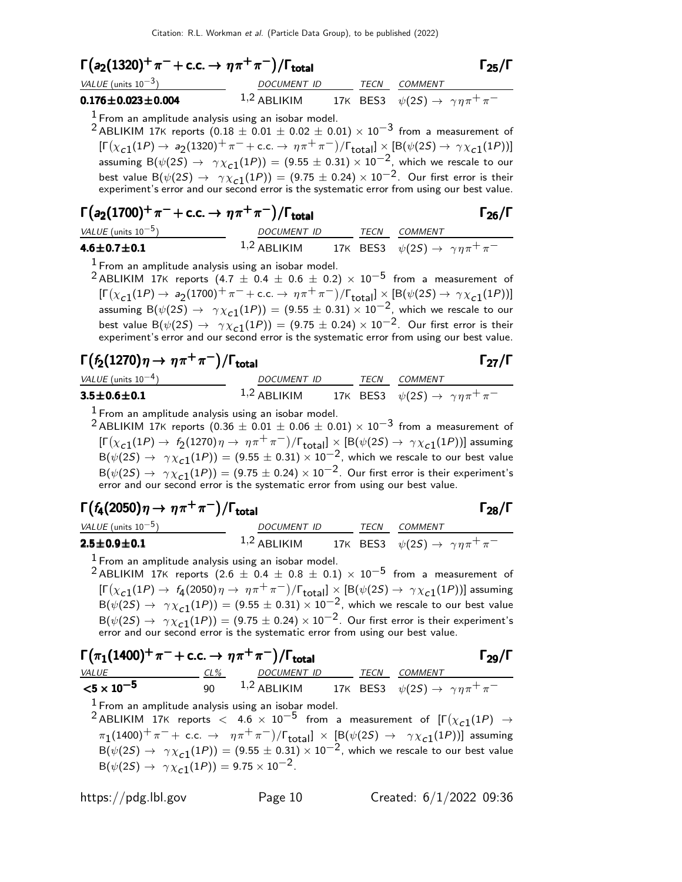### $\Gamma\big(a_2(1320)^+\pi^- + \text{c.c.} \to \eta\pi^+\pi^-\big)/\Gamma_{\text{total}}$ $\Gamma_{25}/\Gamma$

| VALUE (units $10^{-3}$) | DOCUMENT ID | TECN | COMMENT |
|---|---|---|---|
| **0.176±0.023±0.004** | [1,2] ABLIKIM 17K | BES3 | $\psi(2S) \to \gamma\eta\pi^+\pi^-$ |

[1] From an amplitude analysis using an isobar model.

[2] ABLIKIM 17K reports $(0.18 \pm 0.01 \pm 0.02 \pm 0.01) \times 10^{-3}$ from a measurement of $[\Gamma(\chi_{c1}(1P) \to a_2(1320)^+\pi^- + \text{c.c.} \to \eta\pi^+\pi^-)/\Gamma_{\text{total}}] \times [B(\psi(2S) \to \gamma\chi_{c1}(1P))]$ assuming $B(\psi(2S) \to \gamma\chi_{c1}(1P)) = (9.55 \pm 0.31) \times 10^{-2}$, which we rescale to our best value $B(\psi(2S) \to \gamma\chi_{c1}(1P)) = (9.75 \pm 0.24) \times 10^{-2}$. Our first error is their experiment's error and our second error is the systematic error from using our best value.

### $\Gamma\big(a_2(1700)^+\pi^- + \text{c.c.} \to \eta\pi^+\pi^-\big)/\Gamma_{\text{total}}$ $\Gamma_{26}/\Gamma$

| VALUE (units $10^{-5}$) | DOCUMENT ID | TECN | COMMENT |
|---|---|---|---|
| **4.6±0.7±0.1** | [1,2] ABLIKIM 17K | BES3 | $\psi(2S) \to \gamma\eta\pi^+\pi^-$ |

[1] From an amplitude analysis using an isobar model.

[2] ABLIKIM 17K reports $(4.7 \pm 0.4 \pm 0.6 \pm 0.2) \times 10^{-5}$ from a measurement of $[\Gamma(\chi_{c1}(1P) \to a_2(1700)^+\pi^- + \text{c.c.} \to \eta\pi^+\pi^-)/\Gamma_{\text{total}}] \times [B(\psi(2S) \to \gamma\chi_{c1}(1P))]$ assuming $B(\psi(2S) \to \gamma\chi_{c1}(1P)) = (9.55 \pm 0.31) \times 10^{-2}$, which we rescale to our best value $B(\psi(2S) \to \gamma\chi_{c1}(1P)) = (9.75 \pm 0.24) \times 10^{-2}$. Our first error is their experiment's error and our second error is the systematic error from using our best value.

### $\Gamma\big(f_2(1270)\eta \to \eta\pi^+\pi^-\big)/\Gamma_{\text{total}}$ $\Gamma_{27}/\Gamma$

| VALUE (units $10^{-4}$) | DOCUMENT ID | TECN | COMMENT |
|---|---|---|---|
| **3.5±0.6±0.1** | [1,2] ABLIKIM 17K | BES3 | $\psi(2S) \to \gamma\eta\pi^+\pi^-$ |

[1] From an amplitude analysis using an isobar model.

[2] ABLIKIM 17K reports $(0.36 \pm 0.01 \pm 0.06 \pm 0.01) \times 10^{-3}$ from a measurement of $[\Gamma(\chi_{c1}(1P) \to f_2(1270)\eta \to \eta\pi^+\pi^-)/\Gamma_{\text{total}}] \times [B(\psi(2S) \to \gamma\chi_{c1}(1P))]$ assuming $B(\psi(2S) \to \gamma\chi_{c1}(1P)) = (9.55 \pm 0.31) \times 10^{-2}$, which we rescale to our best value $B(\psi(2S) \to \gamma\chi_{c1}(1P)) = (9.75 \pm 0.24) \times 10^{-2}$. Our first error is their experiment's error and our second error is the systematic error from using our best value.

### $\Gamma\big(f_4(2050)\eta \to \eta\pi^+\pi^-\big)/\Gamma_{\text{total}}$ $\Gamma_{28}/\Gamma$

| VALUE (units $10^{-5}$) | DOCUMENT ID | TECN | COMMENT |
|---|---|---|---|
| **2.5±0.9±0.1** | [1,2] ABLIKIM 17K | BES3 | $\psi(2S) \to \gamma\eta\pi^+\pi^-$ |

[1] From an amplitude analysis using an isobar model.

[2] ABLIKIM 17K reports $(2.6 \pm 0.4 \pm 0.8 \pm 0.1) \times 10^{-5}$ from a measurement of $[\Gamma(\chi_{c1}(1P) \to f_4(2050)\eta \to \eta\pi^+\pi^-)/\Gamma_{\text{total}}] \times [B(\psi(2S) \to \gamma\chi_{c1}(1P))]$ assuming $B(\psi(2S) \to \gamma\chi_{c1}(1P)) = (9.55 \pm 0.31) \times 10^{-2}$, which we rescale to our best value $B(\psi(2S) \to \gamma\chi_{c1}(1P)) = (9.75 \pm 0.24) \times 10^{-2}$. Our first error is their experiment's error and our second error is the systematic error from using our best value.

### $\Gamma\big(\pi_1(1400)^+\pi^- + \text{c.c.} \to \eta\pi^+\pi^-\big)/\Gamma_{\text{total}}$ $\Gamma_{29}/\Gamma$

| VALUE | CL% | DOCUMENT ID | TECN | COMMENT |
|---|---|---|---|---|
| **$<5 \times 10^{-5}$** | 90 | [1,2] ABLIKIM 17K | BES3 | $\psi(2S) \to \gamma\eta\pi^+\pi^-$ |

[1] From an amplitude analysis using an isobar model.

[2] ABLIKIM 17K reports $< 4.6 \times 10^{-5}$ from a measurement of $[\Gamma(\chi_{c1}(1P) \to \pi_1(1400)^+\pi^- + \text{c.c.} \to \eta\pi^+\pi^-)/\Gamma_{\text{total}}] \times [B(\psi(2S) \to \gamma\chi_{c1}(1P))]$ assuming $B(\psi(2S) \to \gamma\chi_{c1}(1P)) = (9.55 \pm 0.31) \times 10^{-2}$, which we rescale to our best value $B(\psi(2S) \to \gamma\chi_{c1}(1P)) = 9.75 \times 10^{-2}$.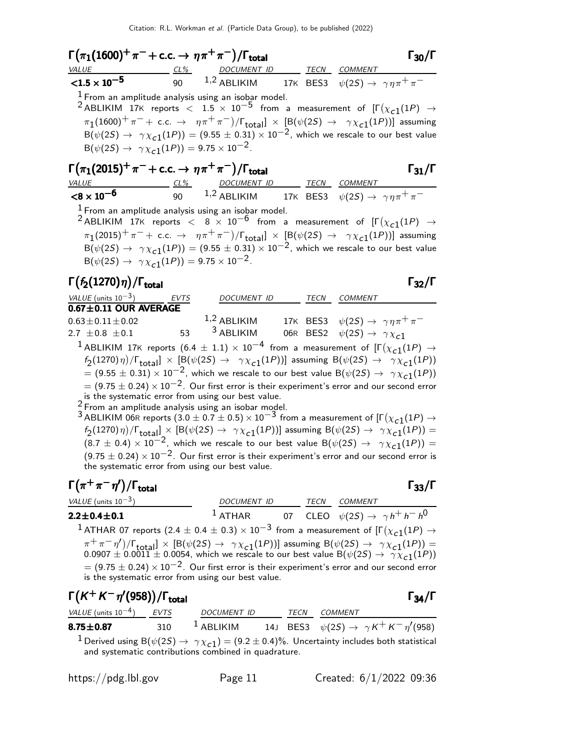### $\Gamma(\pi_1(1600)^+\pi^- + \text{c.c.} \to \eta\pi^+\pi^-)/\Gamma_{\text{total}}$ $\Gamma_{30}/\Gamma$

| VALUE | CL% | DOCUMENT ID | | TECN | COMMENT |
|---|---|---|---|---|---|
| $<1.5 \times 10^{-5}$ | 90 | [1,2] ABLIKIM | 17K | BES3 | $\psi(2S) \to \gamma\eta\pi^+\pi^-$ |

[1] From an amplitude analysis using an isobar model.

[2] ABLIKIM 17K reports $< 1.5 \times 10^{-5}$ from a measurement of $[\Gamma(\chi_{c1}(1P) \to \pi_1(1600)^+\pi^- + \text{c.c.} \to \eta\pi^+\pi^-)/\Gamma_{\text{total}}] \times [B(\psi(2S) \to \gamma\chi_{c1}(1P))]$ assuming $B(\psi(2S) \to \gamma\chi_{c1}(1P)) = (9.55 \pm 0.31) \times 10^{-2}$, which we rescale to our best value $B(\psi(2S) \to \gamma\chi_{c1}(1P)) = 9.75 \times 10^{-2}$.

### $\Gamma(\pi_1(2015)^+\pi^- + \text{c.c.} \to \eta\pi^+\pi^-)/\Gamma_{\text{total}}$ $\Gamma_{31}/\Gamma$

| VALUE | CL% | DOCUMENT ID | | TECN | COMMENT |
|---|---|---|---|---|---|
| $<8 \times 10^{-6}$ | 90 | [1,2] ABLIKIM | 17K | BES3 | $\psi(2S) \to \gamma\eta\pi^+\pi^-$ |

[1] From an amplitude analysis using an isobar model.

[2] ABLIKIM 17K reports $< 8 \times 10^{-6}$ from a measurement of $[\Gamma(\chi_{c1}(1P) \to \pi_1(2015)^+\pi^- + \text{c.c.} \to \eta\pi^+\pi^-)/\Gamma_{\text{total}}] \times [B(\psi(2S) \to \gamma\chi_{c1}(1P))]$ assuming $B(\psi(2S) \to \gamma\chi_{c1}(1P)) = (9.55 \pm 0.31) \times 10^{-2}$, which we rescale to our best value $B(\psi(2S) \to \gamma\chi_{c1}(1P)) = 9.75 \times 10^{-2}$.

### $\Gamma(f_2(1270)\eta)/\Gamma_{\text{total}}$ $\Gamma_{32}/\Gamma$

| VALUE (units $10^{-3}$) | EVTS | DOCUMENT ID | | TECN | COMMENT |
|---|---|---|---|---|---|
| **0.67±0.11 OUR AVERAGE** | | | | | |
| $0.63 \pm 0.11 \pm 0.02$ | | [1,2] ABLIKIM | 17K | BES3 | $\psi(2S) \to \gamma\eta\pi^+\pi^-$ |
| $2.7 \pm 0.8 \pm 0.1$ | 53 | [3] ABLIKIM | 06R | BES2 | $\psi(2S) \to \gamma\chi_{c1}$ |

[1] ABLIKIM 17K reports $(6.4 \pm 1.1) \times 10^{-4}$ from a measurement of $[\Gamma(\chi_{c1}(1P) \to f_2(1270)\eta)/\Gamma_{\text{total}}] \times [B(\psi(2S) \to \gamma\chi_{c1}(1P))]$ assuming $B(\psi(2S) \to \gamma\chi_{c1}(1P)) = (9.55 \pm 0.31) \times 10^{-2}$, which we rescale to our best value $B(\psi(2S) \to \gamma\chi_{c1}(1P)) = (9.75 \pm 0.24) \times 10^{-2}$. Our first error is their experiment's error and our second error is the systematic error from using our best value.

[2] From an amplitude analysis using an isobar model.

[3] ABLIKIM 06R reports $(3.0 \pm 0.7 \pm 0.5) \times 10^{-3}$ from a measurement of $[\Gamma(\chi_{c1}(1P) \to f_2(1270)\eta)/\Gamma_{\text{total}}] \times [B(\psi(2S) \to \gamma\chi_{c1}(1P))]$ assuming $B(\psi(2S) \to \gamma\chi_{c1}(1P)) = (8.7 \pm 0.4) \times 10^{-2}$, which we rescale to our best value $B(\psi(2S) \to \gamma\chi_{c1}(1P)) = (9.75 \pm 0.24) \times 10^{-2}$. Our first error is their experiment's error and our second error is the systematic error from using our best value.

### $\Gamma(\pi^+\pi^-\eta')/\Gamma_{\text{total}}$ $\Gamma_{33}/\Gamma$

| VALUE (units $10^{-3}$) | DOCUMENT ID | | TECN | COMMENT |
|---|---|---|---|---|
| **2.2±0.4±0.1** | [1] ATHAR | 07 | CLEO | $\psi(2S) \to \gamma h^+ h^- h^0$ |

[1] ATHAR 07 reports $(2.4 \pm 0.4 \pm 0.3) \times 10^{-3}$ from a measurement of $[\Gamma(\chi_{c1}(1P) \to \pi^+\pi^-\eta')/\Gamma_{\text{total}}] \times [B(\psi(2S) \to \gamma\chi_{c1}(1P))]$ assuming $B(\psi(2S) \to \gamma\chi_{c1}(1P)) = 0.0907 \pm 0.0011 \pm 0.0054$, which we rescale to our best value $B(\psi(2S) \to \gamma\chi_{c1}(1P)) = (9.75 \pm 0.24) \times 10^{-2}$. Our first error is their experiment's error and our second error is the systematic error from using our best value.

### $\Gamma(K^+K^-\eta'(958))/\Gamma_{\text{total}}$ $\Gamma_{34}/\Gamma$

| VALUE (units $10^{-4}$) | EVTS | DOCUMENT ID | | TECN | COMMENT |
|---|---|---|---|---|---|
| **8.75±0.87** | 310 | [1] ABLIKIM | 14J | BES3 | $\psi(2S) \to \gamma K^+K^-\eta'(958)$ |

[1] Derived using $B(\psi(2S) \to \gamma\chi_{c1}) = (9.2 \pm 0.4)\%$. Uncertainty includes both statistical and systematic contributions combined in quadrature.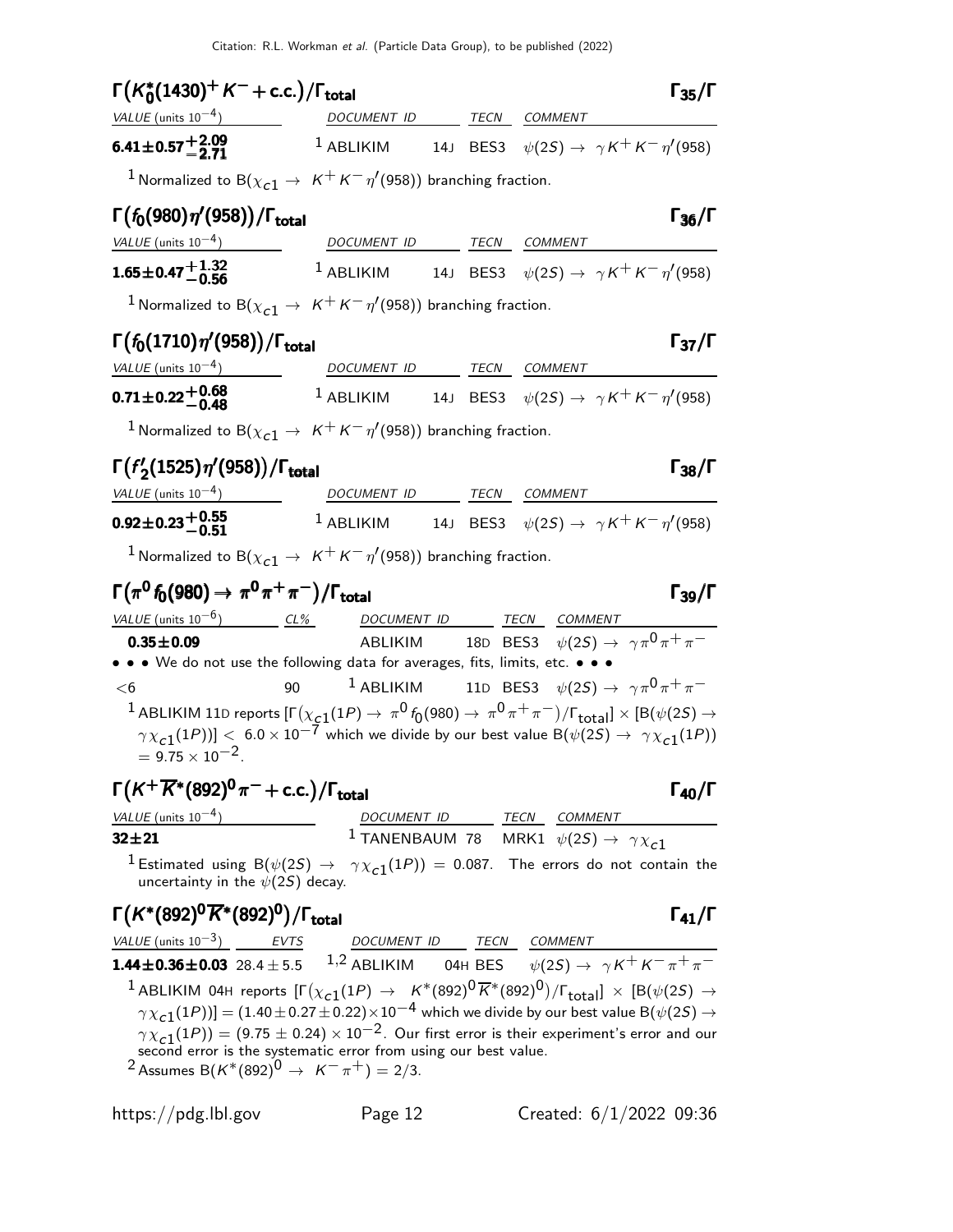### $\Gamma\big(K_0^*(1430)^+ K^- + \text{c.c.}\big)/\Gamma_{\text{total}}$ — $\Gamma_{35}/\Gamma$

| VALUE (units $10^{-4}$) | DOCUMENT ID | TECN | COMMENT |
|---|---|---|---|
| $\mathbf{6.41 \pm 0.57^{+2.09}_{-2.71}}$ | [1] ABLIKIM 14J | BES3 | $\psi(2S) \to \gamma K^+ K^- \eta'(958)$ |

[1] Normalized to $B(\chi_{c1} \to K^+ K^- \eta'(958))$ branching fraction.

### $\Gamma\big(f_0(980)\eta'(958)\big)/\Gamma_{\text{total}}$ — $\Gamma_{36}/\Gamma$

| VALUE (units $10^{-4}$) | DOCUMENT ID | TECN | COMMENT |
|---|---|---|---|
| $\mathbf{1.65 \pm 0.47^{+1.32}_{-0.56}}$ | [1] ABLIKIM 14J | BES3 | $\psi(2S) \to \gamma K^+ K^- \eta'(958)$ |

[1] Normalized to $B(\chi_{c1} \to K^+ K^- \eta'(958))$ branching fraction.

### $\Gamma\big(f_0(1710)\eta'(958)\big)/\Gamma_{\text{total}}$ — $\Gamma_{37}/\Gamma$

| VALUE (units $10^{-4}$) | DOCUMENT ID | TECN | COMMENT |
|---|---|---|---|
| $\mathbf{0.71 \pm 0.22^{+0.68}_{-0.48}}$ | [1] ABLIKIM 14J | BES3 | $\psi(2S) \to \gamma K^+ K^- \eta'(958)$ |

[1] Normalized to $B(\chi_{c1} \to K^+ K^- \eta'(958))$ branching fraction.

### $\Gamma\big(f_2'(1525)\eta'(958)\big)/\Gamma_{\text{total}}$ — $\Gamma_{38}/\Gamma$

| VALUE (units $10^{-4}$) | DOCUMENT ID | TECN | COMMENT |
|---|---|---|---|
| $\mathbf{0.92 \pm 0.23^{+0.55}_{-0.51}}$ | [1] ABLIKIM 14J | BES3 | $\psi(2S) \to \gamma K^+ K^- \eta'(958)$ |

[1] Normalized to $B(\chi_{c1} \to K^+ K^- \eta'(958))$ branching fraction.

### $\Gamma\big(\pi^0 f_0(980) \to \pi^0\pi^+\pi^-\big)/\Gamma_{\text{total}}$ — $\Gamma_{39}/\Gamma$

| VALUE (units $10^{-6}$) | CL% | DOCUMENT ID | TECN | COMMENT |
|---|---|---|---|---|
| $\mathbf{0.35 \pm 0.09}$ | | ABLIKIM 18D | BES3 | $\psi(2S) \to \gamma\pi^0\pi^+\pi^-$ |
| • • • We do not use the following data for averages, fits, limits, etc. • • • | | | | |
| $<6$ | 90 | [1] ABLIKIM 11D | BES3 | $\psi(2S) \to \gamma\pi^0\pi^+\pi^-$ |

[1] ABLIKIM 11D reports $[\Gamma(\chi_{c1}(1P) \to \pi^0 f_0(980) \to \pi^0\pi^+\pi^-)/\Gamma_{\text{total}}] \times [B(\psi(2S) \to \gamma\chi_{c1}(1P))] < 6.0 \times 10^{-7}$ which we divide by our best value $B(\psi(2S) \to \gamma\chi_{c1}(1P)) = 9.75 \times 10^{-2}$.

### $\Gamma\big(K^+\overline{K}^*(892)^0\pi^- + \text{c.c.}\big)/\Gamma_{\text{total}}$ — $\Gamma_{40}/\Gamma$

| VALUE (units $10^{-4}$) | DOCUMENT ID | TECN | COMMENT |
|---|---|---|---|
| $\mathbf{32 \pm 21}$ | [1] TANENBAUM 78 | MRK1 | $\psi(2S) \to \gamma\chi_{c1}$ |

[1] Estimated using $B(\psi(2S) \to \gamma\chi_{c1}(1P)) = 0.087$. The errors do not contain the uncertainty in the $\psi(2S)$ decay.

### $\Gamma\big(K^*(892)^0\overline{K}^*(892)^0\big)/\Gamma_{\text{total}}$ — $\Gamma_{41}/\Gamma$

| VALUE (units $10^{-3}$) | EVTS | DOCUMENT ID | TECN | COMMENT |
|---|---|---|---|---|
| $\mathbf{1.44 \pm 0.36 \pm 0.03}$ | $28.4 \pm 5.5$ | [1,2] ABLIKIM 04H | BES | $\psi(2S) \to \gamma K^+ K^- \pi^+\pi^-$ |

[1] ABLIKIM 04H reports $[\Gamma(\chi_{c1}(1P) \to K^*(892)^0\overline{K}^*(892)^0)/\Gamma_{\text{total}}] \times [B(\psi(2S) \to \gamma\chi_{c1}(1P))] = (1.40 \pm 0.27 \pm 0.22) \times 10^{-4}$ which we divide by our best value $B(\psi(2S) \to \gamma\chi_{c1}(1P)) = (9.75 \pm 0.24) \times 10^{-2}$. Our first error is their experiment's error and our second error is the systematic error from using our best value.

[2] Assumes $B(K^*(892)^0 \to K^-\pi^+) = 2/3$.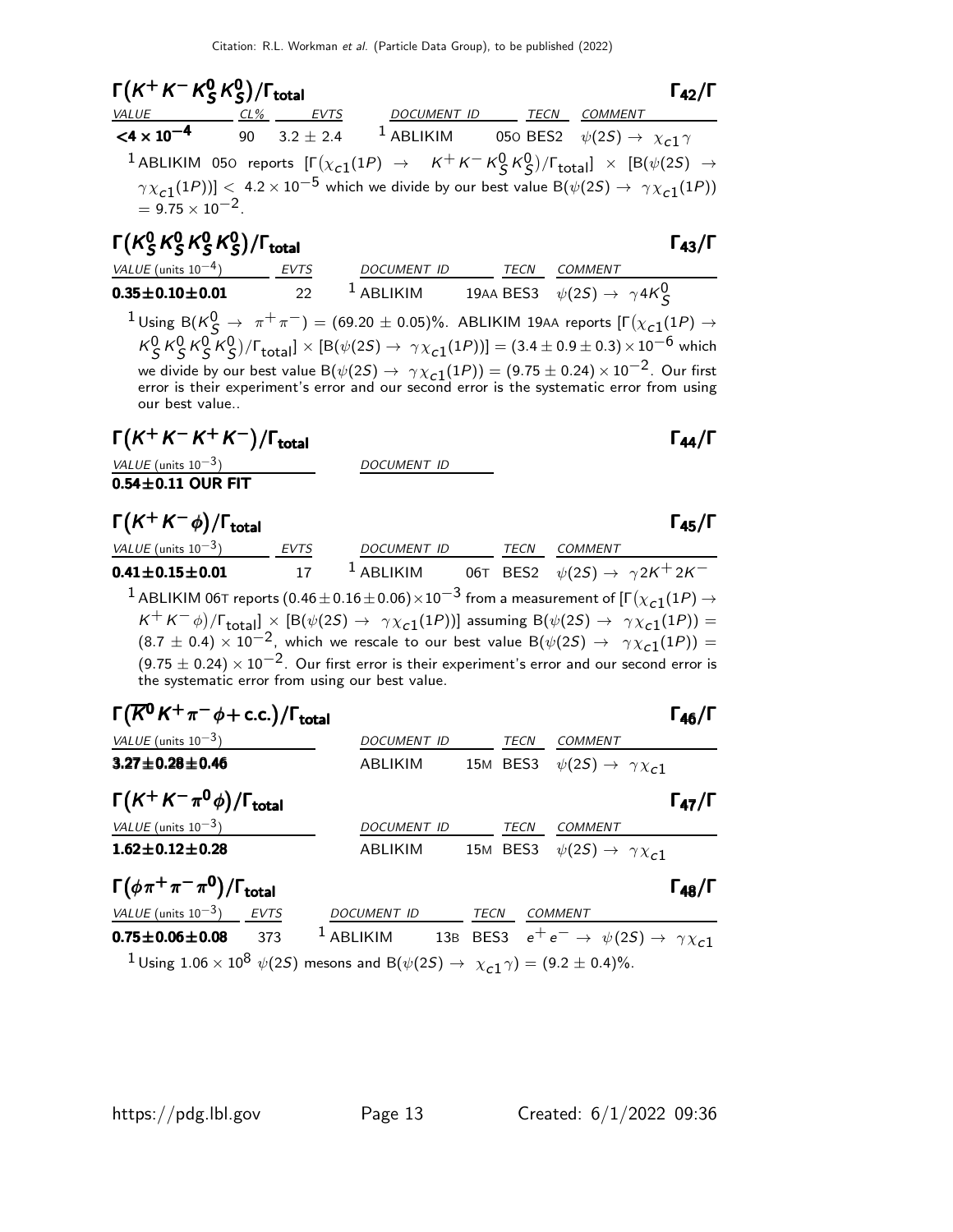## $\Gamma(K^+K^-K^0_S K^0_S)/\Gamma_{total}$ $\Gamma_{42}/\Gamma$

| VALUE | CL% | EVTS | DOCUMENT ID | | TECN | COMMENT |
|---|---|---|---|---|---|---|
| **$<4 \times 10^{-4}$** | 90 | $3.2 \pm 2.4$ | [1] ABLIKIM | 05O | BES2 | $\psi(2S) \rightarrow \chi_{c1}\gamma$ |

[1] ABLIKIM 05O reports $[\Gamma(\chi_{c1}(1P) \rightarrow K^+K^-K^0_S K^0_S)/\Gamma_{total}] \times [B(\psi(2S) \rightarrow \gamma\chi_{c1}(1P))] < 4.2 \times 10^{-5}$ which we divide by our best value $B(\psi(2S) \rightarrow \gamma\chi_{c1}(1P)) = 9.75 \times 10^{-2}$.

## $\Gamma(K^0_S K^0_S K^0_S K^0_S)/\Gamma_{total}$ $\Gamma_{43}/\Gamma$

| VALUE (units $10^{-4}$) | EVTS | DOCUMENT ID | | TECN | COMMENT |
|---|---|---|---|---|---|
| **$0.35 \pm 0.10 \pm 0.01$** | 22 | [1] ABLIKIM | 19AA | BES3 | $\psi(2S) \rightarrow \gamma 4K^0_S$ |

[1] Using $B(K^0_S \rightarrow \pi^+\pi^-) = (69.20 \pm 0.05)\%$. ABLIKIM 19AA reports $[\Gamma(\chi_{c1}(1P) \rightarrow K^0_S K^0_S K^0_S K^0_S)/\Gamma_{total}] \times [B(\psi(2S) \rightarrow \gamma\chi_{c1}(1P))] = (3.4 \pm 0.9 \pm 0.3) \times 10^{-6}$ which we divide by our best value $B(\psi(2S) \rightarrow \gamma\chi_{c1}(1P)) = (9.75 \pm 0.24) \times 10^{-2}$. Our first error is their experiment's error and our second error is the systematic error from using our best value..

## $\Gamma(K^+K^-K^+K^-)/\Gamma_{total}$ $\Gamma_{44}/\Gamma$

| VALUE (units $10^{-3}$) | DOCUMENT ID |
|---|---|
| **$0.54 \pm 0.11$ OUR FIT** | |

## $\Gamma(K^+K^-\phi)/\Gamma_{total}$ $\Gamma_{45}/\Gamma$

| VALUE (units $10^{-3}$) | EVTS | DOCUMENT ID | | TECN | COMMENT |
|---|---|---|---|---|---|
| **$0.41 \pm 0.15 \pm 0.01$** | 17 | [1] ABLIKIM | 06T | BES2 | $\psi(2S) \rightarrow \gamma 2K^+2K^-$ |

[1] ABLIKIM 06T reports $(0.46 \pm 0.16 \pm 0.06) \times 10^{-3}$ from a measurement of $[\Gamma(\chi_{c1}(1P) \rightarrow K^+K^-\phi)/\Gamma_{total}] \times [B(\psi(2S) \rightarrow \gamma\chi_{c1}(1P))]$ assuming $B(\psi(2S) \rightarrow \gamma\chi_{c1}(1P)) = (8.7 \pm 0.4) \times 10^{-2}$, which we rescale to our best value $B(\psi(2S) \rightarrow \gamma\chi_{c1}(1P)) = (9.75 \pm 0.24) \times 10^{-2}$. Our first error is their experiment's error and our second error is the systematic error from using our best value.

## $\Gamma(\overline{K}^0 K^+\pi^-\phi + c.c.)/\Gamma_{total}$ $\Gamma_{46}/\Gamma$

| VALUE (units $10^{-3}$) | DOCUMENT ID | | TECN | COMMENT |
|---|---|---|---|---|
| **$3.27 \pm 0.28 \pm 0.46$** | ABLIKIM | 15M | BES3 | $\psi(2S) \rightarrow \gamma\chi_{c1}$ |

## $\Gamma(K^+K^-\pi^0\phi)/\Gamma_{total}$ $\Gamma_{47}/\Gamma$

| VALUE (units $10^{-3}$) | DOCUMENT ID | | TECN | COMMENT |
|---|---|---|---|---|
| **$1.62 \pm 0.12 \pm 0.28$** | ABLIKIM | 15M | BES3 | $\psi(2S) \rightarrow \gamma\chi_{c1}$ |

## $\Gamma(\phi\pi^+\pi^-\pi^0)/\Gamma_{total}$ $\Gamma_{48}/\Gamma$

| VALUE (units $10^{-3}$) | EVTS | DOCUMENT ID | | TECN | COMMENT |
|---|---|---|---|---|---|
| **$0.75 \pm 0.06 \pm 0.08$** | 373 | [1] ABLIKIM | 13B | BES3 | $e^+e^- \rightarrow \psi(2S) \rightarrow \gamma\chi_{c1}$ |

[1] Using $1.06 \times 10^8$ $\psi(2S)$ mesons and $B(\psi(2S) \rightarrow \chi_{c1}\gamma) = (9.2 \pm 0.4)\%$.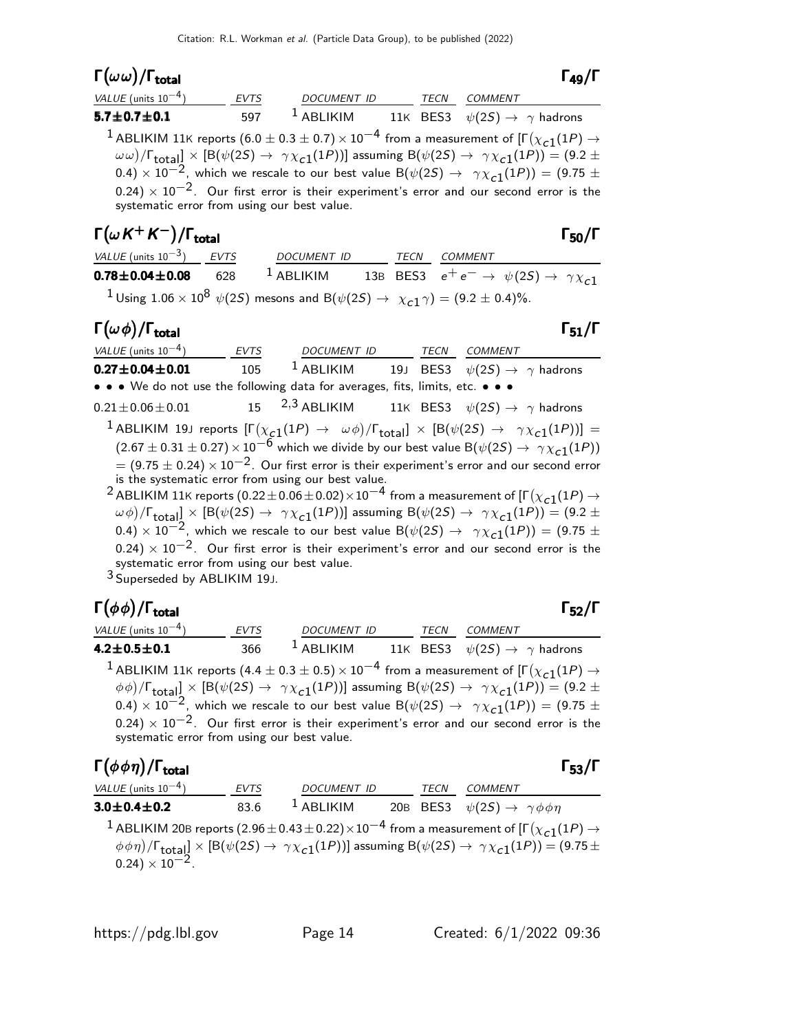## $\Gamma(\omega\omega)/\Gamma_{\text{total}}$ $\Gamma_{49}/\Gamma$

| VALUE (units $10^{-4}$) | EVTS | DOCUMENT ID | | TECN | COMMENT |
|---|---|---|---|---|---|
| **5.7±0.7±0.1** | 597 | [1] ABLIKIM | 11K | BES3 | $\psi(2S) \to \gamma$ hadrons |

[1] ABLIKIM 11K reports $(6.0 \pm 0.3 \pm 0.7) \times 10^{-4}$ from a measurement of $[\Gamma(\chi_{c1}(1P) \to \omega\omega)/\Gamma_{\text{total}}] \times [B(\psi(2S) \to \gamma\chi_{c1}(1P))]$ assuming $B(\psi(2S) \to \gamma\chi_{c1}(1P)) = (9.2 \pm 0.4) \times 10^{-2}$, which we rescale to our best value $B(\psi(2S) \to \gamma\chi_{c1}(1P)) = (9.75 \pm 0.24) \times 10^{-2}$. Our first error is their experiment's error and our second error is the systematic error from using our best value.

## $\Gamma(\omega K^+ K^-)/\Gamma_{\text{total}}$ $\Gamma_{50}/\Gamma$

| VALUE (units $10^{-3}$) | EVTS | DOCUMENT ID | | TECN | COMMENT |
|---|---|---|---|---|---|
| **0.78±0.04±0.08** | 628 | [1] ABLIKIM | 13B | BES3 | $e^+e^- \to \psi(2S) \to \gamma\chi_{c1}$ |

[1] Using $1.06 \times 10^8$ $\psi(2S)$ mesons and $B(\psi(2S) \to \chi_{c1}\gamma) = (9.2 \pm 0.4)\%$.

## $\Gamma(\omega\phi)/\Gamma_{\text{total}}$ $\Gamma_{51}/\Gamma$

| VALUE (units $10^{-4}$) | EVTS | DOCUMENT ID | | TECN | COMMENT |
|---|---|---|---|---|---|
| **0.27±0.04±0.01** | 105 | [1] ABLIKIM | 19J | BES3 | $\psi(2S) \to \gamma$ hadrons |
| • • • We do not use the following data for averages, fits, limits, etc. • • • | | | | | |
| 0.21±0.06±0.01 | 15 | [2,3] ABLIKIM | 11K | BES3 | $\psi(2S) \to \gamma$ hadrons |

[1] ABLIKIM 19J reports $[\Gamma(\chi_{c1}(1P) \to \omega\phi)/\Gamma_{\text{total}}] \times [B(\psi(2S) \to \gamma\chi_{c1}(1P))] = (2.67 \pm 0.31 \pm 0.27) \times 10^{-6}$ which we divide by our best value $B(\psi(2S) \to \gamma\chi_{c1}(1P)) = (9.75 \pm 0.24) \times 10^{-2}$. Our first error is their experiment's error and our second error is the systematic error from using our best value.

[2] ABLIKIM 11K reports $(0.22 \pm 0.06 \pm 0.02) \times 10^{-4}$ from a measurement of $[\Gamma(\chi_{c1}(1P) \to \omega\phi)/\Gamma_{\text{total}}] \times [B(\psi(2S) \to \gamma\chi_{c1}(1P))]$ assuming $B(\psi(2S) \to \gamma\chi_{c1}(1P)) = (9.2 \pm 0.4) \times 10^{-2}$, which we rescale to our best value $B(\psi(2S) \to \gamma\chi_{c1}(1P)) = (9.75 \pm 0.24) \times 10^{-2}$. Our first error is their experiment's error and our second error is the systematic error from using our best value.

[3] Superseded by ABLIKIM 19J.

## $\Gamma(\phi\phi)/\Gamma_{\text{total}}$ $\Gamma_{52}/\Gamma$

| VALUE (units $10^{-4}$) | EVTS | DOCUMENT ID | | TECN | COMMENT |
|---|---|---|---|---|---|
| **4.2±0.5±0.1** | 366 | [1] ABLIKIM | 11K | BES3 | $\psi(2S) \to \gamma$ hadrons |

[1] ABLIKIM 11K reports $(4.4 \pm 0.3 \pm 0.5) \times 10^{-4}$ from a measurement of $[\Gamma(\chi_{c1}(1P) \to \phi\phi)/\Gamma_{\text{total}}] \times [B(\psi(2S) \to \gamma\chi_{c1}(1P))]$ assuming $B(\psi(2S) \to \gamma\chi_{c1}(1P)) = (9.2 \pm 0.4) \times 10^{-2}$, which we rescale to our best value $B(\psi(2S) \to \gamma\chi_{c1}(1P)) = (9.75 \pm 0.24) \times 10^{-2}$. Our first error is their experiment's error and our second error is the systematic error from using our best value.

## $\Gamma(\phi\phi\eta)/\Gamma_{\text{total}}$ $\Gamma_{53}/\Gamma$

| VALUE (units $10^{-4}$) | EVTS | DOCUMENT ID | | TECN | COMMENT |
|---|---|---|---|---|---|
| **3.0±0.4±0.2** | 83.6 | [1] ABLIKIM | 20B | BES3 | $\psi(2S) \to \gamma\phi\phi\eta$ |

[1] ABLIKIM 20B reports $(2.96 \pm 0.43 \pm 0.22) \times 10^{-4}$ from a measurement of $[\Gamma(\chi_{c1}(1P) \to \phi\phi\eta)/\Gamma_{\text{total}}] \times [B(\psi(2S) \to \gamma\chi_{c1}(1P))]$ assuming $B(\psi(2S) \to \gamma\chi_{c1}(1P)) = (9.75 \pm 0.24) \times 10^{-2}$.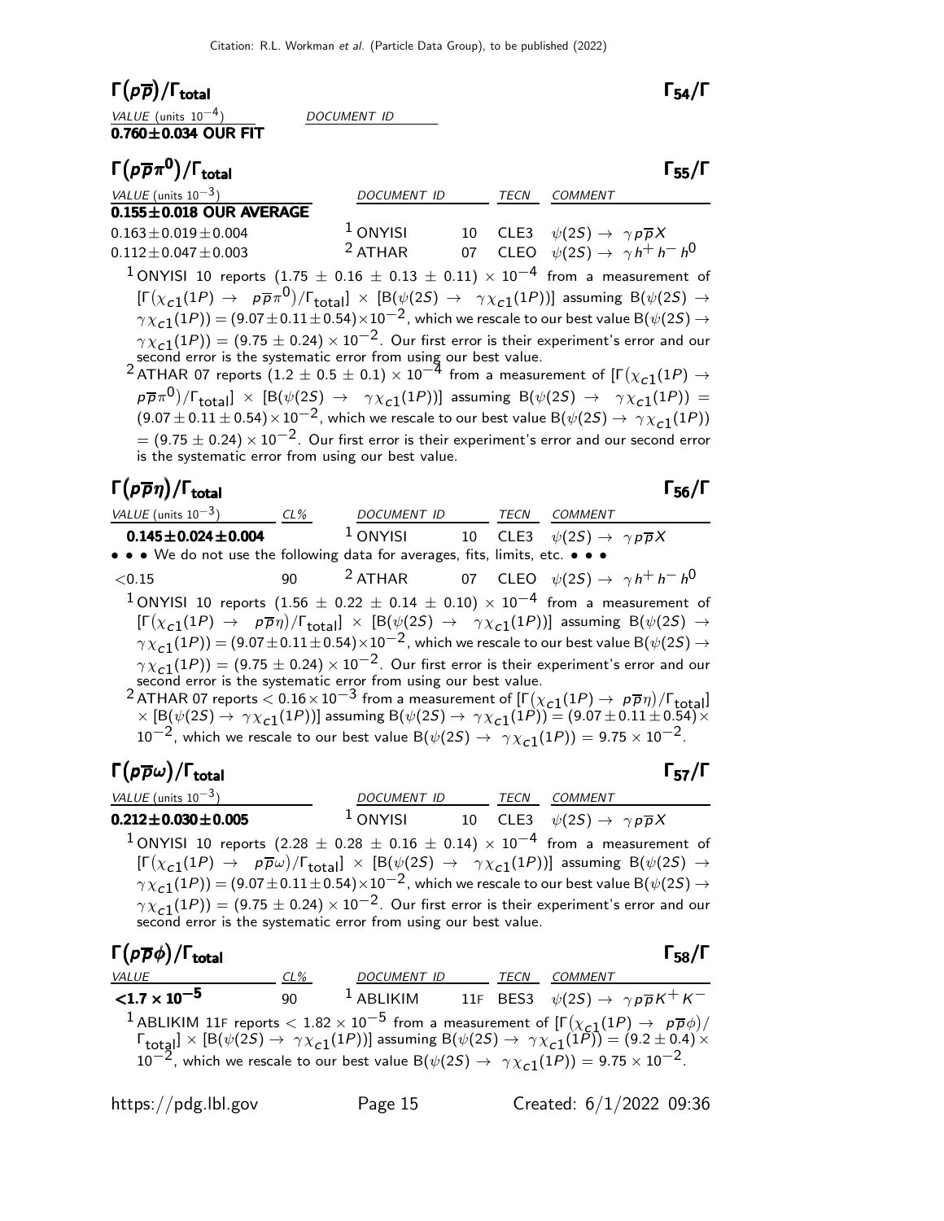## $\Gamma(p\overline{p})/\Gamma_{\text{total}}$ $\Gamma_{54}/\Gamma$

| VALUE (units $10^{-4}$) | DOCUMENT ID |
|---|---|
| **0.760±0.034 OUR FIT** | |

## $\Gamma(p\overline{p}\pi^0)/\Gamma_{\text{total}}$ $\Gamma_{55}/\Gamma$

| VALUE (units $10^{-3}$) | DOCUMENT ID | | TECN | COMMENT |
|---|---|---|---|---|
| **0.155±0.018 OUR AVERAGE** | | | | |
| $0.163 \pm 0.019 \pm 0.004$ | [1] ONYISI | 10 | CLE3 | $\psi(2S) \to \gamma p\overline{p}X$ |
| $0.112 \pm 0.047 \pm 0.003$ | [2] ATHAR | 07 | CLEO | $\psi(2S) \to \gamma h^+ h^- h^0$ |

[1] ONYISI 10 reports $(1.75 \pm 0.16 \pm 0.13 \pm 0.11) \times 10^{-4}$ from a measurement of $[\Gamma(\chi_{c1}(1P) \to p\overline{p}\pi^0)/\Gamma_{\text{total}}] \times [B(\psi(2S) \to \gamma\chi_{c1}(1P))]$ assuming $B(\psi(2S) \to \gamma\chi_{c1}(1P)) = (9.07 \pm 0.11 \pm 0.54) \times 10^{-2}$, which we rescale to our best value $B(\psi(2S) \to \gamma\chi_{c1}(1P)) = (9.75 \pm 0.24) \times 10^{-2}$. Our first error is their experiment's error and our second error is the systematic error from using our best value.

[2] ATHAR 07 reports $(1.2 \pm 0.5 \pm 0.1) \times 10^{-4}$ from a measurement of $[\Gamma(\chi_{c1}(1P) \to p\overline{p}\pi^0)/\Gamma_{\text{total}}] \times [B(\psi(2S) \to \gamma\chi_{c1}(1P))]$ assuming $B(\psi(2S) \to \gamma\chi_{c1}(1P)) = (9.07 \pm 0.11 \pm 0.54) \times 10^{-2}$, which we rescale to our best value $B(\psi(2S) \to \gamma\chi_{c1}(1P)) = (9.75 \pm 0.24) \times 10^{-2}$. Our first error is their experiment's error and our second error is the systematic error from using our best value.

## $\Gamma(p\overline{p}\eta)/\Gamma_{\text{total}}$ $\Gamma_{56}/\Gamma$

| VALUE (units $10^{-3}$) | CL% | DOCUMENT ID | | TECN | COMMENT |
|---|---|---|---|---|---|
| **$0.145 \pm 0.024 \pm 0.004$** | | [1] ONYISI | 10 | CLE3 | $\psi(2S) \to \gamma p\overline{p}X$ |
| • • • We do not use the following data for averages, fits, limits, etc. • • • | | | | | |
| $<0.15$ | 90 | [2] ATHAR | 07 | CLEO | $\psi(2S) \to \gamma h^+ h^- h^0$ |

[1] ONYISI 10 reports $(1.56 \pm 0.22 \pm 0.14 \pm 0.10) \times 10^{-4}$ from a measurement of $[\Gamma(\chi_{c1}(1P) \to p\overline{p}\eta)/\Gamma_{\text{total}}] \times [B(\psi(2S) \to \gamma\chi_{c1}(1P))]$ assuming $B(\psi(2S) \to \gamma\chi_{c1}(1P)) = (9.07 \pm 0.11 \pm 0.54) \times 10^{-2}$, which we rescale to our best value $B(\psi(2S) \to \gamma\chi_{c1}(1P)) = (9.75 \pm 0.24) \times 10^{-2}$. Our first error is their experiment's error and our second error is the systematic error from using our best value.

[2] ATHAR 07 reports $< 0.16 \times 10^{-3}$ from a measurement of $[\Gamma(\chi_{c1}(1P) \to p\overline{p}\eta)/\Gamma_{\text{total}}] \times [B(\psi(2S) \to \gamma\chi_{c1}(1P))]$ assuming $B(\psi(2S) \to \gamma\chi_{c1}(1P)) = (9.07 \pm 0.11 \pm 0.54) \times 10^{-2}$, which we rescale to our best value $B(\psi(2S) \to \gamma\chi_{c1}(1P)) = 9.75 \times 10^{-2}$.

## $\Gamma(p\overline{p}\omega)/\Gamma_{\text{total}}$ $\Gamma_{57}/\Gamma$

| VALUE (units $10^{-3}$) | DOCUMENT ID | | TECN | COMMENT |
|---|---|---|---|---|
| **$0.212 \pm 0.030 \pm 0.005$** | [1] ONYISI | 10 | CLE3 | $\psi(2S) \to \gamma p\overline{p}X$ |

[1] ONYISI 10 reports $(2.28 \pm 0.28 \pm 0.16 \pm 0.14) \times 10^{-4}$ from a measurement of $[\Gamma(\chi_{c1}(1P) \to p\overline{p}\omega)/\Gamma_{\text{total}}] \times [B(\psi(2S) \to \gamma\chi_{c1}(1P))]$ assuming $B(\psi(2S) \to \gamma\chi_{c1}(1P)) = (9.07 \pm 0.11 \pm 0.54) \times 10^{-2}$, which we rescale to our best value $B(\psi(2S) \to \gamma\chi_{c1}(1P)) = (9.75 \pm 0.24) \times 10^{-2}$. Our first error is their experiment's error and our second error is the systematic error from using our best value.

## $\Gamma(p\overline{p}\phi)/\Gamma_{\text{total}}$ $\Gamma_{58}/\Gamma$

| VALUE | CL% | DOCUMENT ID | | TECN | COMMENT |
|---|---|---|---|---|---|
| **$<1.7 \times 10^{-5}$** | 90 | [1] ABLIKIM | 11F | BES3 | $\psi(2S) \to \gamma p\overline{p}K^+K^-$ |

[1] ABLIKIM 11F reports $< 1.82 \times 10^{-5}$ from a measurement of $[\Gamma(\chi_{c1}(1P) \to p\overline{p}\phi)/\Gamma_{\text{total}}] \times [B(\psi(2S) \to \gamma\chi_{c1}(1P))]$ assuming $B(\psi(2S) \to \gamma\chi_{c1}(1P)) = (9.2 \pm 0.4) \times 10^{-2}$, which we rescale to our best value $B(\psi(2S) \to \gamma\chi_{c1}(1P)) = 9.75 \times 10^{-2}$.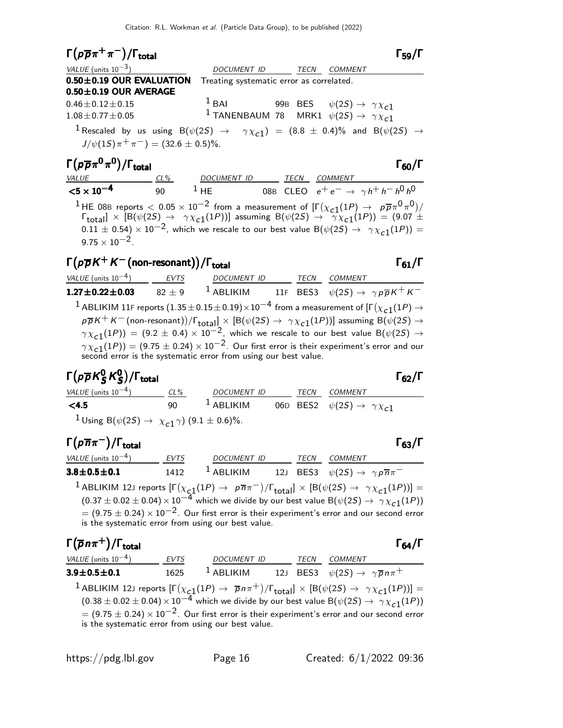## $\Gamma(p\overline{p}\pi^+\pi^-)/\Gamma_{\text{total}}$ $\Gamma_{59}/\Gamma$

| VALUE (units $10^{-3}$) | DOCUMENT ID | TECN | COMMENT |
|---|---|---|---|
| **0.50±0.19 OUR EVALUATION** | Treating systematic error as correlated. | | |
| **0.50±0.19 OUR AVERAGE** | | | |
| $0.46\pm0.12\pm0.15$ | [1] BAI 99B | BES | $\psi(2S) \to \gamma\chi_{c1}$ |
| $1.08\pm0.77\pm0.05$ | [1] TANENBAUM 78 | MRK1 | $\psi(2S) \to \gamma\chi_{c1}$ |

[1] Rescaled by us using $B(\psi(2S) \to \gamma\chi_{c1}) = (8.8 \pm 0.4)\%$ and $B(\psi(2S) \to J/\psi(1S)\pi^+\pi^-) = (32.6 \pm 0.5)\%$.

## $\Gamma(p\overline{p}\pi^0\pi^0)/\Gamma_{\text{total}}$ $\Gamma_{60}/\Gamma$

| VALUE | CL% | DOCUMENT ID | TECN | COMMENT |
|---|---|---|---|---|
| $<5 \times 10^{-4}$ | 90 | [1] HE 08B | CLEO | $e^+e^- \to \gamma h^+h^-h^0h^0$ |

[1] HE 08B reports $< 0.05 \times 10^{-2}$ from a measurement of $[\Gamma(\chi_{c1}(1P) \to p\overline{p}\pi^0\pi^0)/\Gamma_{\text{total}}] \times [B(\psi(2S) \to \gamma\chi_{c1}(1P))]$ assuming $B(\psi(2S) \to \gamma\chi_{c1}(1P)) = (9.07 \pm 0.11 \pm 0.54) \times 10^{-2}$, which we rescale to our best value $B(\psi(2S) \to \gamma\chi_{c1}(1P)) = 9.75 \times 10^{-2}$.

## $\Gamma(p\overline{p}K^+K^-\text{(non-resonant)})/\Gamma_{\text{total}}$ $\Gamma_{61}/\Gamma$

| VALUE (units $10^{-4}$) | EVTS | DOCUMENT ID | TECN | COMMENT |
|---|---|---|---|---|
| **1.27±0.22±0.03** | $82 \pm 9$ | [1] ABLIKIM 11F | BES3 | $\psi(2S) \to \gamma p\overline{p}K^+K^-$ |

[1] ABLIKIM 11F reports $(1.35 \pm 0.15 \pm 0.19) \times 10^{-4}$ from a measurement of $[\Gamma(\chi_{c1}(1P) \to p\overline{p}K^+K^-\text{(non-resonant)})/\Gamma_{\text{total}}] \times [B(\psi(2S) \to \gamma\chi_{c1}(1P))]$ assuming $B(\psi(2S) \to \gamma\chi_{c1}(1P)) = (9.2 \pm 0.4) \times 10^{-2}$, which we rescale to our best value $B(\psi(2S) \to \gamma\chi_{c1}(1P)) = (9.75 \pm 0.24) \times 10^{-2}$. Our first error is their experiment's error and our second error is the systematic error from using our best value.

## $\Gamma(p\overline{p}K^0_S K^0_S)/\Gamma_{\text{total}}$ $\Gamma_{62}/\Gamma$

| VALUE (units $10^{-4}$) | CL% | DOCUMENT ID | TECN | COMMENT |
|---|---|---|---|---|
| $<4.5$ | 90 | [1] ABLIKIM 06D | BES2 | $\psi(2S) \to \gamma\chi_{c1}$ |

[1] Using $B(\psi(2S) \to \chi_{c1}\gamma)$ $(9.1 \pm 0.6)\%$.

## $\Gamma(p\overline{n}\pi^-)/\Gamma_{\text{total}}$ $\Gamma_{63}/\Gamma$

| VALUE (units $10^{-4}$) | EVTS | DOCUMENT ID | TECN | COMMENT |
|---|---|---|---|---|
| **3.8±0.5±0.1** | 1412 | [1] ABLIKIM 12J | BES3 | $\psi(2S) \to \gamma p\overline{n}\pi^-$ |

[1] ABLIKIM 12J reports $[\Gamma(\chi_{c1}(1P) \to p\overline{n}\pi^-)/\Gamma_{\text{total}}] \times [B(\psi(2S) \to \gamma\chi_{c1}(1P))] = (0.37 \pm 0.02 \pm 0.04) \times 10^{-4}$ which we divide by our best value $B(\psi(2S) \to \gamma\chi_{c1}(1P)) = (9.75 \pm 0.24) \times 10^{-2}$. Our first error is their experiment's error and our second error is the systematic error from using our best value.

## $\Gamma(\overline{p}n\pi^+)/\Gamma_{\text{total}}$ $\Gamma_{64}/\Gamma$

| VALUE (units $10^{-4}$) | EVTS | DOCUMENT ID | TECN | COMMENT |
|---|---|---|---|---|
| **3.9±0.5±0.1** | 1625 | [1] ABLIKIM 12J | BES3 | $\psi(2S) \to \gamma\overline{p}n\pi^+$ |

[1] ABLIKIM 12J reports $[\Gamma(\chi_{c1}(1P) \to \overline{p}n\pi^+)/\Gamma_{\text{total}}] \times [B(\psi(2S) \to \gamma\chi_{c1}(1P))] = (0.38 \pm 0.02 \pm 0.04) \times 10^{-4}$ which we divide by our best value $B(\psi(2S) \to \gamma\chi_{c1}(1P)) = (9.75 \pm 0.24) \times 10^{-2}$. Our first error is their experiment's error and our second error is the systematic error from using our best value.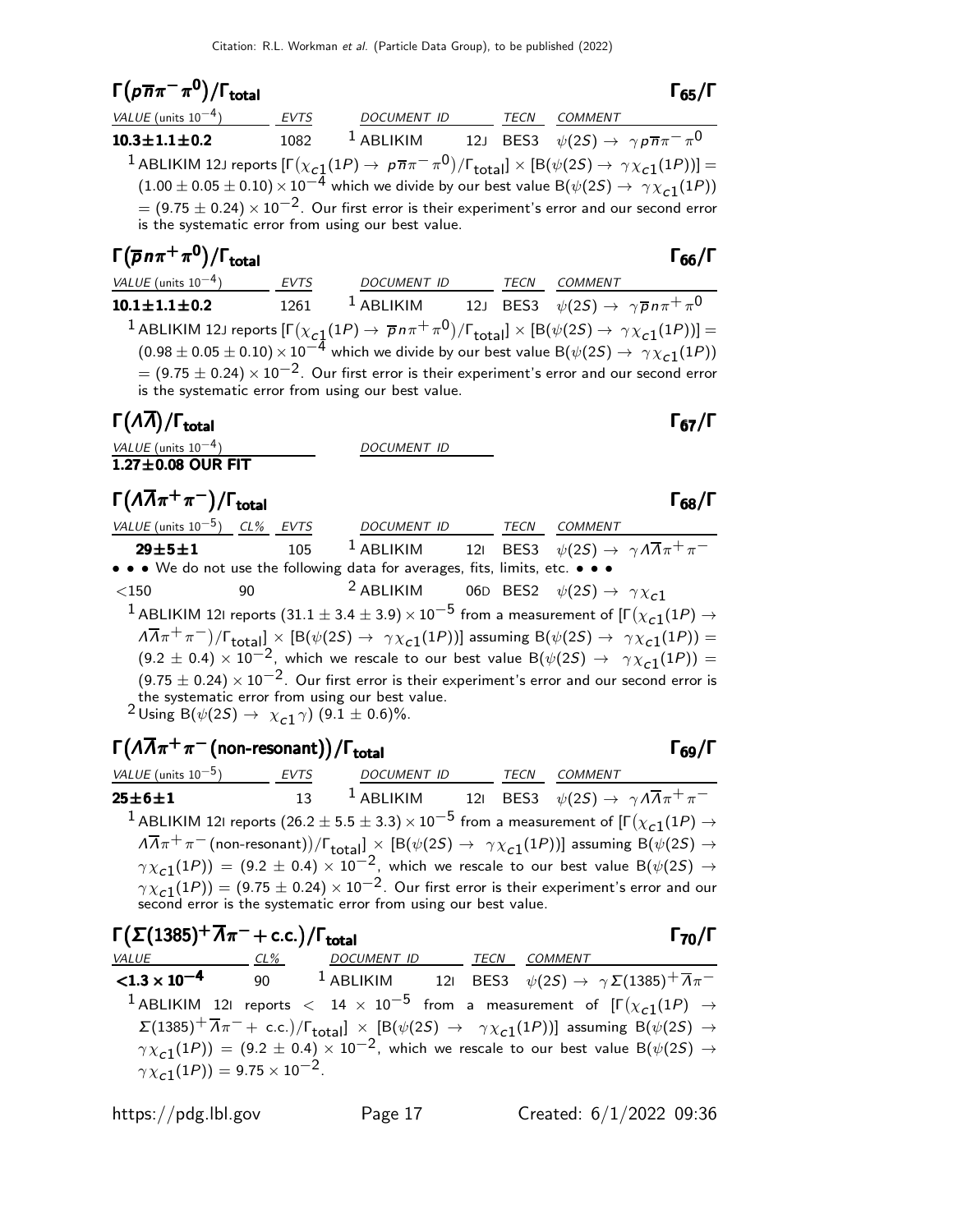## $\Gamma(p\overline{n}\pi^-\pi^0)/\Gamma_{total}$ — $\Gamma_{65}/\Gamma$

| VALUE (units $10^{-4}$) | EVTS | DOCUMENT ID | | TECN | COMMENT |
|---|---|---|---|---|---|
| **10.3±1.1±0.2** | 1082 | [1] ABLIKIM | 12J | BES3 | $\psi(2S) \to \gamma p\overline{n}\pi^-\pi^0$ |

[1] ABLIKIM 12J reports $[\Gamma(\chi_{c1}(1P) \to p\overline{n}\pi^-\pi^0)/\Gamma_{total}] \times [B(\psi(2S) \to \gamma\chi_{c1}(1P))] = (1.00 \pm 0.05 \pm 0.10) \times 10^{-4}$ which we divide by our best value $B(\psi(2S) \to \gamma\chi_{c1}(1P)) = (9.75 \pm 0.24) \times 10^{-2}$. Our first error is their experiment's error and our second error is the systematic error from using our best value.

## $\Gamma(\overline{p}n\pi^+\pi^0)/\Gamma_{total}$ — $\Gamma_{66}/\Gamma$

| VALUE (units $10^{-4}$) | EVTS | DOCUMENT ID | | TECN | COMMENT |
|---|---|---|---|---|---|
| **10.1±1.1±0.2** | 1261 | [1] ABLIKIM | 12J | BES3 | $\psi(2S) \to \gamma\overline{p}n\pi^+\pi^0$ |

[1] ABLIKIM 12J reports $[\Gamma(\chi_{c1}(1P) \to \overline{p}n\pi^+\pi^0)/\Gamma_{total}] \times [B(\psi(2S) \to \gamma\chi_{c1}(1P))] = (0.98 \pm 0.05 \pm 0.10) \times 10^{-4}$ which we divide by our best value $B(\psi(2S) \to \gamma\chi_{c1}(1P)) = (9.75 \pm 0.24) \times 10^{-2}$. Our first error is their experiment's error and our second error is the systematic error from using our best value.

## $\Gamma(\Lambda\overline{\Lambda})/\Gamma_{total}$ — $\Gamma_{67}/\Gamma$

| VALUE (units $10^{-4}$) | DOCUMENT ID |
|---|---|
| **1.27±0.08 OUR FIT** | |

## $\Gamma(\Lambda\overline{\Lambda}\pi^+\pi^-)/\Gamma_{total}$ — $\Gamma_{68}/\Gamma$

| VALUE (units $10^{-5}$) | CL% | EVTS | DOCUMENT ID | | TECN | COMMENT |
|---|---|---|---|---|---|---|
| **29±5±1** | | 105 | [1] ABLIKIM | 12I | BES3 | $\psi(2S) \to \gamma\Lambda\overline{\Lambda}\pi^+\pi^-$ |
| • • • We do not use the following data for averages, fits, limits, etc. • • • | | | | | | |
| <150 | 90 | | [2] ABLIKIM | 06D | BES2 | $\psi(2S) \to \gamma\chi_{c1}$ |

[1] ABLIKIM 12I reports $(31.1 \pm 3.4 \pm 3.9) \times 10^{-5}$ from a measurement of $[\Gamma(\chi_{c1}(1P) \to \Lambda\overline{\Lambda}\pi^+\pi^-)/\Gamma_{total}] \times [B(\psi(2S) \to \gamma\chi_{c1}(1P))]$ assuming $B(\psi(2S) \to \gamma\chi_{c1}(1P)) = (9.2 \pm 0.4) \times 10^{-2}$, which we rescale to our best value $B(\psi(2S) \to \gamma\chi_{c1}(1P)) = (9.75 \pm 0.24) \times 10^{-2}$. Our first error is their experiment's error and our second error is the systematic error from using our best value.

[2] Using $B(\psi(2S) \to \chi_{c1}\gamma)$ $(9.1 \pm 0.6)\%$.

## $\Gamma(\Lambda\overline{\Lambda}\pi^+\pi^-\text{(non-resonant)})/\Gamma_{total}$ — $\Gamma_{69}/\Gamma$

| VALUE (units $10^{-5}$) | EVTS | DOCUMENT ID | | TECN | COMMENT |
|---|---|---|---|---|---|
| **25±6±1** | 13 | [1] ABLIKIM | 12I | BES3 | $\psi(2S) \to \gamma\Lambda\overline{\Lambda}\pi^+\pi^-$ |

[1] ABLIKIM 12I reports $(26.2 \pm 5.5 \pm 3.3) \times 10^{-5}$ from a measurement of $[\Gamma(\chi_{c1}(1P) \to \Lambda\overline{\Lambda}\pi^+\pi^-\text{(non-resonant)})/\Gamma_{total}] \times [B(\psi(2S) \to \gamma\chi_{c1}(1P))]$ assuming $B(\psi(2S) \to \gamma\chi_{c1}(1P)) = (9.2 \pm 0.4) \times 10^{-2}$, which we rescale to our best value $B(\psi(2S) \to \gamma\chi_{c1}(1P)) = (9.75 \pm 0.24) \times 10^{-2}$. Our first error is their experiment's error and our second error is the systematic error from using our best value.

## $\Gamma(\Sigma(1385)^+\overline{\Lambda}\pi^- + \text{c.c.})/\Gamma_{total}$ — $\Gamma_{70}/\Gamma$

| VALUE | CL% | DOCUMENT ID | | TECN | COMMENT |
|---|---|---|---|---|---|
| **$<1.3 \times 10^{-4}$** | 90 | [1] ABLIKIM | 12I | BES3 | $\psi(2S) \to \gamma\Sigma(1385)^+\overline{\Lambda}\pi^-$ |

[1] ABLIKIM 12I reports $< 14 \times 10^{-5}$ from a measurement of $[\Gamma(\chi_{c1}(1P) \to \Sigma(1385)^+\overline{\Lambda}\pi^- + \text{c.c.})/\Gamma_{total}] \times [B(\psi(2S) \to \gamma\chi_{c1}(1P))]$ assuming $B(\psi(2S) \to \gamma\chi_{c1}(1P)) = (9.2 \pm 0.4) \times 10^{-2}$, which we rescale to our best value $B(\psi(2S) \to \gamma\chi_{c1}(1P)) = 9.75 \times 10^{-2}$.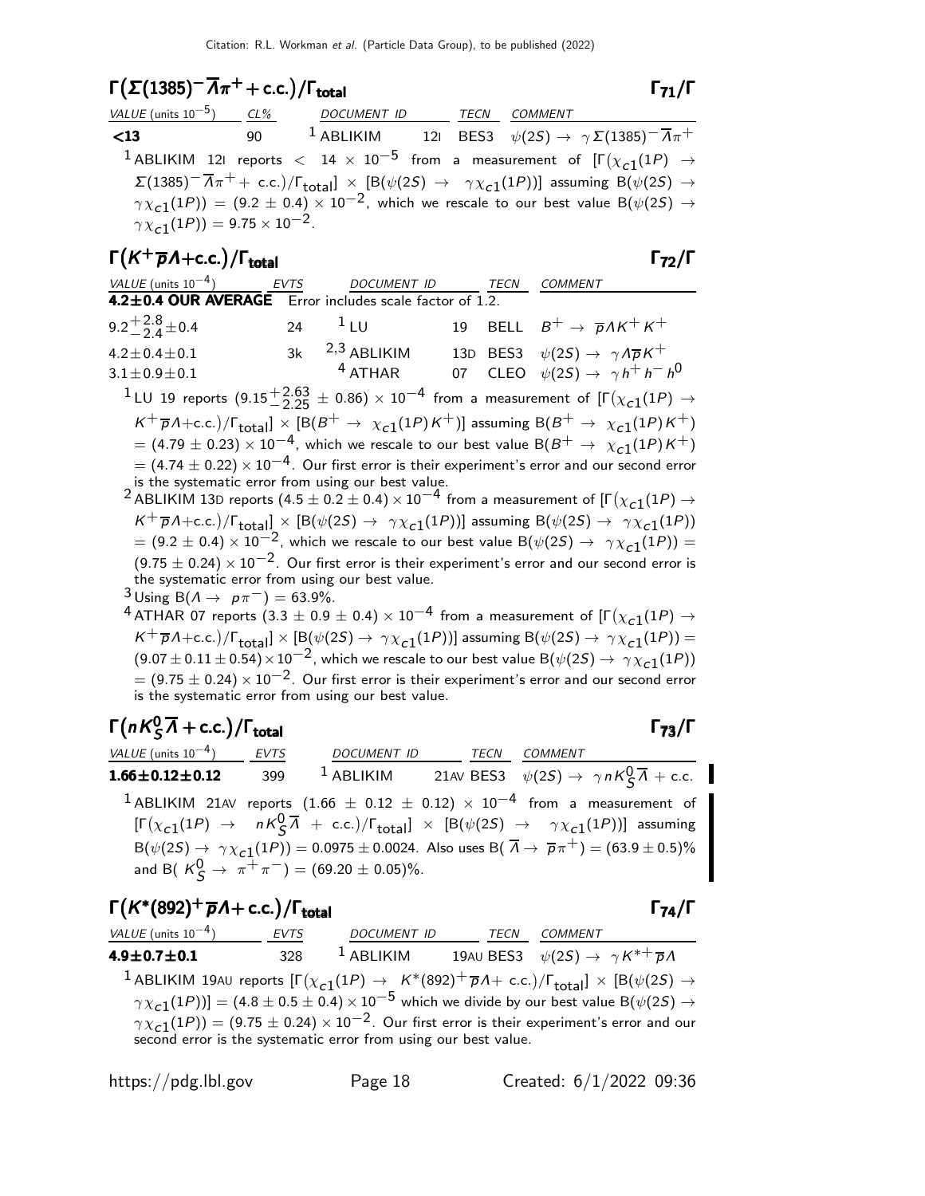## $\Gamma\big(\Sigma(1385)^-\overline{\Lambda}\pi^+ + \text{c.c.}\big)/\Gamma_{\text{total}}$ $\qquad\Gamma_{71}/\Gamma$

| VALUE (units $10^{-5}$) | CL% | DOCUMENT ID | | TECN | COMMENT |
|---|---|---|---|---|---|
| **<13** | 90 | [1] ABLIKIM | 12I | BES3 | $\psi(2S) \to \gamma\Sigma(1385)^-\overline{\Lambda}\pi^+$ |

[1] ABLIKIM 12I reports $< 14 \times 10^{-5}$ from a measurement of $[\Gamma(\chi_{c1}(1P) \to \Sigma(1385)^-\overline{\Lambda}\pi^+ + \text{c.c.})/\Gamma_{\text{total}}] \times [B(\psi(2S) \to \gamma\chi_{c1}(1P))]$ assuming $B(\psi(2S) \to \gamma\chi_{c1}(1P)) = (9.2 \pm 0.4) \times 10^{-2}$, which we rescale to our best value $B(\psi(2S) \to \gamma\chi_{c1}(1P)) = 9.75 \times 10^{-2}$.

## $\Gamma\big(K^+\overline{p}\Lambda\text{+c.c.}\big)/\Gamma_{\text{total}}$ $\qquad\Gamma_{72}/\Gamma$

| VALUE (units $10^{-4}$) | EVTS | DOCUMENT ID | | TECN | COMMENT |
|---|---|---|---|---|---|
| **4.2±0.4 OUR AVERAGE** | Error includes scale factor of 1.2. | | | | |
| $9.2^{+2.8}_{-2.4}\pm0.4$ | 24 | [1] LU | 19 | BELL | $B^+ \to \overline{p}\Lambda K^+ K^+$ |
| $4.2\pm0.4\pm0.1$ | 3k | [2,3] ABLIKIM | 13D | BES3 | $\psi(2S) \to \gamma\Lambda\overline{p}K^+$ |
| $3.1\pm0.9\pm0.1$ | | [4] ATHAR | 07 | CLEO | $\psi(2S) \to \gamma h^+ h^- h^0$ |

[1] LU 19 reports $(9.15^{+2.63}_{-2.25} \pm 0.86) \times 10^{-4}$ from a measurement of $[\Gamma(\chi_{c1}(1P) \to K^+\overline{p}\Lambda\text{+c.c.})/\Gamma_{\text{total}}] \times [B(B^+ \to \chi_{c1}(1P)K^+)]$ assuming $B(B^+ \to \chi_{c1}(1P)K^+) = (4.79 \pm 0.23) \times 10^{-4}$, which we rescale to our best value $B(B^+ \to \chi_{c1}(1P)K^+) = (4.74 \pm 0.22) \times 10^{-4}$. Our first error is their experiment's error and our second error is the systematic error from using our best value.

[2] ABLIKIM 13D reports $(4.5 \pm 0.2 \pm 0.4) \times 10^{-4}$ from a measurement of $[\Gamma(\chi_{c1}(1P) \to K^+\overline{p}\Lambda\text{+c.c.})/\Gamma_{\text{total}}] \times [B(\psi(2S) \to \gamma\chi_{c1}(1P))]$ assuming $B(\psi(2S) \to \gamma\chi_{c1}(1P)) = (9.2 \pm 0.4) \times 10^{-2}$, which we rescale to our best value $B(\psi(2S) \to \gamma\chi_{c1}(1P)) = (9.75 \pm 0.24) \times 10^{-2}$. Our first error is their experiment's error and our second error is the systematic error from using our best value.

[3] Using $B(\Lambda \to p\pi^-) = 63.9\%$.

[4] ATHAR 07 reports $(3.3 \pm 0.9 \pm 0.4) \times 10^{-4}$ from a measurement of $[\Gamma(\chi_{c1}(1P) \to K^+\overline{p}\Lambda\text{+c.c.})/\Gamma_{\text{total}}] \times [B(\psi(2S) \to \gamma\chi_{c1}(1P))]$ assuming $B(\psi(2S) \to \gamma\chi_{c1}(1P)) = (9.07 \pm 0.11 \pm 0.54) \times 10^{-2}$, which we rescale to our best value $B(\psi(2S) \to \gamma\chi_{c1}(1P)) = (9.75 \pm 0.24) \times 10^{-2}$. Our first error is their experiment's error and our second error is the systematic error from using our best value.

## $\Gamma\big(nK^0_S\overline{\Lambda} + \text{c.c.}\big)/\Gamma_{\text{total}}$ $\qquad\Gamma_{73}/\Gamma$

| VALUE (units $10^{-4}$) | EVTS | DOCUMENT ID | | TECN | COMMENT |
|---|---|---|---|---|---|
| **1.66±0.12±0.12** | 399 | [1] ABLIKIM | 21AV | BES3 | $\psi(2S) \to \gamma nK^0_S\overline{\Lambda}$ + c.c. |

[1] ABLIKIM 21AV reports $(1.66 \pm 0.12 \pm 0.12) \times 10^{-4}$ from a measurement of $[\Gamma(\chi_{c1}(1P) \to nK^0_S\overline{\Lambda} + \text{c.c.})/\Gamma_{\text{total}}] \times [B(\psi(2S) \to \gamma\chi_{c1}(1P))]$ assuming $B(\psi(2S) \to \gamma\chi_{c1}(1P)) = 0.0975 \pm 0.0024$. Also uses $B(\overline{\Lambda} \to \overline{p}\pi^+) = (63.9 \pm 0.5)\%$ and $B(K^0_S \to \pi^+\pi^-) = (69.20 \pm 0.05)\%$.

## $\Gamma\big(K^*(892)^+\overline{p}\Lambda\text{+ c.c.}\big)/\Gamma_{\text{total}}$ $\qquad\Gamma_{74}/\Gamma$

| VALUE (units $10^{-4}$) | EVTS | DOCUMENT ID | | TECN | COMMENT |
|---|---|---|---|---|---|
| **4.9±0.7±0.1** | 328 | [1] ABLIKIM | 19AU | BES3 | $\psi(2S) \to \gamma K^{*+}\overline{p}\Lambda$ |

[1] ABLIKIM 19AU reports $[\Gamma(\chi_{c1}(1P) \to K^*(892)^+\overline{p}\Lambda\text{+ c.c.})/\Gamma_{\text{total}}] \times [B(\psi(2S) \to \gamma\chi_{c1}(1P))] = (4.8 \pm 0.5 \pm 0.4) \times 10^{-5}$ which we divide by our best value $B(\psi(2S) \to \gamma\chi_{c1}(1P)) = (9.75 \pm 0.24) \times 10^{-2}$. Our first error is their experiment's error and our second error is the systematic error from using our best value.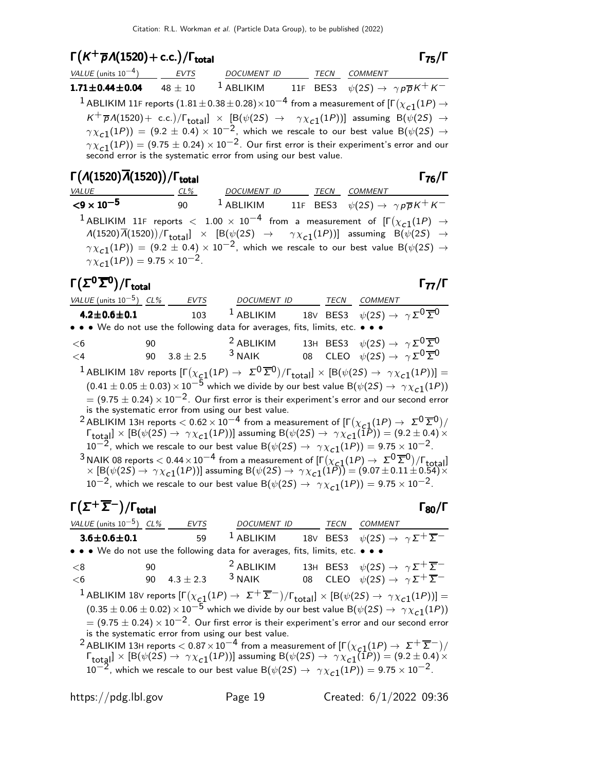## $\Gamma(K^+ \overline{p} \Lambda(1520) + \text{c.c.})/\Gamma_{\text{total}}$ $\Gamma_{75}/\Gamma$

| VALUE (units $10^{-4}$) | EVTS | DOCUMENT ID | | TECN | COMMENT |
|---|---|---|---|---|---|
| **1.71±0.44±0.04** | 48 ± 10 | [1] ABLIKIM | 11F | BES3 | $\psi(2S) \to \gamma p \overline{p} K^+ K^-$ |

[1] ABLIKIM 11F reports $(1.81 \pm 0.38 \pm 0.28) \times 10^{-4}$ from a measurement of $[\Gamma(\chi_{c1}(1P) \to K^+ \overline{p} \Lambda(1520) + \text{c.c.})/\Gamma_{\text{total}}] \times [B(\psi(2S) \to \gamma \chi_{c1}(1P))]$ assuming $B(\psi(2S) \to \gamma \chi_{c1}(1P)) = (9.2 \pm 0.4) \times 10^{-2}$, which we rescale to our best value $B(\psi(2S) \to \gamma \chi_{c1}(1P)) = (9.75 \pm 0.24) \times 10^{-2}$. Our first error is their experiment's error and our second error is the systematic error from using our best value.

## $\Gamma(\Lambda(1520)\overline{\Lambda}(1520))/\Gamma_{\text{total}}$ $\Gamma_{76}/\Gamma$

| VALUE | CL% | DOCUMENT ID | | TECN | COMMENT |
|---|---|---|---|---|---|
| **<9 × 10$^{-5}$** | 90 | [1] ABLIKIM | 11F | BES3 | $\psi(2S) \to \gamma p \overline{p} K^+ K^-$ |

[1] ABLIKIM 11F reports $< 1.00 \times 10^{-4}$ from a measurement of $[\Gamma(\chi_{c1}(1P) \to \Lambda(1520)\overline{\Lambda}(1520))/\Gamma_{\text{total}}] \times [B(\psi(2S) \to \gamma \chi_{c1}(1P))]$ assuming $B(\psi(2S) \to \gamma \chi_{c1}(1P)) = (9.2 \pm 0.4) \times 10^{-2}$, which we rescale to our best value $B(\psi(2S) \to \gamma \chi_{c1}(1P)) = 9.75 \times 10^{-2}$.

## $\Gamma(\Sigma^0 \overline{\Sigma}^0)/\Gamma_{\text{total}}$ $\Gamma_{77}/\Gamma$

| VALUE (units $10^{-5}$) | CL% | EVTS | DOCUMENT ID | | TECN | COMMENT |
|---|---|---|---|---|---|---|
| **4.2±0.6±0.1** | | 103 | [1] ABLIKIM | 18V | BES3 | $\psi(2S) \to \gamma \Sigma^0 \overline{\Sigma}^0$ |
| • • • We do not use the following data for averages, fits, limits, etc. • • • | | | | | | |
| <6 | 90 | | [2] ABLIKIM | 13H | BES3 | $\psi(2S) \to \gamma \Sigma^0 \overline{\Sigma}^0$ |
| <4 | 90 | 3.8 ± 2.5 | [3] NAIK | 08 | CLEO | $\psi(2S) \to \gamma \Sigma^0 \overline{\Sigma}^0$ |

[1] ABLIKIM 18V reports $[\Gamma(\chi_{c1}(1P) \to \Sigma^0 \overline{\Sigma}^0)/\Gamma_{\text{total}}] \times [B(\psi(2S) \to \gamma \chi_{c1}(1P))] = (0.41 \pm 0.05 \pm 0.03) \times 10^{-5}$ which we divide by our best value $B(\psi(2S) \to \gamma \chi_{c1}(1P)) = (9.75 \pm 0.24) \times 10^{-2}$. Our first error is their experiment's error and our second error is the systematic error from using our best value.

[2] ABLIKIM 13H reports $< 0.62 \times 10^{-4}$ from a measurement of $[\Gamma(\chi_{c1}(1P) \to \Sigma^0 \overline{\Sigma}^0)/\Gamma_{\text{total}}] \times [B(\psi(2S) \to \gamma \chi_{c1}(1P))]$ assuming $B(\psi(2S) \to \gamma \chi_{c1}(1P)) = (9.2 \pm 0.4) \times 10^{-2}$, which we rescale to our best value $B(\psi(2S) \to \gamma \chi_{c1}(1P)) = 9.75 \times 10^{-2}$.

[3] NAIK 08 reports $< 0.44 \times 10^{-4}$ from a measurement of $[\Gamma(\chi_{c1}(1P) \to \Sigma^0 \overline{\Sigma}^0)/\Gamma_{\text{total}}] \times [B(\psi(2S) \to \gamma \chi_{c1}(1P))]$ assuming $B(\psi(2S) \to \gamma \chi_{c1}(1P)) = (9.07 \pm 0.11 \pm 0.54) \times 10^{-2}$, which we rescale to our best value $B(\psi(2S) \to \gamma \chi_{c1}(1P)) = 9.75 \times 10^{-2}$.

## $\Gamma(\Sigma^+ \overline{\Sigma}^-)/\Gamma_{\text{total}}$ $\Gamma_{80}/\Gamma$

| VALUE (units $10^{-5}$) | CL% | EVTS | DOCUMENT ID | | TECN | COMMENT |
|---|---|---|---|---|---|---|
| **3.6±0.6±0.1** | | 59 | [1] ABLIKIM | 18V | BES3 | $\psi(2S) \to \gamma \Sigma^+ \overline{\Sigma}^-$ |
| • • • We do not use the following data for averages, fits, limits, etc. • • • | | | | | | |
| <8 | 90 | | [2] ABLIKIM | 13H | BES3 | $\psi(2S) \to \gamma \Sigma^+ \overline{\Sigma}^-$ |
| <6 | 90 | 4.3 ± 2.3 | [3] NAIK | 08 | CLEO | $\psi(2S) \to \gamma \Sigma^+ \overline{\Sigma}^-$ |

[1] ABLIKIM 18V reports $[\Gamma(\chi_{c1}(1P) \to \Sigma^+ \overline{\Sigma}^-)/\Gamma_{\text{total}}] \times [B(\psi(2S) \to \gamma \chi_{c1}(1P))] = (0.35 \pm 0.06 \pm 0.02) \times 10^{-5}$ which we divide by our best value $B(\psi(2S) \to \gamma \chi_{c1}(1P)) = (9.75 \pm 0.24) \times 10^{-2}$. Our first error is their experiment's error and our second error is the systematic error from using our best value.

[2] ABLIKIM 13H reports $< 0.87 \times 10^{-4}$ from a measurement of $[\Gamma(\chi_{c1}(1P) \to \Sigma^+ \overline{\Sigma}^-)/\Gamma_{\text{total}}] \times [B(\psi(2S) \to \gamma \chi_{c1}(1P))]$ assuming $B(\psi(2S) \to \gamma \chi_{c1}(1P)) = (9.2 \pm 0.4) \times 10^{-2}$, which we rescale to our best value $B(\psi(2S) \to \gamma \chi_{c1}(1P)) = 9.75 \times 10^{-2}$.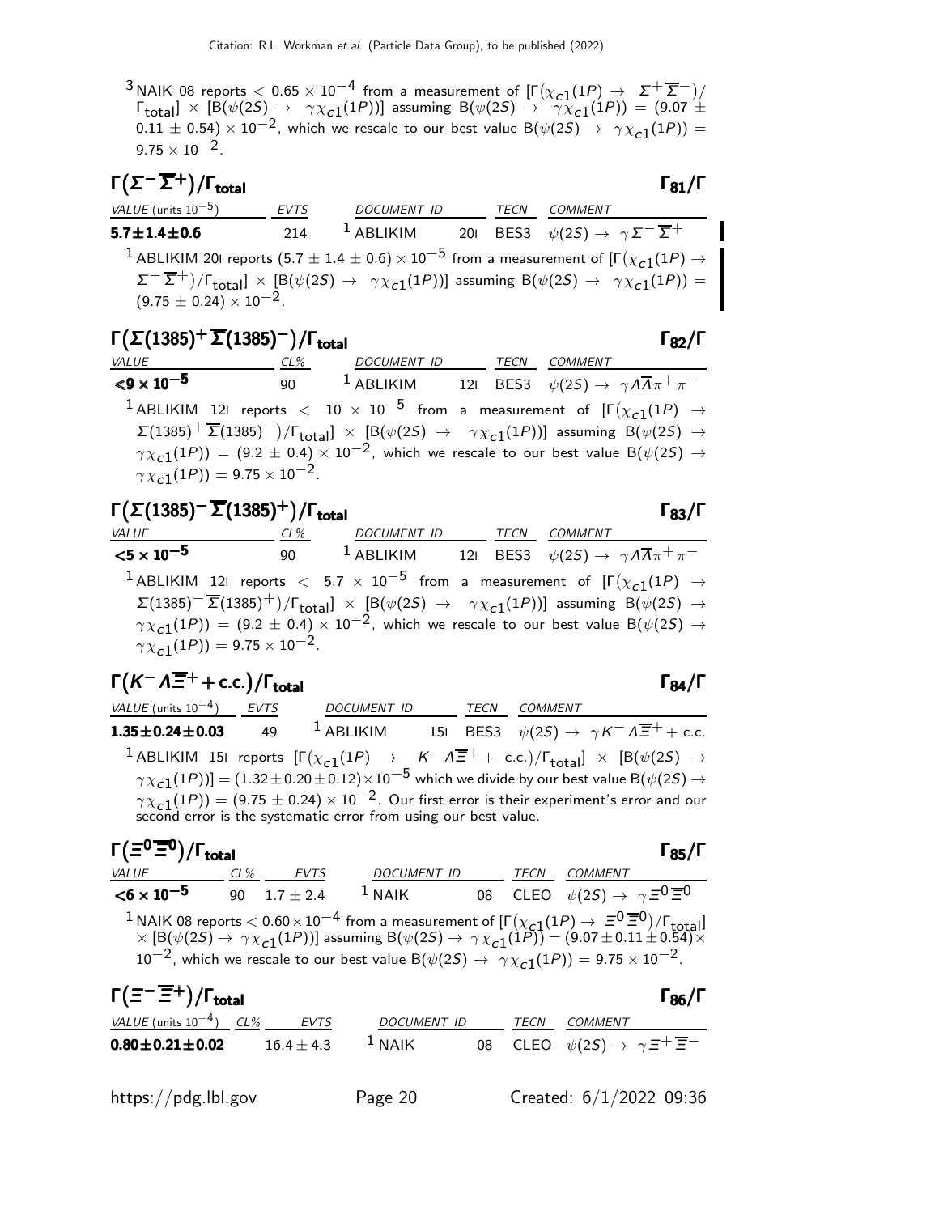[3] NAIK 08 reports $< 0.65 \times 10^{-4}$ from a measurement of $[\Gamma(\chi_{c1}(1P) \rightarrow \Sigma^+ \overline{\Sigma}^-)/\Gamma_{\text{total}}] \times [B(\psi(2S) \rightarrow \gamma \chi_{c1}(1P))]$ assuming $B(\psi(2S) \rightarrow \gamma \chi_{c1}(1P)) = (9.07 \pm 0.11 \pm 0.54) \times 10^{-2}$, which we rescale to our best value $B(\psi(2S) \rightarrow \gamma \chi_{c1}(1P)) = 9.75 \times 10^{-2}$.

### $\Gamma(\Sigma^- \overline{\Sigma}^+)/\Gamma_{\text{total}}$ — $\Gamma_{81}/\Gamma$

| VALUE (units $10^{-5}$) | EVTS | DOCUMENT ID | | TECN | COMMENT |
|---|---|---|---|---|---|
| **5.7±1.4±0.6** | 214 | [1] ABLIKIM | 20I | BES3 | $\psi(2S) \rightarrow \gamma \Sigma^- \overline{\Sigma}^+$ |

[1] ABLIKIM 20I reports $(5.7 \pm 1.4 \pm 0.6) \times 10^{-5}$ from a measurement of $[\Gamma(\chi_{c1}(1P) \rightarrow \Sigma^- \overline{\Sigma}^+)/\Gamma_{\text{total}}] \times [B(\psi(2S) \rightarrow \gamma \chi_{c1}(1P))]$ assuming $B(\psi(2S) \rightarrow \gamma \chi_{c1}(1P)) = (9.75 \pm 0.24) \times 10^{-2}$.

### $\Gamma(\Sigma(1385)^+ \overline{\Sigma}(1385)^-)/\Gamma_{\text{total}}$ — $\Gamma_{82}/\Gamma$

| VALUE | CL% | DOCUMENT ID | | TECN | COMMENT |
|---|---|---|---|---|---|
| **$<9 \times 10^{-5}$** | 90 | [1] ABLIKIM | 12I | BES3 | $\psi(2S) \rightarrow \gamma \Lambda \overline{\Lambda} \pi^+ \pi^-$ |

[1] ABLIKIM 12I reports $< 10 \times 10^{-5}$ from a measurement of $[\Gamma(\chi_{c1}(1P) \rightarrow \Sigma(1385)^+ \overline{\Sigma}(1385)^-)/\Gamma_{\text{total}}] \times [B(\psi(2S) \rightarrow \gamma \chi_{c1}(1P))]$ assuming $B(\psi(2S) \rightarrow \gamma \chi_{c1}(1P)) = (9.2 \pm 0.4) \times 10^{-2}$, which we rescale to our best value $B(\psi(2S) \rightarrow \gamma \chi_{c1}(1P)) = 9.75 \times 10^{-2}$.

### $\Gamma(\Sigma(1385)^- \overline{\Sigma}(1385)^+)/\Gamma_{\text{total}}$ — $\Gamma_{83}/\Gamma$

| VALUE | CL% | DOCUMENT ID | | TECN | COMMENT |
|---|---|---|---|---|---|
| **$<5 \times 10^{-5}$** | 90 | [1] ABLIKIM | 12I | BES3 | $\psi(2S) \rightarrow \gamma \Lambda \overline{\Lambda} \pi^+ \pi^-$ |

[1] ABLIKIM 12I reports $< 5.7 \times 10^{-5}$ from a measurement of $[\Gamma(\chi_{c1}(1P) \rightarrow \Sigma(1385)^- \overline{\Sigma}(1385)^+)/\Gamma_{\text{total}}] \times [B(\psi(2S) \rightarrow \gamma \chi_{c1}(1P))]$ assuming $B(\psi(2S) \rightarrow \gamma \chi_{c1}(1P)) = (9.2 \pm 0.4) \times 10^{-2}$, which we rescale to our best value $B(\psi(2S) \rightarrow \gamma \chi_{c1}(1P)) = 9.75 \times 10^{-2}$.

### $\Gamma(K^- \Lambda \overline{\Xi}^+ + \text{c.c.})/\Gamma_{\text{total}}$ — $\Gamma_{84}/\Gamma$

| VALUE (units $10^{-4}$) | EVTS | DOCUMENT ID | | TECN | COMMENT |
|---|---|---|---|---|---|
| **1.35±0.24±0.03** | 49 | [1] ABLIKIM | 15I | BES3 | $\psi(2S) \rightarrow \gamma K^- \Lambda \overline{\Xi}^+ + \text{c.c.}$ |

[1] ABLIKIM 15I reports $[\Gamma(\chi_{c1}(1P) \rightarrow K^- \Lambda \overline{\Xi}^+ + \text{c.c.})/\Gamma_{\text{total}}] \times [B(\psi(2S) \rightarrow \gamma \chi_{c1}(1P))] = (1.32 \pm 0.20 \pm 0.12) \times 10^{-5}$ which we divide by our best value $B(\psi(2S) \rightarrow \gamma \chi_{c1}(1P)) = (9.75 \pm 0.24) \times 10^{-2}$. Our first error is their experiment's error and our second error is the systematic error from using our best value.

### $\Gamma(\Xi^0 \overline{\Xi}^0)/\Gamma_{\text{total}}$ — $\Gamma_{85}/\Gamma$

| VALUE | CL% | EVTS | DOCUMENT ID | | TECN | COMMENT |
|---|---|---|---|---|---|---|
| **$<6 \times 10^{-5}$** | 90 | $1.7 \pm 2.4$ | [1] NAIK | 08 | CLEO | $\psi(2S) \rightarrow \gamma \Xi^0 \overline{\Xi}^0$ |

[1] NAIK 08 reports $< 0.60 \times 10^{-4}$ from a measurement of $[\Gamma(\chi_{c1}(1P) \rightarrow \Xi^0 \overline{\Xi}^0)/\Gamma_{\text{total}}] \times [B(\psi(2S) \rightarrow \gamma \chi_{c1}(1P))]$ assuming $B(\psi(2S) \rightarrow \gamma \chi_{c1}(1P)) = (9.07 \pm 0.11 \pm 0.54) \times 10^{-2}$, which we rescale to our best value $B(\psi(2S) \rightarrow \gamma \chi_{c1}(1P)) = 9.75 \times 10^{-2}$.

### $\Gamma(\Xi^- \overline{\Xi}^+)/\Gamma_{\text{total}}$ — $\Gamma_{86}/\Gamma$

| VALUE (units $10^{-4}$) | CL% | EVTS | DOCUMENT ID | | TECN | COMMENT |
|---|---|---|---|---|---|---|
| **0.80±0.21±0.02** | | $16.4 \pm 4.3$ | [1] NAIK | 08 | CLEO | $\psi(2S) \rightarrow \gamma \Xi^+ \overline{\Xi}^-$ |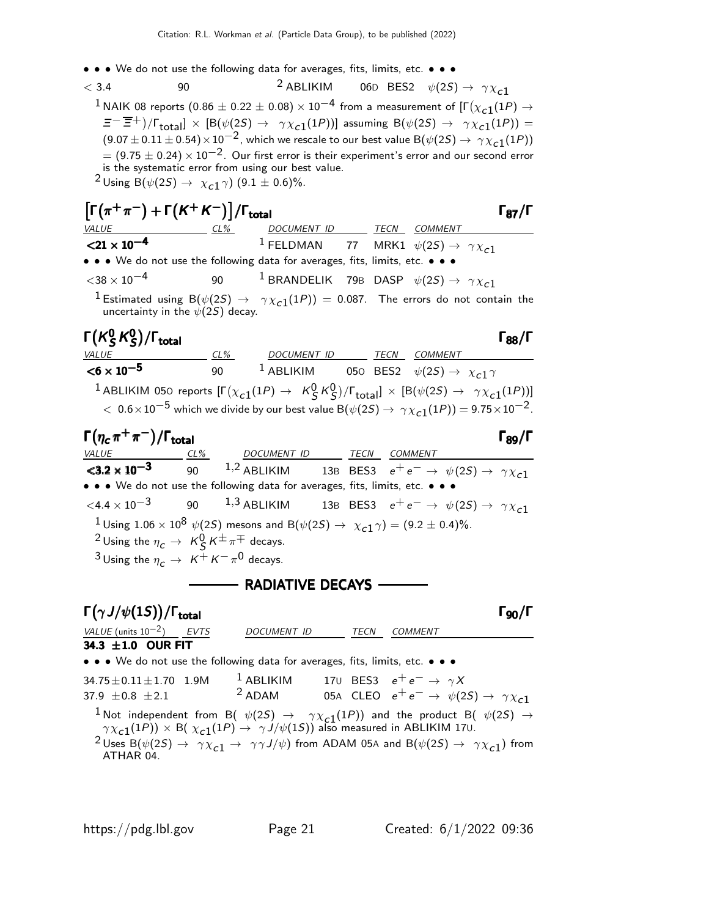• • • We do not use the following data for averages, fits, limits, etc. • • •

| | | | | | |
|---|---|---|---|---|---|
| $< 3.4$ | 90 | [2] ABLIKIM | 06D | BES2 | $\psi(2S) \rightarrow \gamma\chi_{c1}$ |

[1] NAIK 08 reports $(0.86 \pm 0.22 \pm 0.08) \times 10^{-4}$ from a measurement of $[\Gamma(\chi_{c1}(1P) \rightarrow \Xi^- \overline{\Xi}^+)/\Gamma_{total}] \times [B(\psi(2S) \rightarrow \gamma\chi_{c1}(1P))]$ assuming $B(\psi(2S) \rightarrow \gamma\chi_{c1}(1P)) = (9.07 \pm 0.11 \pm 0.54) \times 10^{-2}$, which we rescale to our best value $B(\psi(2S) \rightarrow \gamma\chi_{c1}(1P)) = (9.75 \pm 0.24) \times 10^{-2}$. Our first error is their experiment's error and our second error is the systematic error from using our best value.

[2] Using $B(\psi(2S) \rightarrow \chi_{c1}\gamma)$ $(9.1 \pm 0.6)\%$.

### $\left[\Gamma(\pi^+\pi^-) + \Gamma(K^+K^-)\right]/\Gamma_{total}$ $\Gamma_{87}/\Gamma$

| VALUE | CL% | DOCUMENT ID | | TECN | COMMENT |
|---|---|---|---|---|---|
| $<21 \times 10^{-4}$ | | [1] FELDMAN | 77 | MRK1 | $\psi(2S) \rightarrow \gamma\chi_{c1}$ |
| • • • We do not use the following data for averages, fits, limits, etc. • • • | | | | | |
| $<38 \times 10^{-4}$ | 90 | [1] BRANDELIK | 79B | DASP | $\psi(2S) \rightarrow \gamma\chi_{c1}$ |

[1] Estimated using $B(\psi(2S) \rightarrow \gamma\chi_{c1}(1P)) = 0.087$. The errors do not contain the uncertainty in the $\psi(2S)$ decay.

### $\Gamma(K^0_S K^0_S)/\Gamma_{total}$ $\Gamma_{88}/\Gamma$

| VALUE | CL% | DOCUMENT ID | | TECN | COMMENT |
|---|---|---|---|---|---|
| $<6 \times 10^{-5}$ | 90 | [1] ABLIKIM | 05O | BES2 | $\psi(2S) \rightarrow \chi_{c1}\gamma$ |

[1] ABLIKIM 05O reports $[\Gamma(\chi_{c1}(1P) \rightarrow K^0_S K^0_S)/\Gamma_{total}] \times [B(\psi(2S) \rightarrow \gamma\chi_{c1}(1P))] < 0.6 \times 10^{-5}$ which we divide by our best value $B(\psi(2S) \rightarrow \gamma\chi_{c1}(1P)) = 9.75 \times 10^{-2}$.

### $\Gamma(\eta_c\pi^+\pi^-)/\Gamma_{total}$ $\Gamma_{89}/\Gamma$

| VALUE | CL% | DOCUMENT ID | | TECN | COMMENT |
|---|---|---|---|---|---|
| $<3.2 \times 10^{-3}$ | 90 | [1,2] ABLIKIM | 13B | BES3 | $e^+e^- \rightarrow \psi(2S) \rightarrow \gamma\chi_{c1}$ |
| • • • We do not use the following data for averages, fits, limits, etc. • • • | | | | | |
| $<4.4 \times 10^{-3}$ | 90 | [1,3] ABLIKIM | 13B | BES3 | $e^+e^- \rightarrow \psi(2S) \rightarrow \gamma\chi_{c1}$ |

[1] Using $1.06 \times 10^8$ $\psi(2S)$ mesons and $B(\psi(2S) \rightarrow \chi_{c1}\gamma) = (9.2 \pm 0.4)\%$.

[2] Using the $\eta_c \rightarrow K^0_S K^\pm \pi^\mp$ decays.

[3] Using the $\eta_c \rightarrow K^+K^-\pi^0$ decays.

## RADIATIVE DECAYS

### $\Gamma(\gamma J/\psi(1S))/\Gamma_{total}$ $\Gamma_{90}/\Gamma$

| VALUE (units $10^{-2}$) | EVTS | DOCUMENT ID | | TECN | COMMENT |
|---|---|---|---|---|---|
| **34.3 ±1.0 OUR FIT** | | | | | |
| • • • We do not use the following data for averages, fits, limits, etc. • • • | | | | | |
| $34.75 \pm 0.11 \pm 1.70$ | 1.9M | [1] ABLIKIM | 17U | BES3 | $e^+e^- \rightarrow \gamma X$ |
| $37.9 \pm 0.8 \pm 2.1$ | | [2] ADAM | 05A | CLEO | $e^+e^- \rightarrow \psi(2S) \rightarrow \gamma\chi_{c1}$ |

[1] Not independent from $B(\psi(2S) \rightarrow \gamma\chi_{c1}(1P))$ and the product $B(\psi(2S) \rightarrow \gamma\chi_{c1}(1P)) \times B(\chi_{c1}(1P) \rightarrow \gamma J/\psi(1S))$ also measured in ABLIKIM 17U.

[2] Uses $B(\psi(2S) \rightarrow \gamma\chi_{c1} \rightarrow \gamma\gamma J/\psi)$ from ADAM 05A and $B(\psi(2S) \rightarrow \gamma\chi_{c1})$ from ATHAR 04.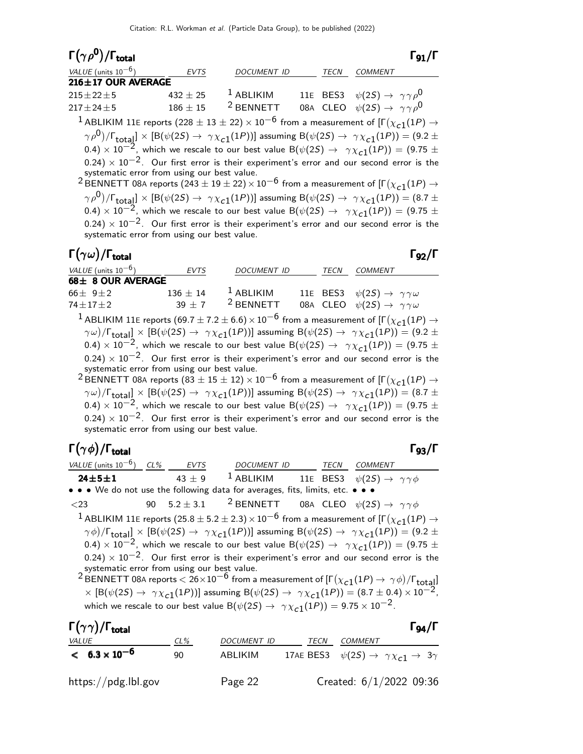## $\Gamma(\gamma\rho^0)/\Gamma_{\rm total}$ $\Gamma_{91}/\Gamma$

| VALUE (units $10^{-6}$) | EVTS | DOCUMENT ID | TECN | COMMENT |
|---|---|---|---|---|
| **216±17 OUR AVERAGE** | | | | |
| $215\pm22\pm5$ | $432\pm25$ | [1] ABLIKIM | 11E BES3 | $\psi(2S)\to\gamma\gamma\rho^0$ |
| $217\pm24\pm5$ | $186\pm15$ | [2] BENNETT | 08A CLEO | $\psi(2S)\to\gamma\gamma\rho^0$ |

[1] ABLIKIM 11E reports $(228\pm13\pm22)\times10^{-6}$ from a measurement of $[\Gamma(\chi_{c1}(1P)\to\gamma\rho^0)/\Gamma_{\rm total}]\times[B(\psi(2S)\to\gamma\chi_{c1}(1P))]$ assuming $B(\psi(2S)\to\gamma\chi_{c1}(1P))=(9.2\pm0.4)\times10^{-2}$, which we rescale to our best value $B(\psi(2S)\to\gamma\chi_{c1}(1P))=(9.75\pm0.24)\times10^{-2}$. Our first error is their experiment's error and our second error is the systematic error from using our best value.

[2] BENNETT 08A reports $(243\pm19\pm22)\times10^{-6}$ from a measurement of $[\Gamma(\chi_{c1}(1P)\to\gamma\rho^0)/\Gamma_{\rm total}]\times[B(\psi(2S)\to\gamma\chi_{c1}(1P))]$ assuming $B(\psi(2S)\to\gamma\chi_{c1}(1P))=(8.7\pm0.4)\times10^{-2}$, which we rescale to our best value $B(\psi(2S)\to\gamma\chi_{c1}(1P))=(9.75\pm0.24)\times10^{-2}$. Our first error is their experiment's error and our second error is the systematic error from using our best value.

## $\Gamma(\gamma\omega)/\Gamma_{\rm total}$ $\Gamma_{92}/\Gamma$

| VALUE (units $10^{-6}$) | EVTS | DOCUMENT ID | TECN | COMMENT |
|---|---|---|---|---|
| **68± 8 OUR AVERAGE** | | | | |
| $66\pm9\pm2$ | $136\pm14$ | [1] ABLIKIM | 11E BES3 | $\psi(2S)\to\gamma\gamma\omega$ |
| $74\pm17\pm2$ | $39\pm7$ | [2] BENNETT | 08A CLEO | $\psi(2S)\to\gamma\gamma\omega$ |

[1] ABLIKIM 11E reports $(69.7\pm7.2\pm6.6)\times10^{-6}$ from a measurement of $[\Gamma(\chi_{c1}(1P)\to\gamma\omega)/\Gamma_{\rm total}]\times[B(\psi(2S)\to\gamma\chi_{c1}(1P))]$ assuming $B(\psi(2S)\to\gamma\chi_{c1}(1P))=(9.2\pm0.4)\times10^{-2}$, which we rescale to our best value $B(\psi(2S)\to\gamma\chi_{c1}(1P))=(9.75\pm0.24)\times10^{-2}$. Our first error is their experiment's error and our second error is the systematic error from using our best value.

[2] BENNETT 08A reports $(83\pm15\pm12)\times10^{-6}$ from a measurement of $[\Gamma(\chi_{c1}(1P)\to\gamma\omega)/\Gamma_{\rm total}]\times[B(\psi(2S)\to\gamma\chi_{c1}(1P))]$ assuming $B(\psi(2S)\to\gamma\chi_{c1}(1P))=(8.7\pm0.4)\times10^{-2}$, which we rescale to our best value $B(\psi(2S)\to\gamma\chi_{c1}(1P))=(9.75\pm0.24)\times10^{-2}$. Our first error is their experiment's error and our second error is the systematic error from using our best value.

## $\Gamma(\gamma\phi)/\Gamma_{\rm total}$ $\Gamma_{93}/\Gamma$

| VALUE (units $10^{-6}$) | CL% | EVTS | DOCUMENT ID | TECN | COMMENT |
|---|---|---|---|---|---|
| **24±5±1** | | $43\pm9$ | [1] ABLIKIM | 11E BES3 | $\psi(2S)\to\gamma\gamma\phi$ |
| • • • We do not use the following data for averages, fits, limits, etc. • • • | | | | | |
| $<23$ | 90 | $5.2\pm3.1$ | [2] BENNETT | 08A CLEO | $\psi(2S)\to\gamma\gamma\phi$ |

[1] ABLIKIM 11E reports $(25.8\pm5.2\pm2.3)\times10^{-6}$ from a measurement of $[\Gamma(\chi_{c1}(1P)\to\gamma\phi)/\Gamma_{\rm total}]\times[B(\psi(2S)\to\gamma\chi_{c1}(1P))]$ assuming $B(\psi(2S)\to\gamma\chi_{c1}(1P))=(9.2\pm0.4)\times10^{-2}$, which we rescale to our best value $B(\psi(2S)\to\gamma\chi_{c1}(1P))=(9.75\pm0.24)\times10^{-2}$. Our first error is their experiment's error and our second error is the systematic error from using our best value.

[2] BENNETT 08A reports $<26\times10^{-6}$ from a measurement of $[\Gamma(\chi_{c1}(1P)\to\gamma\phi)/\Gamma_{\rm total}]\times[B(\psi(2S)\to\gamma\chi_{c1}(1P))]$ assuming $B(\psi(2S)\to\gamma\chi_{c1}(1P))=(8.7\pm0.4)\times10^{-2}$, which we rescale to our best value $B(\psi(2S)\to\gamma\chi_{c1}(1P))=9.75\times10^{-2}$.

## $\Gamma(\gamma\gamma)/\Gamma_{\rm total}$ $\Gamma_{94}/\Gamma$

| VALUE | CL% | DOCUMENT ID | TECN | COMMENT |
|---|---|---|---|---|
| $<6.3\times10^{-6}$ | 90 | ABLIKIM | 17AE BES3 | $\psi(2S)\to\gamma\chi_{c1}\to3\gamma$ |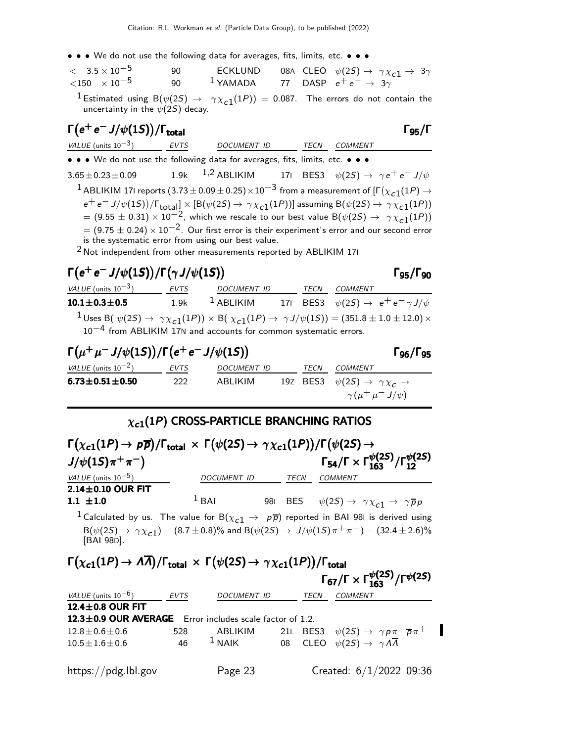• • • We do not use the following data for averages, fits, limits, etc. • • •

| | | | | | |
|---|---|---|---|---|---|
| $< 3.5 \times 10^{-5}$ | 90 | ECKLUND | 08A | CLEO | $\psi(2S) \to \gamma\chi_{c1} \to 3\gamma$ |
| $<150 \times 10^{-5}$ | 90 | [1] YAMADA | 77 | DASP | $e^+e^- \to 3\gamma$ |

[1] Estimated using $B(\psi(2S) \to \gamma\chi_{c1}(1P)) = 0.087$. The errors do not contain the uncertainty in the $\psi(2S)$ decay.

### $\Gamma(e^+e^- J/\psi(1S))/\Gamma_{total}$ $\Gamma_{95}/\Gamma$

| VALUE (units $10^{-3}$) | EVTS | DOCUMENT ID | | TECN | COMMENT |
|---|---|---|---|---|---|
| • • • We do not use the following data for averages, fits, limits, etc. • • • | | | | | |
| $3.65 \pm 0.23 \pm 0.09$ | 1.9k | [1,2] ABLIKIM | 17I | BES3 | $\psi(2S) \to \gamma e^+e^- J/\psi$ |

[1] ABLIKIM 17I reports $(3.73 \pm 0.09 \pm 0.25) \times 10^{-3}$ from a measurement of $[\Gamma(\chi_{c1}(1P) \to e^+e^- J/\psi(1S))/\Gamma_{total}] \times [B(\psi(2S) \to \gamma\chi_{c1}(1P))]$ assuming $B(\psi(2S) \to \gamma\chi_{c1}(1P)) = (9.55 \pm 0.31) \times 10^{-2}$, which we rescale to our best value $B(\psi(2S) \to \gamma\chi_{c1}(1P)) = (9.75 \pm 0.24) \times 10^{-2}$. Our first error is their experiment's error and our second error is the systematic error from using our best value.

[2] Not independent from other measurements reported by ABLIKIM 17I

### $\Gamma(e^+e^- J/\psi(1S))/\Gamma(\gamma J/\psi(1S))$ $\Gamma_{95}/\Gamma_{90}$

| VALUE (units $10^{-3}$) | EVTS | DOCUMENT ID | | TECN | COMMENT |
|---|---|---|---|---|---|
| **$10.1 \pm 0.3 \pm 0.5$** | 1.9k | [1] ABLIKIM | 17I | BES3 | $\psi(2S) \to e^+e^-\gamma J/\psi$ |

[1] Uses $B(\psi(2S) \to \gamma\chi_{c1}(1P)) \times B(\chi_{c1}(1P) \to \gamma J/\psi(1S)) = (351.8 \pm 1.0 \pm 12.0) \times 10^{-4}$ from ABLIKIM 17N and accounts for common systematic errors.

### $\Gamma(\mu^+\mu^- J/\psi(1S))/\Gamma(e^+e^- J/\psi(1S))$ $\Gamma_{96}/\Gamma_{95}$

| VALUE (units $10^{-2}$) | EVTS | DOCUMENT ID | | TECN | COMMENT |
|---|---|---|---|---|---|
| **$6.73 \pm 0.51 \pm 0.50$** | 222 | ABLIKIM | 19Z | BES3 | $\psi(2S) \to \gamma\chi_c \to \gamma(\mu^+\mu^- J/\psi)$ |

## $\chi_{c1}(1P)$ CROSS-PARTICLE BRANCHING RATIOS

### $\Gamma(\chi_{c1}(1P) \to p\overline{p})/\Gamma_{total} \times \Gamma(\psi(2S) \to \gamma\chi_{c1}(1P))/\Gamma(\psi(2S) \to J/\psi(1S)\pi^+\pi^-)$ $\Gamma_{54}/\Gamma \times \Gamma^{\psi(2S)}_{163}/\Gamma^{\psi(2S)}_{12}$

| VALUE (units $10^{-5}$) | DOCUMENT ID | | TECN | COMMENT |
|---|---|---|---|---|
| **$2.14 \pm 0.10$ OUR FIT** | | | | |
| **$1.1 \pm 1.0$** | [1] BAI | 98I | BES | $\psi(2S) \to \gamma\chi_{c1} \to \gamma\overline{p}p$ |

[1] Calculated by us. The value for $B(\chi_{c1} \to p\overline{p})$ reported in BAI 98I is derived using $B(\psi(2S) \to \gamma\chi_{c1}) = (8.7 \pm 0.8)\%$ and $B(\psi(2S) \to J/\psi(1S)\pi^+\pi^-) = (32.4 \pm 2.6)\%$ [BAI 98D].

### $\Gamma(\chi_{c1}(1P) \to \Lambda\overline{\Lambda})/\Gamma_{total} \times \Gamma(\psi(2S) \to \gamma\chi_{c1}(1P))/\Gamma_{total}$ $\Gamma_{67}/\Gamma \times \Gamma^{\psi(2S)}_{163}/\Gamma^{\psi(2S)}$

| VALUE (units $10^{-6}$) | EVTS | DOCUMENT ID | | TECN | COMMENT |
|---|---|---|---|---|---|
| **$12.4 \pm 0.8$ OUR FIT** | | | | | |
| **$12.3 \pm 0.9$ OUR AVERAGE** Error includes scale factor of 1.2. | | | | | |
| $12.8 \pm 0.6 \pm 0.6$ | 528 | ABLIKIM | 21L | BES3 | $\psi(2S) \to \gamma p\pi^-\overline{p}\pi^+$ |
| $10.5 \pm 1.6 \pm 0.6$ | 46 | [1] NAIK | 08 | CLEO | $\psi(2S) \to \gamma\Lambda\overline{\Lambda}$ |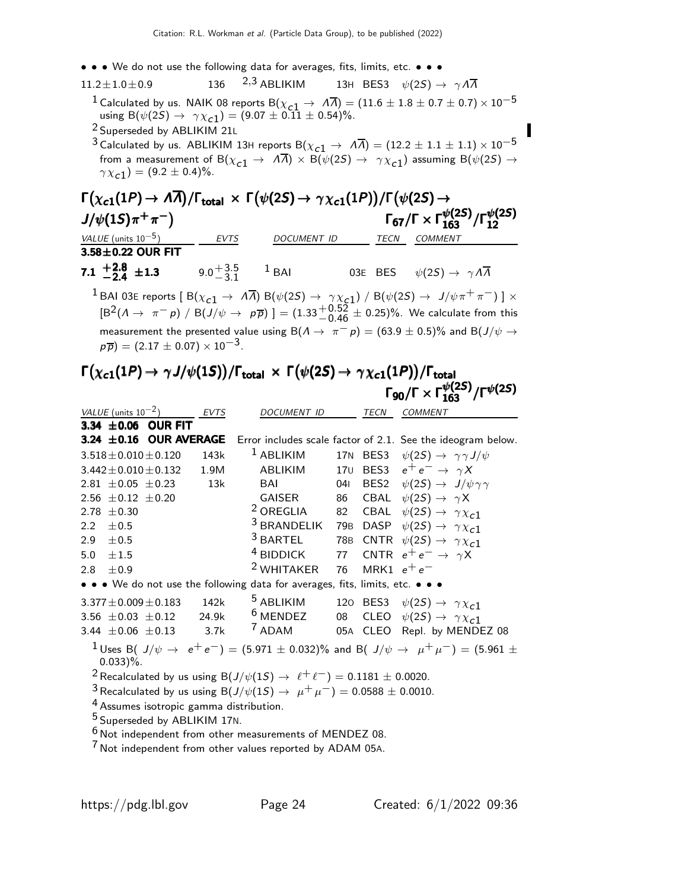• • • We do not use the following data for averages, fits, limits, etc. • • •

| | | | | | |
|---|---|---|---|---|---|
| $11.2 \pm 1.0 \pm 0.9$ | 136 | [2,3] ABLIKIM | 13H | BES3 | $\psi(2S) \to \gamma \Lambda \overline{\Lambda}$ |

[1] Calculated by us. NAIK 08 reports $B(\chi_{c1} \to \Lambda\overline{\Lambda}) = (11.6 \pm 1.8 \pm 0.7 \pm 0.7) \times 10^{-5}$ using $B(\psi(2S) \to \gamma\chi_{c1}) = (9.07 \pm 0.11 \pm 0.54)\%$.

[2] Superseded by ABLIKIM 21L

[3] Calculated by us. ABLIKIM 13H reports $B(\chi_{c1} \to \Lambda\overline{\Lambda}) = (12.2 \pm 1.1 \pm 1.1) \times 10^{-5}$ from a measurement of $B(\chi_{c1} \to \Lambda\overline{\Lambda}) \times B(\psi(2S) \to \gamma\chi_{c1})$ assuming $B(\psi(2S) \to \gamma\chi_{c1}) = (9.2 \pm 0.4)\%$.

## $\Gamma(\chi_{c1}(1P) \to \Lambda\overline{\Lambda})/\Gamma_{total} \times \Gamma(\psi(2S) \to \gamma\chi_{c1}(1P))/\Gamma(\psi(2S) \to J/\psi(1S)\pi^+\pi^-)$ — $\Gamma_{67}/\Gamma \times \Gamma^{\psi(2S)}_{163}/\Gamma^{\psi(2S)}_{12}$

| VALUE (units $10^{-5}$) | EVTS | DOCUMENT ID | | TECN | COMMENT |
|---|---|---|---|---|---|
| **3.58±0.22 OUR FIT** | | | | | |
| **7.1 $^{+2.8}_{-2.4}$ ±1.3** | $9.0^{+3.5}_{-3.1}$ | [1] BAI | 03E | BES | $\psi(2S) \to \gamma\Lambda\overline{\Lambda}$ |

[1] BAI 03E reports $[B(\chi_{c1} \to \Lambda\overline{\Lambda})\, B(\psi(2S) \to \gamma\chi_{c1}) / B(\psi(2S) \to J/\psi\pi^+\pi^-)] \times [B^2(\Lambda \to \pi^- p) / B(J/\psi \to p\overline{p})] = (1.33^{+0.52}_{-0.46} \pm 0.25)\%$. We calculate from this measurement the presented value using $B(\Lambda \to \pi^- p) = (63.9 \pm 0.5)\%$ and $B(J/\psi \to p\overline{p}) = (2.17 \pm 0.07) \times 10^{-3}$.

## $\Gamma(\chi_{c1}(1P) \to \gamma J/\psi(1S))/\Gamma_{total} \times \Gamma(\psi(2S) \to \gamma\chi_{c1}(1P))/\Gamma_{total}$ — $\Gamma_{90}/\Gamma \times \Gamma^{\psi(2S)}_{163}/\Gamma^{\psi(2S)}$

| VALUE (units $10^{-2}$) | EVTS | DOCUMENT ID | | TECN | COMMENT |
|---|---|---|---|---|---|
| **3.34 ±0.06 OUR FIT** | | | | | |
| **3.24 ±0.16 OUR AVERAGE** | | Error includes scale factor of 2.1. See the ideogram below. | | | |
| $3.518 \pm 0.010 \pm 0.120$ | 143k | [1] ABLIKIM | 17N | BES3 | $\psi(2S) \to \gamma\gamma J/\psi$ |
| $3.442 \pm 0.010 \pm 0.132$ | 1.9M | ABLIKIM | 17U | BES3 | $e^+e^- \to \gamma X$ |
| $2.81 \pm 0.05 \pm 0.23$ | 13k | BAI | 04I | BES2 | $\psi(2S) \to J/\psi\gamma\gamma$ |
| $2.56 \pm 0.12 \pm 0.20$ | | GAISER | 86 | CBAL | $\psi(2S) \to \gamma X$ |
| $2.78 \pm 0.30$ | | [2] OREGLIA | 82 | CBAL | $\psi(2S) \to \gamma\chi_{c1}$ |
| $2.2 \pm 0.5$ | | [3] BRANDELIK | 79B | DASP | $\psi(2S) \to \gamma\chi_{c1}$ |
| $2.9 \pm 0.5$ | | [3] BARTEL | 78B | CNTR | $\psi(2S) \to \gamma\chi_{c1}$ |
| $5.0 \pm 1.5$ | | [4] BIDDICK | 77 | CNTR | $e^+e^- \to \gamma X$ |
| $2.8 \pm 0.9$ | | [2] WHITAKER | 76 | MRK1 | $e^+e^-$ |

• • • We do not use the following data for averages, fits, limits, etc. • • •

| | | | | | |
|---|---|---|---|---|---|
| $3.377 \pm 0.009 \pm 0.183$ | 142k | [5] ABLIKIM | 12O | BES3 | $\psi(2S) \to \gamma\chi_{c1}$ |
| $3.56 \pm 0.03 \pm 0.12$ | 24.9k | [6] MENDEZ | 08 | CLEO | $\psi(2S) \to \gamma\chi_{c1}$ |
| $3.44 \pm 0.06 \pm 0.13$ | 3.7k | [7] ADAM | 05A | CLEO | Repl. by MENDEZ 08 |

[1] Uses $B(J/\psi \to e^+e^-) = (5.971 \pm 0.032)\%$ and $B(J/\psi \to \mu^+\mu^-) = (5.961 \pm 0.033)\%$.

[2] Recalculated by us using $B(J/\psi(1S) \to \ell^+\ell^-) = 0.1181 \pm 0.0020$.

[3] Recalculated by us using $B(J/\psi(1S) \to \mu^+\mu^-) = 0.0588 \pm 0.0010$.

[4] Assumes isotropic gamma distribution.

[5] Superseded by ABLIKIM 17N.

[6] Not independent from other measurements of MENDEZ 08.

[7] Not independent from other values reported by ADAM 05A.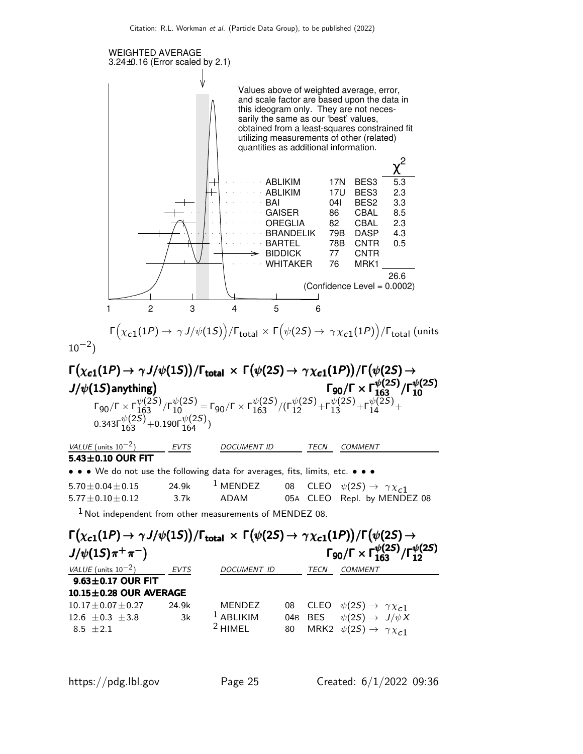WEIGHTED AVERAGE
3.24±0.16 (Error scaled by 2.1)

Values above of weighted average, error, and scale factor are based upon the data in this ideogram only. They are not necessarily the same as our 'best' values, obtained from a least-squares constrained fit utilizing measurements of other (related) quantities as additional information.

| | | | $\chi^2$ |
|---|---|---|---|
| ABLIKIM | 17N | BES3 | 5.3 |
| ABLIKIM | 17U | BES3 | 2.3 |
| BAI | 04I | BES2 | 3.3 |
| GAISER | 86 | CBAL | 8.5 |
| OREGLIA | 82 | CBAL | 2.3 |
| BRANDELIK | 79B | DASP | 4.3 |
| BARTEL | 78B | CNTR | 0.5 |
| BIDDICK | 77 | CNTR | |
| WHITAKER | 76 | MRK1 | |
| | | | 26.6 |

(Confidence Level = 0.0002)

$\Gamma\big(\chi_{c1}(1P) \to \gamma J/\psi(1S)\big)/\Gamma_{\text{total}} \times \Gamma\big(\psi(2S) \to \gamma\chi_{c1}(1P)\big)/\Gamma_{\text{total}}$ (units $10^{-2}$)

### $\Gamma\big(\chi_{c1}(1P) \to \gamma J/\psi(1S)\big)/\Gamma_{\text{total}} \times \Gamma\big(\psi(2S) \to \gamma\chi_{c1}(1P)\big)/\Gamma\big(\psi(2S) \to J/\psi(1S)\text{anything}\big)$ $\quad\Gamma_{90}/\Gamma \times \Gamma_{163}^{\psi(2S)}/\Gamma_{10}^{\psi(2S)}$

$\Gamma_{90}/\Gamma \times \Gamma_{163}^{\psi(2S)}/\Gamma_{10}^{\psi(2S)} = \Gamma_{90}/\Gamma \times \Gamma_{163}^{\psi(2S)}/(\Gamma_{12}^{\psi(2S)}+\Gamma_{13}^{\psi(2S)}+\Gamma_{14}^{\psi(2S)}+0.343\Gamma_{163}^{\psi(2S)}+0.190\Gamma_{164}^{\psi(2S)})$

| VALUE (units $10^{-2}$) | EVTS | DOCUMENT ID | | TECN | COMMENT |
|---|---|---|---|---|---|
| **5.43±0.10 OUR FIT** | | | | | |
| • • • We do not use the following data for averages, fits, limits, etc. • • • | | | | | |
| 5.70±0.04±0.15 | 24.9k | [1] MENDEZ | 08 | CLEO | $\psi(2S) \to \gamma\chi_{c1}$ |
| 5.77±0.10±0.12 | 3.7k | ADAM | 05A | CLEO | Repl. by MENDEZ 08 |

[1] Not independent from other measurements of MENDEZ 08.

### $\Gamma\big(\chi_{c1}(1P) \to \gamma J/\psi(1S)\big)/\Gamma_{\text{total}} \times \Gamma\big(\psi(2S) \to \gamma\chi_{c1}(1P)\big)/\Gamma\big(\psi(2S) \to J/\psi(1S)\pi^+\pi^-\big)$ $\quad\Gamma_{90}/\Gamma \times \Gamma_{163}^{\psi(2S)}/\Gamma_{12}^{\psi(2S)}$

| VALUE (units $10^{-2}$) | EVTS | DOCUMENT ID | | TECN | COMMENT |
|---|---|---|---|---|---|
| **9.63±0.17 OUR FIT** | | | | | |
| **10.15±0.28 OUR AVERAGE** | | | | | |
| 10.17±0.07±0.27 | 24.9k | MENDEZ | 08 | CLEO | $\psi(2S) \to \gamma\chi_{c1}$ |
| 12.6 ±0.3 ±3.8 | 3k | [1] ABLIKIM | 04B | BES | $\psi(2S) \to J/\psi X$ |
| 8.5 ±2.1 | | [2] HIMEL | 80 | MRK2 | $\psi(2S) \to \gamma\chi_{c1}$ |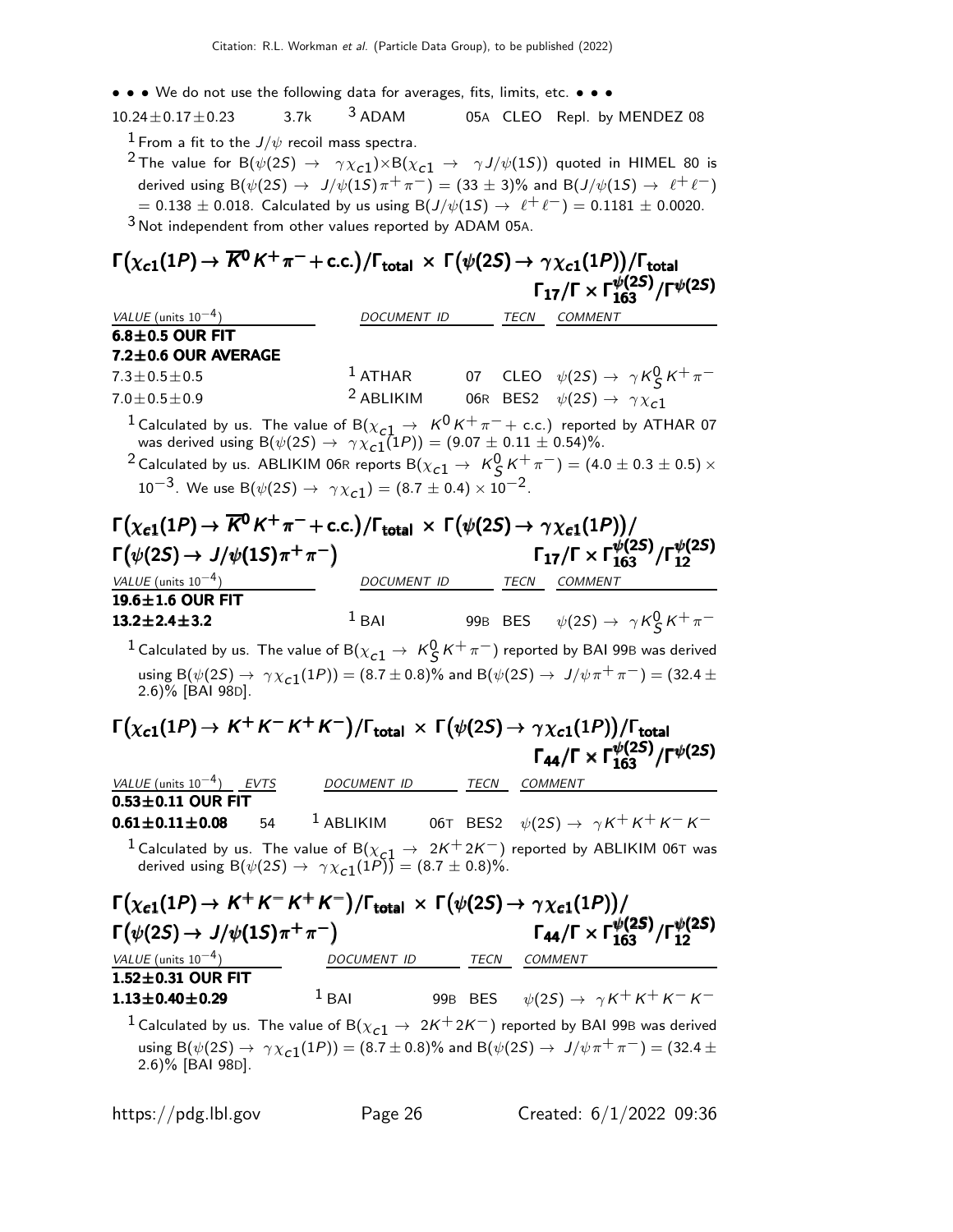• • • We do not use the following data for averages, fits, limits, etc. • • •

| | | | | |
|---|---|---|---|---|
| $10.24 \pm 0.17 \pm 0.23$ | 3.7k | [3] ADAM | 05A CLEO | Repl. by MENDEZ 08 |

[1] From a fit to the $J/\psi$ recoil mass spectra.

[2] The value for $B(\psi(2S) \rightarrow \gamma\chi_{c1}) \times B(\chi_{c1} \rightarrow \gamma J/\psi(1S))$ quoted in HIMEL 80 is derived using $B(\psi(2S) \rightarrow J/\psi(1S)\pi^+\pi^-) = (33 \pm 3)\%$ and $B(J/\psi(1S) \rightarrow \ell^+\ell^-) = 0.138 \pm 0.018$. Calculated by us using $B(J/\psi(1S) \rightarrow \ell^+\ell^-) = 0.1181 \pm 0.0020$.

[3] Not independent from other values reported by ADAM 05A.

## $\Gamma(\chi_{c1}(1P) \rightarrow \overline{K}^0 K^+\pi^- + \text{c.c.})/\Gamma_{\text{total}} \times \Gamma(\psi(2S) \rightarrow \gamma\chi_{c1}(1P))/\Gamma_{\text{total}}$ $\quad \Gamma_{17}/\Gamma \times \Gamma_{163}^{\psi(2S)}/\Gamma^{\psi(2S)}$

| VALUE (units $10^{-4}$) | DOCUMENT ID | | TECN | COMMENT |
|---|---|---|---|---|
| **6.8±0.5 OUR FIT** | | | | |
| **7.2±0.6 OUR AVERAGE** | | | | |
| $7.3 \pm 0.5 \pm 0.5$ | [1] ATHAR | 07 | CLEO | $\psi(2S) \rightarrow \gamma K^0_S K^+\pi^-$ |
| $7.0 \pm 0.5 \pm 0.9$ | [2] ABLIKIM | 06R | BES2 | $\psi(2S) \rightarrow \gamma\chi_{c1}$ |

[1] Calculated by us. The value of $B(\chi_{c1} \rightarrow K^0 K^+\pi^- + \text{c.c.})$ reported by ATHAR 07 was derived using $B(\psi(2S) \rightarrow \gamma\chi_{c1}(1P)) = (9.07 \pm 0.11 \pm 0.54)\%$.

[2] Calculated by us. ABLIKIM 06R reports $B(\chi_{c1} \rightarrow K^0_S K^+\pi^-) = (4.0 \pm 0.3 \pm 0.5) \times 10^{-3}$. We use $B(\psi(2S) \rightarrow \gamma\chi_{c1}) = (8.7 \pm 0.4) \times 10^{-2}$.

## $\Gamma(\chi_{c1}(1P) \rightarrow \overline{K}^0 K^+\pi^- + \text{c.c.})/\Gamma_{\text{total}} \times \Gamma(\psi(2S) \rightarrow \gamma\chi_{c1}(1P))/\Gamma(\psi(2S) \rightarrow J/\psi(1S)\pi^+\pi^-)$ $\quad \Gamma_{17}/\Gamma \times \Gamma_{163}^{\psi(2S)}/\Gamma_{12}^{\psi(2S)}$

| VALUE (units $10^{-4}$) | DOCUMENT ID | | TECN | COMMENT |
|---|---|---|---|---|
| **19.6±1.6 OUR FIT** | | | | |
| **13.2±2.4±3.2** | [1] BAI | 99B | BES | $\psi(2S) \rightarrow \gamma K^0_S K^+\pi^-$ |

[1] Calculated by us. The value of $B(\chi_{c1} \rightarrow K^0_S K^+\pi^-)$ reported by BAI 99B was derived using $B(\psi(2S) \rightarrow \gamma\chi_{c1}(1P)) = (8.7 \pm 0.8)\%$ and $B(\psi(2S) \rightarrow J/\psi\pi^+\pi^-) = (32.4 \pm 2.6)\%$ [BAI 98D].

## $\Gamma(\chi_{c1}(1P) \rightarrow K^+K^-K^+K^-)/\Gamma_{\text{total}} \times \Gamma(\psi(2S) \rightarrow \gamma\chi_{c1}(1P))/\Gamma_{\text{total}}$ $\quad \Gamma_{44}/\Gamma \times \Gamma_{163}^{\psi(2S)}/\Gamma^{\psi(2S)}$

| VALUE (units $10^{-4}$) | EVTS | DOCUMENT ID | | TECN | COMMENT |
|---|---|---|---|---|---|
| **0.53±0.11 OUR FIT** | | | | | |
| **0.61±0.11±0.08** | 54 | [1] ABLIKIM | 06T | BES2 | $\psi(2S) \rightarrow \gamma K^+K^+K^-K^-$ |

[1] Calculated by us. The value of $B(\chi_{c1} \rightarrow 2K^+2K^-)$ reported by ABLIKIM 06T was derived using $B(\psi(2S) \rightarrow \gamma\chi_{c1}(1P)) = (8.7 \pm 0.8)\%$.

## $\Gamma(\chi_{c1}(1P) \rightarrow K^+K^-K^+K^-)/\Gamma_{\text{total}} \times \Gamma(\psi(2S) \rightarrow \gamma\chi_{c1}(1P))/\Gamma(\psi(2S) \rightarrow J/\psi(1S)\pi^+\pi^-)$ $\quad \Gamma_{44}/\Gamma \times \Gamma_{163}^{\psi(2S)}/\Gamma_{12}^{\psi(2S)}$

| VALUE (units $10^{-4}$) | DOCUMENT ID | | TECN | COMMENT |
|---|---|---|---|---|
| **1.52±0.31 OUR FIT** | | | | |
| **1.13±0.40±0.29** | [1] BAI | 99B | BES | $\psi(2S) \rightarrow \gamma K^+K^+K^-K^-$ |

[1] Calculated by us. The value of $B(\chi_{c1} \rightarrow 2K^+2K^-)$ reported by BAI 99B was derived using $B(\psi(2S) \rightarrow \gamma\chi_{c1}(1P)) = (8.7 \pm 0.8)\%$ and $B(\psi(2S) \rightarrow J/\psi\pi^+\pi^-) = (32.4 \pm 2.6)\%$ [BAI 98D].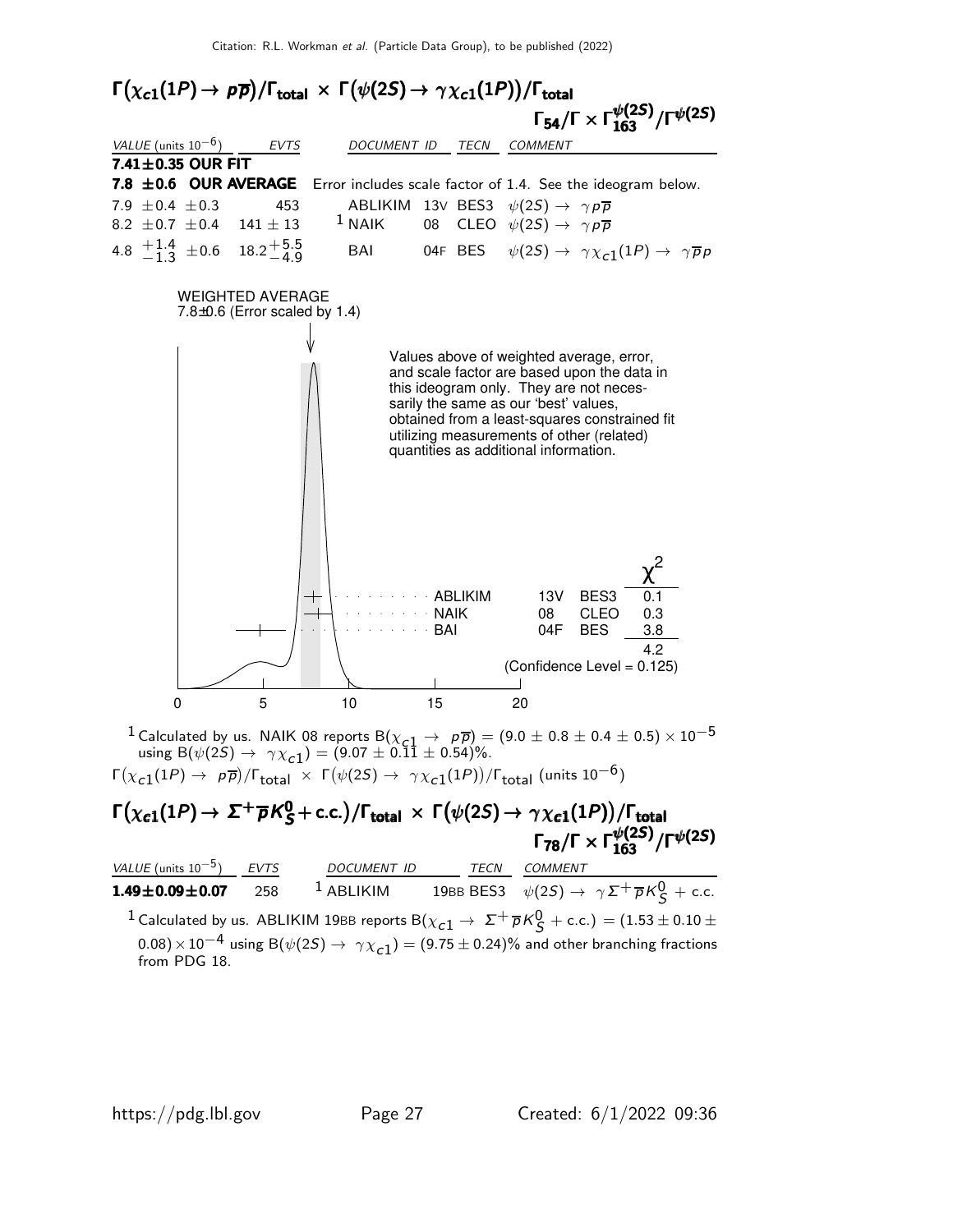## $\Gamma(\chi_{c1}(1P) \to p\overline{p})/\Gamma_{\text{total}} \times \Gamma(\psi(2S) \to \gamma\chi_{c1}(1P))/\Gamma_{\text{total}}$

$\Gamma_{54}/\Gamma \times \Gamma_{163}^{\psi(2S)}/\Gamma^{\psi(2S)}$

| VALUE (units $10^{-6}$) | EVTS | DOCUMENT ID | | TECN | COMMENT |
|---|---|---|---|---|---|
| **7.41±0.35 OUR FIT** | | | | | |
| **7.8 ±0.6 OUR AVERAGE** | Error includes scale factor of 1.4. See the ideogram below. | | | | |
| 7.9 ±0.4 ±0.3 | 453 | ABLIKIM | 13V | BES3 | $\psi(2S) \to \gamma p\overline{p}$ |
| 8.2 ±0.7 ±0.4 | 141 ± 13 | [1] NAIK | 08 | CLEO | $\psi(2S) \to \gamma p\overline{p}$ |
| $4.8\ ^{+1.4}_{-1.3}$ ±0.6 | $18.2^{+5.5}_{-4.9}$ | BAI | 04F | BES | $\psi(2S) \to \gamma\chi_{c1}(1P) \to \gamma\overline{p}p$ |

WEIGHTED AVERAGE
7.8±0.6 (Error scaled by 1.4)

Values above of weighted average, error, and scale factor are based upon the data in this ideogram only. They are not necessarily the same as our 'best' values, obtained from a least-squares constrained fit utilizing measurements of other (related) quantities as additional information.

| | | | $\chi^2$ |
|---|---|---|---|
| ABLIKIM | 13V | BES3 | 0.1 |
| NAIK | 08 | CLEO | 0.3 |
| BAI | 04F | BES | 3.8 |
| | | | 4.2 |

(Confidence Level = 0.125)

[1] Calculated by us. NAIK 08 reports $B(\chi_{c1} \to p\overline{p}) = (9.0 \pm 0.8 \pm 0.4 \pm 0.5) \times 10^{-5}$ using $B(\psi(2S) \to \gamma\chi_{c1}) = (9.07 \pm 0.11 \pm 0.54)\%$.

$\Gamma(\chi_{c1}(1P) \to p\overline{p})/\Gamma_{\text{total}} \times \Gamma(\psi(2S) \to \gamma\chi_{c1}(1P))/\Gamma_{\text{total}}$ (units $10^{-6}$)

## $\Gamma(\chi_{c1}(1P) \to \Sigma^+\overline{p}K^0_S + \text{c.c.})/\Gamma_{\text{total}} \times \Gamma(\psi(2S) \to \gamma\chi_{c1}(1P))/\Gamma_{\text{total}}$

$\Gamma_{78}/\Gamma \times \Gamma_{163}^{\psi(2S)}/\Gamma^{\psi(2S)}$

| VALUE (units $10^{-5}$) | EVTS | DOCUMENT ID | | TECN | COMMENT |
|---|---|---|---|---|---|
| **1.49±0.09±0.07** | 258 | [1] ABLIKIM | 19BB | BES3 | $\psi(2S) \to \gamma\Sigma^+\overline{p}K^0_S$ + c.c. |

[1] Calculated by us. ABLIKIM 19BB reports $B(\chi_{c1} \to \Sigma^+\overline{p}K^0_S + \text{c.c.}) = (1.53 \pm 0.10 \pm 0.08) \times 10^{-4}$ using $B(\psi(2S) \to \gamma\chi_{c1}) = (9.75 \pm 0.24)\%$ and other branching fractions from PDG 18.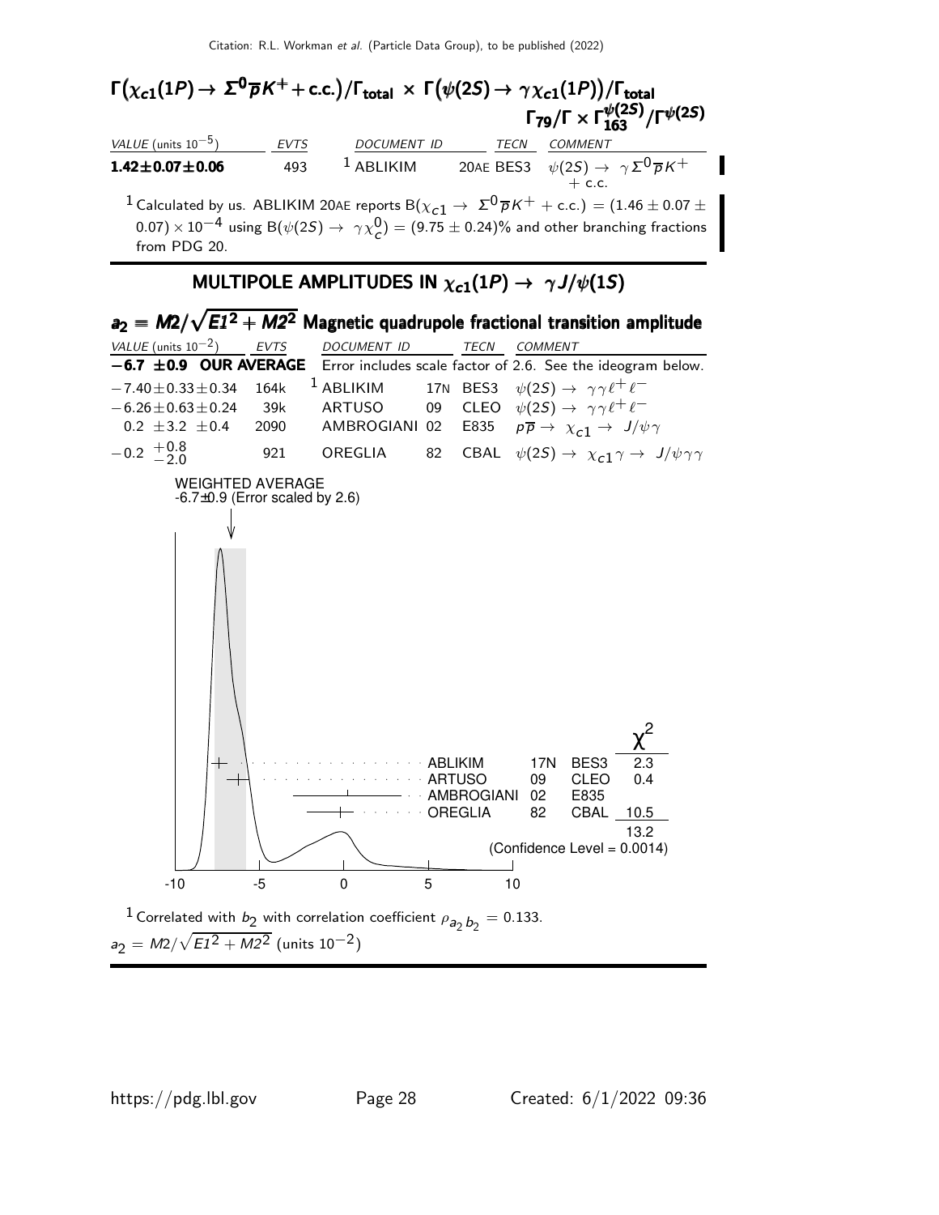## $\Gamma\big(\chi_{c1}(1P) \rightarrow \Sigma^0 \overline{p} K^+ + \text{c.c.}\big)/\Gamma_{\text{total}} \times \Gamma\big(\psi(2S) \rightarrow \gamma \chi_{c1}(1P)\big)/\Gamma_{\text{total}}$ $\quad \Gamma_{79}/\Gamma \times \Gamma_{163}^{\psi(2S)}/\Gamma^{\psi(2S)}$

| VALUE (units $10^{-5}$) | EVTS | DOCUMENT ID | TECN | COMMENT |
|---|---|---|---|---|
| **1.42±0.07±0.06** | 493 | [1] ABLIKIM | 20AE BES3 | $\psi(2S) \rightarrow \gamma \Sigma^0 \overline{p} K^+ + \text{c.c.}$ |

[1] Calculated by us. ABLIKIM 20AE reports $B(\chi_{c1} \rightarrow \Sigma^0 \overline{p} K^+ + \text{c.c.}) = (1.46 \pm 0.07 \pm 0.07) \times 10^{-4}$ using $B(\psi(2S) \rightarrow \gamma \chi_c^0) = (9.75 \pm 0.24)\%$ and other branching fractions from PDG 20.

## MULTIPOLE AMPLITUDES IN $\chi_{c1}(1P) \rightarrow \gamma J/\psi(1S)$

### $a_2 \equiv M2/\sqrt{E1^2 + M2^2}$ Magnetic quadrupole fractional transition amplitude

| VALUE (units $10^{-2}$) | EVTS | DOCUMENT ID | | TECN | COMMENT |
|---|---|---|---|---|---|
| **−6.7 ±0.9 OUR AVERAGE** | | Error includes scale factor of 2.6. See the ideogram below. | | | |
| $-7.40 \pm 0.33 \pm 0.34$ | 164k | [1] ABLIKIM | 17N | BES3 | $\psi(2S) \rightarrow \gamma\gamma\ell^+\ell^-$ |
| $-6.26 \pm 0.63 \pm 0.24$ | 39k | ARTUSO | 09 | CLEO | $\psi(2S) \rightarrow \gamma\gamma\ell^+\ell^-$ |
| $0.2 \pm 3.2 \pm 0.4$ | 2090 | AMBROGIANI | 02 | E835 | $p\overline{p} \rightarrow \chi_{c1} \rightarrow J/\psi\gamma$ |
| $-0.2 \ {}^{+0.8}_{-2.0}$ | 921 | OREGLIA | 82 | CBAL | $\psi(2S) \rightarrow \chi_{c1}\gamma \rightarrow J/\psi\gamma\gamma$ |

WEIGHTED AVERAGE
-6.7±0.9 (Error scaled by 2.6)

| | | | $\chi^2$ |
|---|---|---|---|
| ABLIKIM | 17N | BES3 | 2.3 |
| ARTUSO | 09 | CLEO | 0.4 |
| AMBROGIANI | 02 | E835 | |
| OREGLIA | 82 | CBAL | 10.5 |
| | | | 13.2 |

(Confidence Level = 0.0014)

[1] Correlated with $b_2$ with correlation coefficient $\rho_{a_2 b_2} = 0.133$.

$a_2 = M2/\sqrt{E1^2 + M2^2}$ (units $10^{-2}$)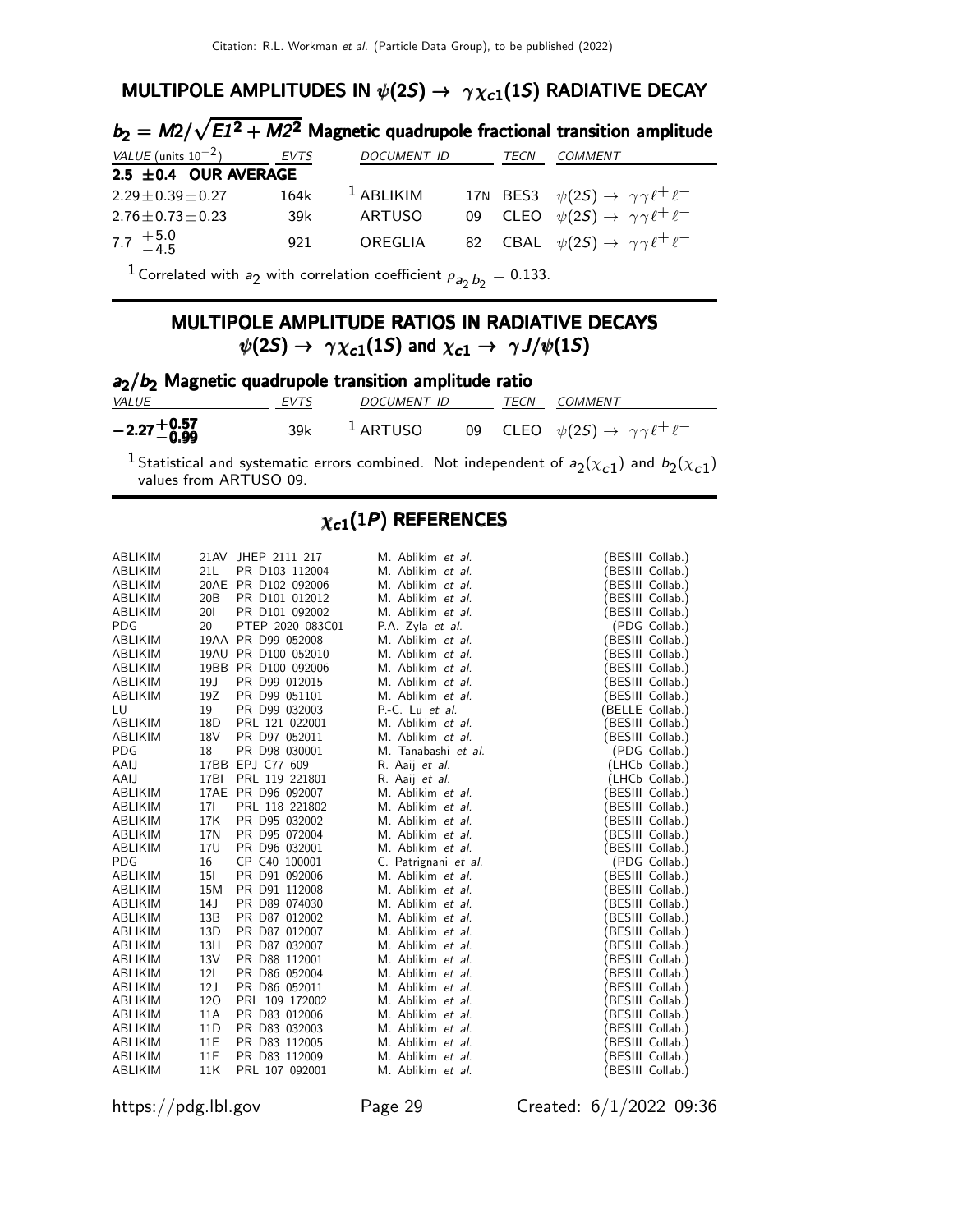## MULTIPOLE AMPLITUDES IN $\psi(2S) \to \gamma\chi_{c1}(1S)$ RADIATIVE DECAY

### $b_2 = M2/\sqrt{E1^2 + M2^2}$ Magnetic quadrupole fractional transition amplitude

| VALUE (units $10^{-2}$) | EVTS | DOCUMENT ID | | TECN | COMMENT |
|---|---|---|---|---|---|
| **2.5 ±0.4 OUR AVERAGE** | | | | | |
| $2.29 \pm 0.39 \pm 0.27$ | 164k | [1] ABLIKIM | 17N | BES3 | $\psi(2S) \to \gamma\gamma\ell^+\ell^-$ |
| $2.76 \pm 0.73 \pm 0.23$ | 39k | ARTUSO | 09 | CLEO | $\psi(2S) \to \gamma\gamma\ell^+\ell^-$ |
| $7.7\ ^{+5.0}_{-4.5}$ | 921 | OREGLIA | 82 | CBAL | $\psi(2S) \to \gamma\gamma\ell^+\ell^-$ |

[1] Correlated with $a_2$ with correlation coefficient $\rho_{a_2 b_2} = 0.133$.

## MULTIPOLE AMPLITUDE RATIOS IN RADIATIVE DECAYS $\psi(2S) \to \gamma\chi_{c1}(1S)$ and $\chi_{c1} \to \gamma J/\psi(1S)$

### $a_2/b_2$ Magnetic quadrupole transition amplitude ratio

| VALUE | EVTS | DOCUMENT ID | | TECN | COMMENT |
|---|---|---|---|---|---|
| $\mathbf{-2.27^{+0.57}_{-0.99}}$ | 39k | [1] ARTUSO | 09 | CLEO | $\psi(2S) \to \gamma\gamma\ell^+\ell^-$ |

[1] Statistical and systematic errors combined. Not independent of $a_2(\chi_{c1})$ and $b_2(\chi_{c1})$ values from ARTUSO 09.

## $\chi_{c1}(1P)$ REFERENCES

| | | | | |
|---|---|---|---|---|
| ABLIKIM | 21AV | JHEP 2111 217 | M. Ablikim *et al.* | (BESIII Collab.) |
| ABLIKIM | 21L | PR D103 112004 | M. Ablikim *et al.* | (BESIII Collab.) |
| ABLIKIM | 20AE | PR D102 092006 | M. Ablikim *et al.* | (BESIII Collab.) |
| ABLIKIM | 20B | PR D101 012012 | M. Ablikim *et al.* | (BESIII Collab.) |
| ABLIKIM | 20I | PR D101 092002 | M. Ablikim *et al.* | (BESIII Collab.) |
| PDG | 20 | PTEP 2020 083C01 | P.A. Zyla *et al.* | (PDG Collab.) |
| ABLIKIM | 19AA | PR D99 052008 | M. Ablikim *et al.* | (BESIII Collab.) |
| ABLIKIM | 19AU | PR D100 052010 | M. Ablikim *et al.* | (BESIII Collab.) |
| ABLIKIM | 19BB | PR D100 092006 | M. Ablikim *et al.* | (BESIII Collab.) |
| ABLIKIM | 19J | PR D99 012015 | M. Ablikim *et al.* | (BESIII Collab.) |
| ABLIKIM | 19Z | PR D99 051101 | M. Ablikim *et al.* | (BESIII Collab.) |
| LU | 19 | PR D99 032003 | P.-C. Lu *et al.* | (BELLE Collab.) |
| ABLIKIM | 18D | PRL 121 022001 | M. Ablikim *et al.* | (BESIII Collab.) |
| ABLIKIM | 18V | PR D97 052011 | M. Ablikim *et al.* | (BESIII Collab.) |
| PDG | 18 | PR D98 030001 | M. Tanabashi *et al.* | (PDG Collab.) |
| AAIJ | 17BB | EPJ C77 609 | R. Aaij *et al.* | (LHCb Collab.) |
| AAIJ | 17BI | PRL 119 221801 | R. Aaij *et al.* | (LHCb Collab.) |
| ABLIKIM | 17AE | PR D96 092007 | M. Ablikim *et al.* | (BESIII Collab.) |
| ABLIKIM | 17I | PRL 118 221802 | M. Ablikim *et al.* | (BESIII Collab.) |
| ABLIKIM | 17K | PR D95 032002 | M. Ablikim *et al.* | (BESIII Collab.) |
| ABLIKIM | 17N | PR D95 072004 | M. Ablikim *et al.* | (BESIII Collab.) |
| ABLIKIM | 17U | PR D96 032001 | M. Ablikim *et al.* | (BESIII Collab.) |
| PDG | 16 | CP C40 100001 | C. Patrignani *et al.* | (PDG Collab.) |
| ABLIKIM | 15I | PR D91 092006 | M. Ablikim *et al.* | (BESIII Collab.) |
| ABLIKIM | 15M | PR D91 112008 | M. Ablikim *et al.* | (BESIII Collab.) |
| ABLIKIM | 14J | PR D89 074030 | M. Ablikim *et al.* | (BESIII Collab.) |
| ABLIKIM | 13B | PR D87 012002 | M. Ablikim *et al.* | (BESIII Collab.) |
| ABLIKIM | 13D | PR D87 012007 | M. Ablikim *et al.* | (BESIII Collab.) |
| ABLIKIM | 13H | PR D87 032007 | M. Ablikim *et al.* | (BESIII Collab.) |
| ABLIKIM | 13V | PR D88 112001 | M. Ablikim *et al.* | (BESIII Collab.) |
| ABLIKIM | 12I | PR D86 052004 | M. Ablikim *et al.* | (BESIII Collab.) |
| ABLIKIM | 12J | PR D86 052011 | M. Ablikim *et al.* | (BESIII Collab.) |
| ABLIKIM | 12O | PRL 109 172002 | M. Ablikim *et al.* | (BESIII Collab.) |
| ABLIKIM | 11A | PR D83 012006 | M. Ablikim *et al.* | (BESIII Collab.) |
| ABLIKIM | 11D | PR D83 032003 | M. Ablikim *et al.* | (BESIII Collab.) |
| ABLIKIM | 11E | PR D83 112005 | M. Ablikim *et al.* | (BESIII Collab.) |
| ABLIKIM | 11F | PR D83 112009 | M. Ablikim *et al.* | (BESIII Collab.) |
| ABLIKIM | 11K | PRL 107 092001 | M. Ablikim *et al.* | (BESIII Collab.) |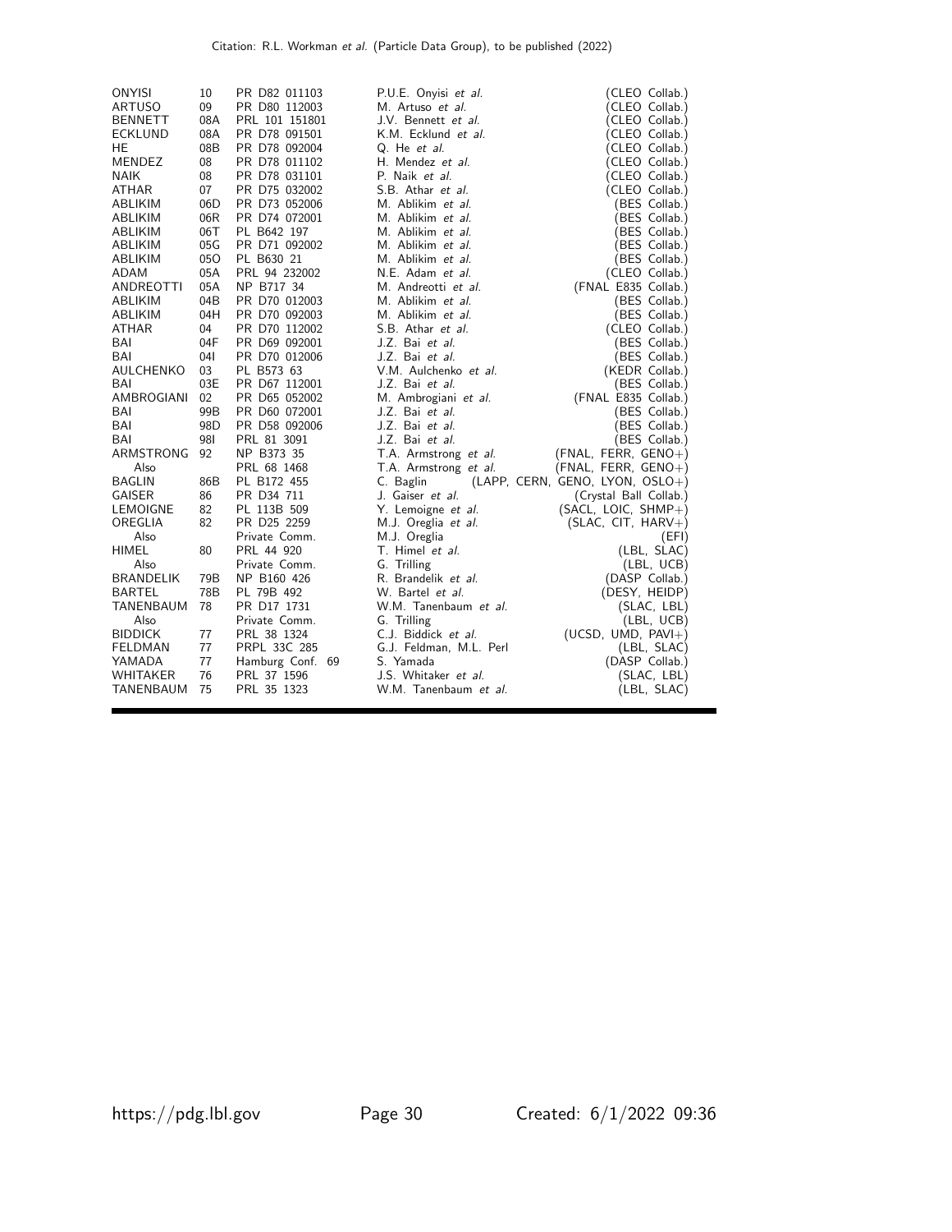| | | | | |
|---|---|---|---|---|
| ONYISI | 10 | PR D82 011103 | P.U.E. Onyisi *et al.* | (CLEO Collab.) |
| ARTUSO | 09 | PR D80 112003 | M. Artuso *et al.* | (CLEO Collab.) |
| BENNETT | 08A | PRL 101 151801 | J.V. Bennett *et al.* | (CLEO Collab.) |
| ECKLUND | 08A | PR D78 091501 | K.M. Ecklund *et al.* | (CLEO Collab.) |
| HE | 08B | PR D78 092004 | Q. He *et al.* | (CLEO Collab.) |
| MENDEZ | 08 | PR D78 011102 | H. Mendez *et al.* | (CLEO Collab.) |
| NAIK | 08 | PR D78 031101 | P. Naik *et al.* | (CLEO Collab.) |
| ATHAR | 07 | PR D75 032002 | S.B. Athar *et al.* | (CLEO Collab.) |
| ABLIKIM | 06D | PR D73 052006 | M. Ablikim *et al.* | (BES Collab.) |
| ABLIKIM | 06R | PR D74 072001 | M. Ablikim *et al.* | (BES Collab.) |
| ABLIKIM | 06T | PL B642 197 | M. Ablikim *et al.* | (BES Collab.) |
| ABLIKIM | 05G | PR D71 092002 | M. Ablikim *et al.* | (BES Collab.) |
| ABLIKIM | 05O | PL B630 21 | M. Ablikim *et al.* | (BES Collab.) |
| ADAM | 05A | PRL 94 232002 | N.E. Adam *et al.* | (CLEO Collab.) |
| ANDREOTTI | 05A | NP B717 34 | M. Andreotti *et al.* | (FNAL E835 Collab.) |
| ABLIKIM | 04B | PR D70 012003 | M. Ablikim *et al.* | (BES Collab.) |
| ABLIKIM | 04H | PR D70 092003 | M. Ablikim *et al.* | (BES Collab.) |
| ATHAR | 04 | PR D70 112002 | S.B. Athar *et al.* | (CLEO Collab.) |
| BAI | 04F | PR D69 092001 | J.Z. Bai *et al.* | (BES Collab.) |
| BAI | 04I | PR D70 012006 | J.Z. Bai *et al.* | (BES Collab.) |
| AULCHENKO | 03 | PL B573 63 | V.M. Aulchenko *et al.* | (KEDR Collab.) |
| BAI | 03E | PR D67 112001 | J.Z. Bai *et al.* | (BES Collab.) |
| AMBROGIANI | 02 | PR D65 052002 | M. Ambrogiani *et al.* | (FNAL E835 Collab.) |
| BAI | 99B | PR D60 072001 | J.Z. Bai *et al.* | (BES Collab.) |
| BAI | 98D | PR D58 092006 | J.Z. Bai *et al.* | (BES Collab.) |
| BAI | 98I | PRL 81 3091 | J.Z. Bai *et al.* | (BES Collab.) |
| ARMSTRONG | 92 | NP B373 35 | T.A. Armstrong *et al.* | (FNAL, FERR, GENO+) |
| Also | | PRL 68 1468 | T.A. Armstrong *et al.* | (FNAL, FERR, GENO+) |
| BAGLIN | 86B | PL B172 455 | C. Baglin | (LAPP, CERN, GENO, LYON, OSLO+) |
| GAISER | 86 | PR D34 711 | J. Gaiser *et al.* | (Crystal Ball Collab.) |
| LEMOIGNE | 82 | PL 113B 509 | Y. Lemoigne *et al.* | (SACL, LOIC, SHMP+) |
| OREGLIA | 82 | PR D25 2259 | M.J. Oreglia *et al.* | (SLAC, CIT, HARV+) |
| Also | | Private Comm. | M.J. Oreglia | (EFI) |
| HIMEL | 80 | PRL 44 920 | T. Himel *et al.* | (LBL, SLAC) |
| Also | | Private Comm. | G. Trilling | (LBL, UCB) |
| BRANDELIK | 79B | NP B160 426 | R. Brandelik *et al.* | (DASP Collab.) |
| BARTEL | 78B | PL 79B 492 | W. Bartel *et al.* | (DESY, HEIDP) |
| TANENBAUM | 78 | PR D17 1731 | W.M. Tanenbaum *et al.* | (SLAC, LBL) |
| Also | | Private Comm. | G. Trilling | (LBL, UCB) |
| BIDDICK | 77 | PRL 38 1324 | C.J. Biddick *et al.* | (UCSD, UMD, PAVI+) |
| FELDMAN | 77 | PRPL 33C 285 | G.J. Feldman, M.L. Perl | (LBL, SLAC) |
| YAMADA | 77 | Hamburg Conf. 69 | S. Yamada | (DASP Collab.) |
| WHITAKER | 76 | PRL 37 1596 | J.S. Whitaker *et al.* | (SLAC, LBL) |
| TANENBAUM | 75 | PRL 35 1323 | W.M. Tanenbaum *et al.* | (LBL, SLAC) |